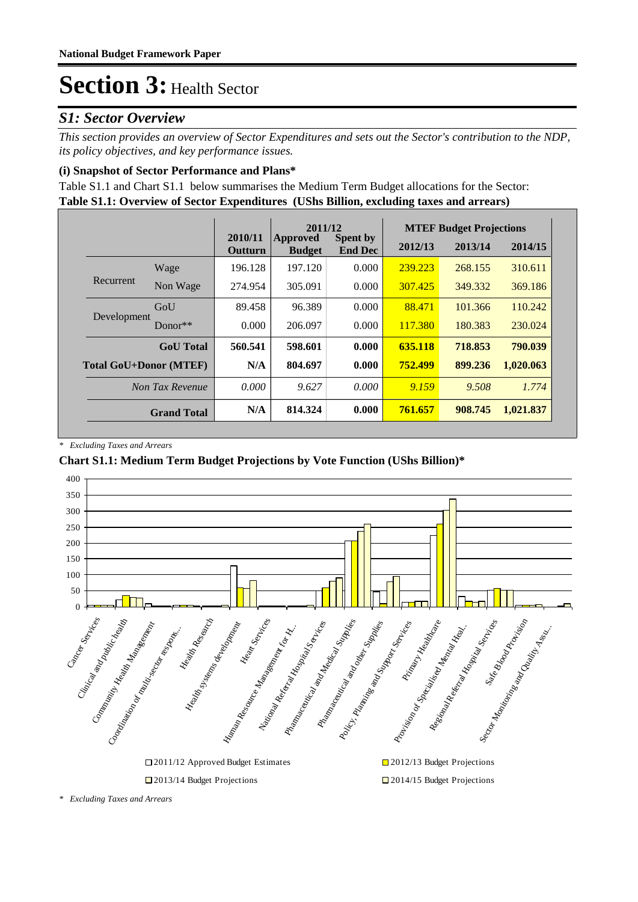**National Budget Framework Paper**

# Section 3: Health Sector

## S1: Sector Overview

*This section provides an overview of Sector Expenditures and sets out the Sector's contribution to the NDP, its policy objectives, and key performance issues.*

### (i) Snapshot of Sector Performance and Plans*

Table S1.1 and Chart S1.1 below summarises the Medium Term Budget allocations for the Sector:

**Table S1.1: Overview of Sector Expenditures (UShs Billion, excluding taxes and arrears)**

| | | 2010/11 Outturn | 2011/12 Approved Budget | 2011/12 Spent by End Dec | 2012/13 | 2013/14 | 2014/15 |
|---|---|---|---|---|---|---|---|
| | | | | | **MTEF Budget Projections** | | |
| Recurrent | Wage | 196.128 | 197.120 | 0.000 | 239.223 | 268.155 | 310.611 |
| | Non Wage | 274.954 | 305.091 | 0.000 | 307.425 | 349.332 | 369.186 |
| Development | GoU | 89.458 | 96.389 | 0.000 | 88.471 | 101.366 | 110.242 |
| | Donor** | 0.000 | 206.097 | 0.000 | 117.380 | 180.383 | 230.024 |
| **GoU Total** | | **560.541** | **598.601** | **0.000** | **635.118** | **718.853** | **790.039** |
| **Total GoU+Donor (MTEF)** | | **N/A** | **804.697** | **0.000** | **752.499** | **899.236** | **1,020.063** |
| *Non Tax Revenue* | | *0.000* | *9.627* | *0.000* | *9.159* | *9.508* | *1.774* |
| **Grand Total** | | **N/A** | **814.324** | **0.000** | **761.657** | **908.745** | **1,021.837** |

\* *Excluding Taxes and Arrears*

**Chart S1.1: Medium Term Budget Projections by Vote Function (UShs Billion)***

\* *Excluding Taxes and Arrears*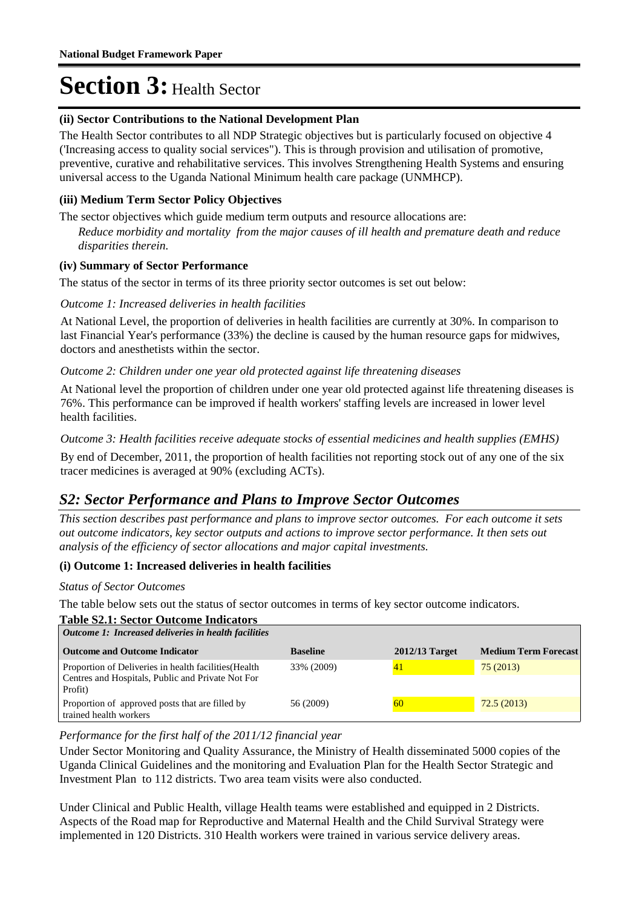# Section 3: Health Sector

### (ii) Sector Contributions to the National Development Plan

The Health Sector contributes to all NDP Strategic objectives but is particularly focused on objective 4 ('Increasing access to quality social services"). This is through provision and utilisation of promotive, preventive, curative and rehabilitative services. This involves Strengthening Health Systems and ensuring universal access to the Uganda National Minimum health care package (UNMHCP).

### (iii) Medium Term Sector Policy Objectives

The sector objectives which guide medium term outputs and resource allocations are:

*Reduce morbidity and mortality from the major causes of ill health and premature death and reduce disparities therein.*

### (iv) Summary of Sector Performance

The status of the sector in terms of its three priority sector outcomes is set out below:

*Outcome 1: Increased deliveries in health facilities*

At National Level, the proportion of deliveries in health facilities are currently at 30%. In comparison to last Financial Year's performance (33%) the decline is caused by the human resource gaps for midwives, doctors and anesthetists within the sector.

*Outcome 2: Children under one year old protected against life threatening diseases*

At National level the proportion of children under one year old protected against life threatening diseases is 76%. This performance can be improved if health workers' staffing levels are increased in lower level health facilities.

*Outcome 3: Health facilities receive adequate stocks of essential medicines and health supplies (EMHS)*

By end of December, 2011, the proportion of health facilities not reporting stock out of any one of the six tracer medicines is averaged at 90% (excluding ACTs).

## *S2: Sector Performance and Plans to Improve Sector Outcomes*

*This section describes past performance and plans to improve sector outcomes. For each outcome it sets out outcome indicators, key sector outputs and actions to improve sector performance. It then sets out analysis of the efficiency of sector allocations and major capital investments.*

### (i) Outcome 1: Increased deliveries in health facilities

*Status of Sector Outcomes*

The table below sets out the status of sector outcomes in terms of key sector outcome indicators.

**Table S2.1: Sector Outcome Indicators**

| *Outcome 1: Increased deliveries in health facilities* | | | |
|---|---|---|---|
| **Outcome and Outcome Indicator** | **Baseline** | **2012/13 Target** | **Medium Term Forecast** |
| Proportion of Deliveries in health facilities(Health Centres and Hospitals, Public and Private Not For Profit) | 33% (2009) | 41 | 75 (2013) |
| Proportion of approved posts that are filled by trained health workers | 56 (2009) | 60 | 72.5 (2013) |

*Performance for the first half of the 2011/12 financial year*

Under Sector Monitoring and Quality Assurance, the Ministry of Health disseminated 5000 copies of the Uganda Clinical Guidelines and the monitoring and Evaluation Plan for the Health Sector Strategic and Investment Plan to 112 districts. Two area team visits were also conducted.

Under Clinical and Public Health, village Health teams were established and equipped in 2 Districts. Aspects of the Road map for Reproductive and Maternal Health and the Child Survival Strategy were implemented in 120 Districts. 310 Health workers were trained in various service delivery areas.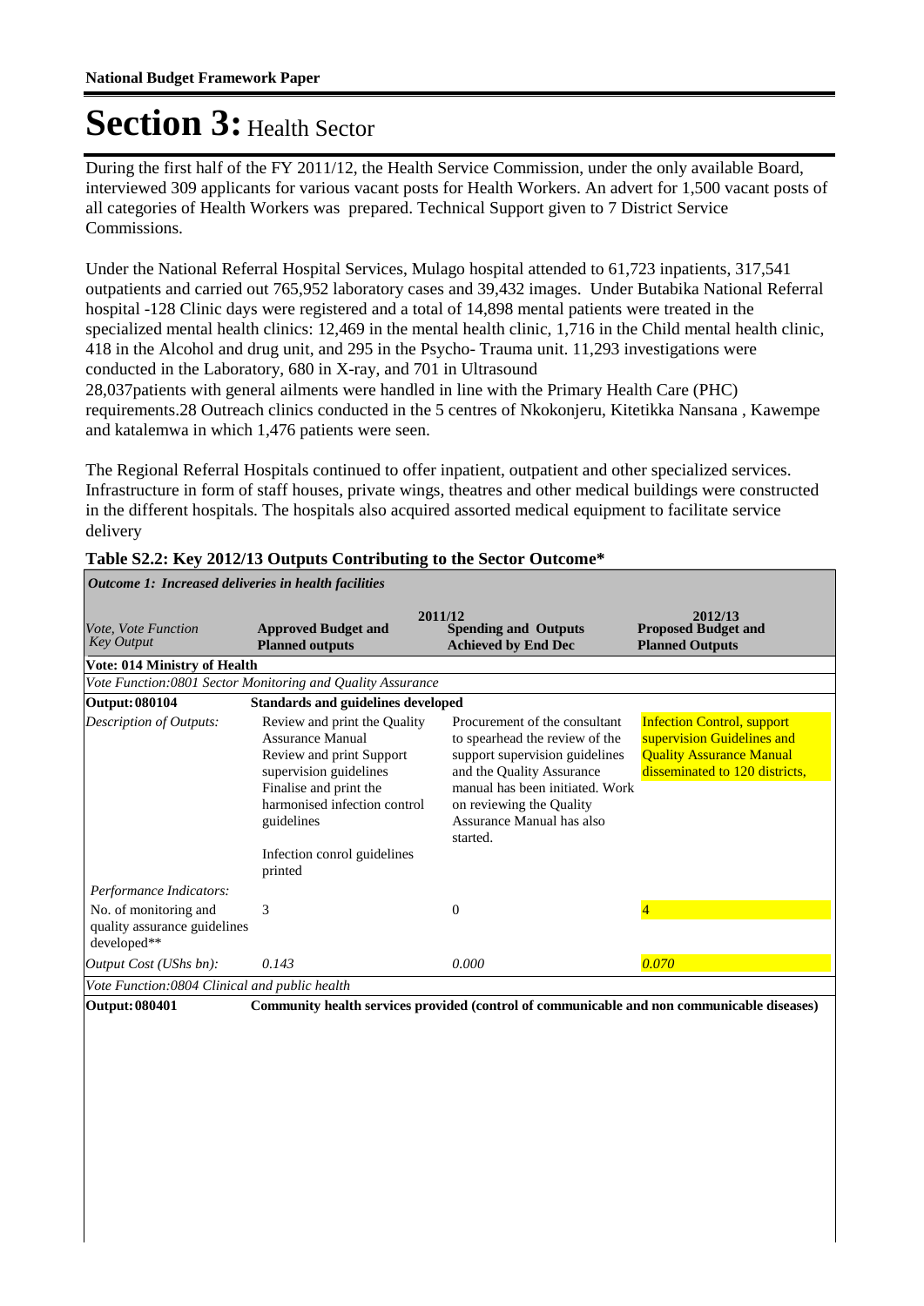# Section 3: Health Sector

During the first half of the FY 2011/12, the Health Service Commission, under the only available Board, interviewed 309 applicants for various vacant posts for Health Workers. An advert for 1,500 vacant posts of all categories of Health Workers was prepared. Technical Support given to 7 District Service Commissions.

Under the National Referral Hospital Services, Mulago hospital attended to 61,723 inpatients, 317,541 outpatients and carried out 765,952 laboratory cases and 39,432 images. Under Butabika National Referral hospital -128 Clinic days were registered and a total of 14,898 mental patients were treated in the specialized mental health clinics: 12,469 in the mental health clinic, 1,716 in the Child mental health clinic, 418 in the Alcohol and drug unit, and 295 in the Psycho- Trauma unit. 11,293 investigations were conducted in the Laboratory, 680 in X-ray, and 701 in Ultrasound
28,037patients with general ailments were handled in line with the Primary Health Care (PHC) requirements.28 Outreach clinics conducted in the 5 centres of Nkokonjeru, Kitetikka Nansana , Kawempe and katalemwa in which 1,476 patients were seen.

The Regional Referral Hospitals continued to offer inpatient, outpatient and other specialized services. Infrastructure in form of staff houses, private wings, theatres and other medical buildings were constructed in the different hospitals. The hospitals also acquired assorted medical equipment to facilitate service delivery

**Table S2.2: Key 2012/13 Outputs Contributing to the Sector Outcome\***

| *Outcome 1: Increased deliveries in health facilities* | | | |
|---|---|---|---|
| *Vote, Vote Function Key Output* | 2011/12 **Approved Budget and Planned outputs** | **Spending and Outputs Achieved by End Dec** | 2012/13 **Proposed Budget and Planned Outputs** |
| **Vote: 014 Ministry of Health** | | | |
| *Vote Function:0801 Sector Monitoring and Quality Assurance* | | | |
| **Output: 080104** | **Standards and guidelines developed** | | |
| *Description of Outputs:* | Review and print the Quality Assurance Manual<br>Review and print Support supervision guidelines<br>Finalise and print the harmonised infection control guidelines<br><br>Infection conrol guidelines printed | Procurement of the consultant to spearhead the review of the support supervision guidelines and the Quality Assurance manual has been initiated. Work on reviewing the Quality Assurance Manual has also started. | Infection Control, support supervision Guidelines and Quality Assurance Manual disseminated to 120 districts, |
| *Performance Indicators:* | | | |
| No. of monitoring and quality assurance guidelines developed\*\* | 3 | 0 | 4 |
| *Output Cost (UShs bn):* | *0.143* | *0.000* | *0.070* |
| *Vote Function:0804 Clinical and public health* | | | |
| **Output: 080401** | **Community health services provided (control of communicable and non communicable diseases)** | | |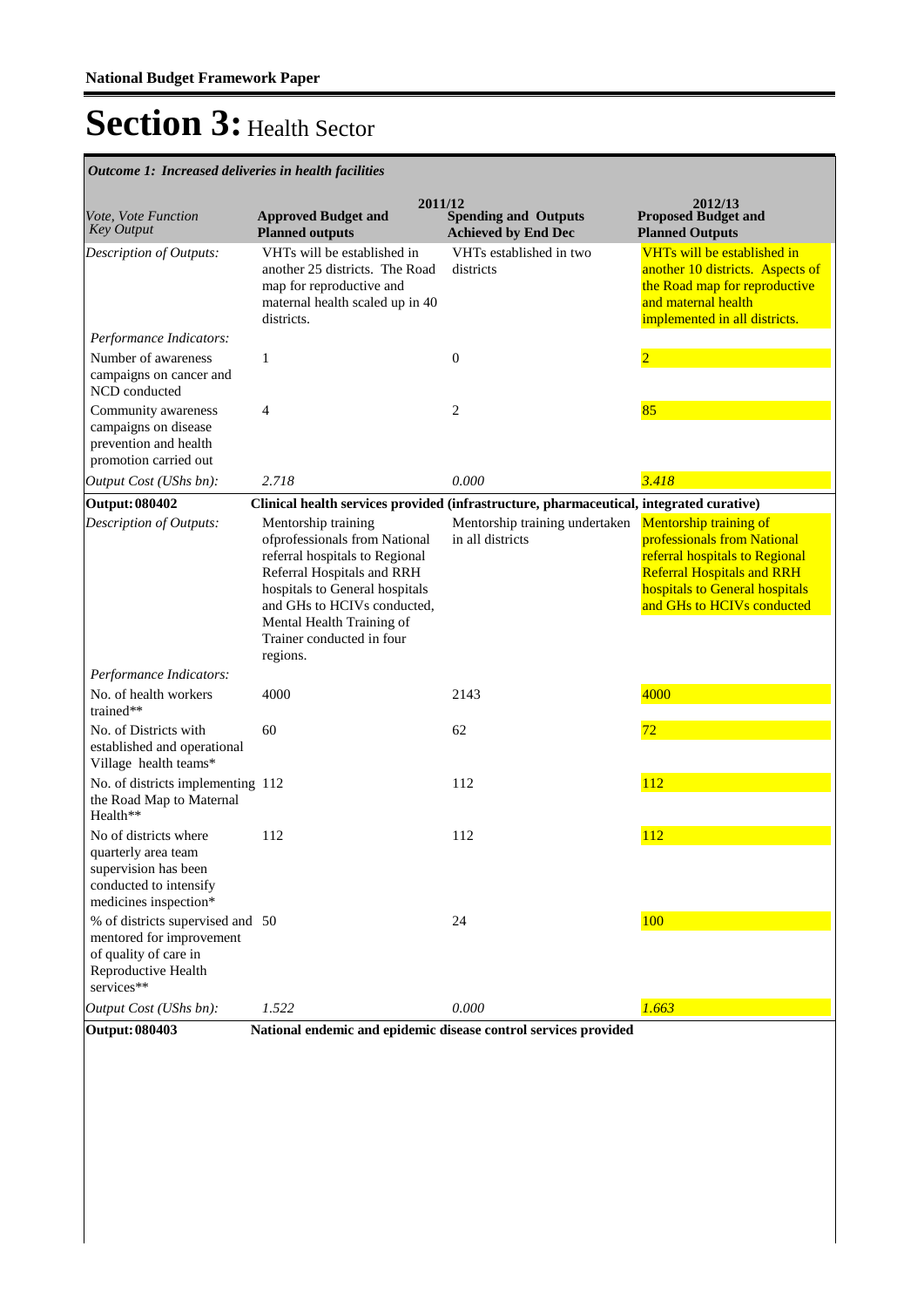# Section 3: Health Sector

*Outcome 1: Increased deliveries in health facilities*

| *Vote, Vote Function Key Output* | 2011/12 **Approved Budget and Planned outputs** | **Spending and Outputs Achieved by End Dec** | 2012/13 **Proposed Budget and Planned Outputs** |
|---|---|---|---|
| *Description of Outputs:* | VHTs will be established in another 25 districts. The Road map for reproductive and maternal health scaled up in 40 districts. | VHTs established in two districts | VHTs will be established in another 10 districts. Aspects of the Road map for reproductive and maternal health implemented in all districts. |
| *Performance Indicators:* | | | |
| Number of awareness campaigns on cancer and NCD conducted | 1 | 0 | 2 |
| Community awareness campaigns on disease prevention and health promotion carried out | 4 | 2 | 85 |
| *Output Cost (UShs bn):* | *2.718* | *0.000* | *3.418* |
| **Output: 080402** | **Clinical health services provided (infrastructure, pharmaceutical, integrated curative)** | | |
| *Description of Outputs:* | Mentorship training ofprofessionals from National referral hospitals to Regional Referral Hospitals and RRH hospitals to General hospitals and GHs to HCIVs conducted, Mental Health Training of Trainer conducted in four regions. | Mentorship training undertaken in all districts | Mentorship training of professionals from National referral hospitals to Regional Referral Hospitals and RRH hospitals to General hospitals and GHs to HCIVs conducted |
| *Performance Indicators:* | | | |
| No. of health workers trained** | 4000 | 2143 | 4000 |
| No. of Districts with established and operational Village health teams* | 60 | 62 | 72 |
| No. of districts implementing the Road Map to Maternal Health** | 112 | 112 | 112 |
| No of districts where quarterly area team supervision has been conducted to intensify medicines inspection* | 112 | 112 | 112 |
| % of districts supervised and mentored for improvement of quality of care in Reproductive Health services** | 50 | 24 | 100 |
| *Output Cost (UShs bn):* | *1.522* | *0.000* | *1.663* |
| **Output: 080403** | **National endemic and epidemic disease control services provided** | | |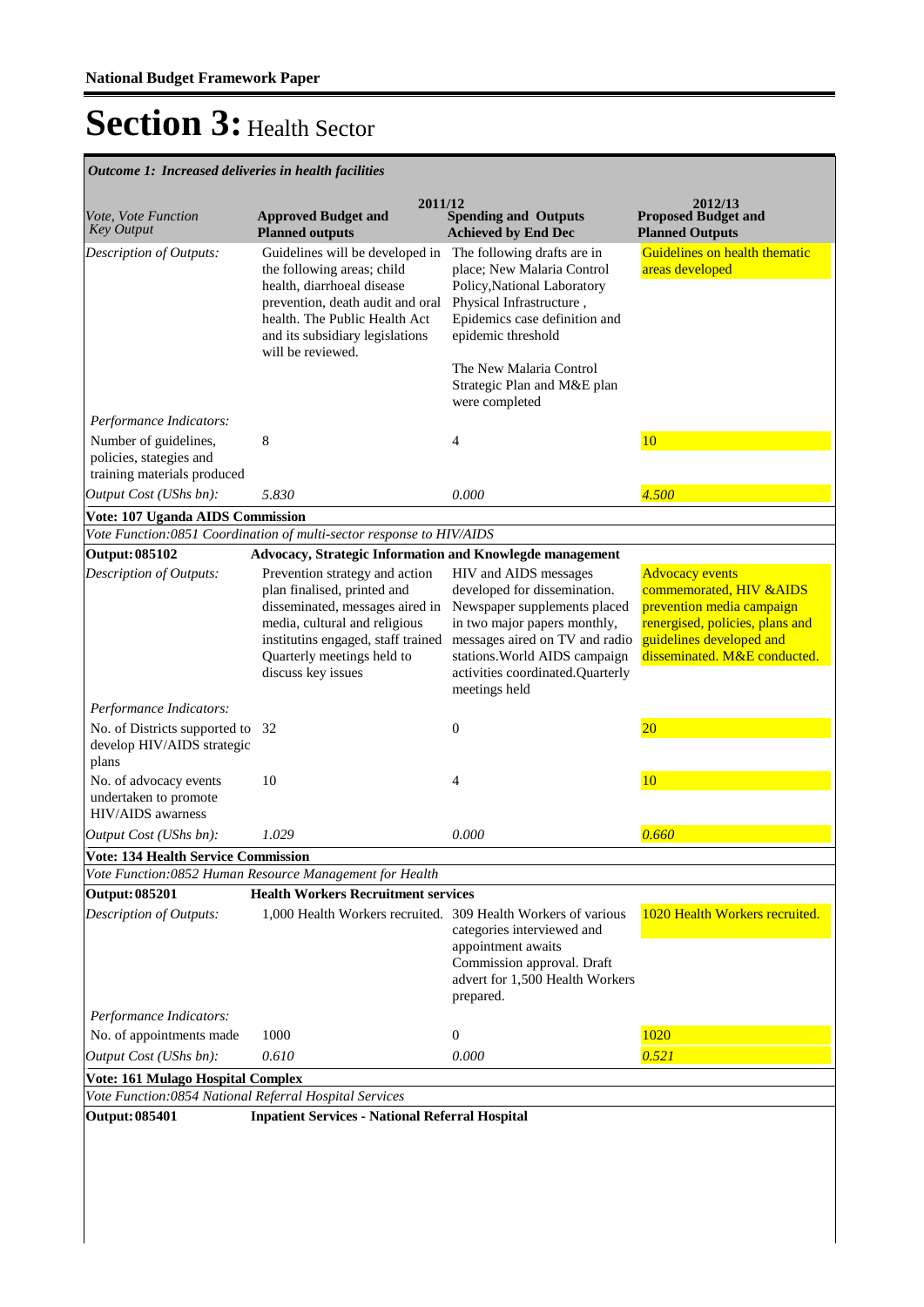**National Budget Framework Paper**

# Section 3: Health Sector

*Outcome 1: Increased deliveries in health facilities*

| *Vote, Vote Function Key Output* | 2011/12 **Approved Budget and Planned outputs** | **Spending and Outputs Achieved by End Dec** | 2012/13 **Proposed Budget and Planned Outputs** |
|---|---|---|---|
| *Description of Outputs:* | Guidelines will be developed in the following areas; child health, diarrhoeal disease prevention, death audit and oral health. The Public Health Act and its subsidiary legislations will be reviewed. | The following drafts are in place; New Malaria Control Policy,National Laboratory Physical Infrastructure , Epidemics case definition and epidemic threshold<br><br>The New Malaria Control Strategic Plan and M&E plan were completed | Guidelines on health thematic areas developed |
| *Performance Indicators:* | | | |
| Number of guidelines, policies, stategies and training materials produced | 8 | 4 | 10 |
| *Output Cost (UShs bn):* | *5.830* | *0.000* | *4.500* |
| **Vote: 107 Uganda AIDS Commission** | | | |
| *Vote Function:0851 Coordination of multi-sector response to HIV/AIDS* | | | |
| **Output: 085102** | **Advocacy, Strategic Information and Knowlegde management** | | |
| *Description of Outputs:* | Prevention strategy and action plan finalised, printed and disseminated, messages aired in media, cultural and religious institutins engaged, staff trained Quarterly meetings held to discuss key issues | HIV and AIDS messages developed for dissemination. Newspaper supplements placed in two major papers monthly, messages aired on TV and radio stations.World AIDS campaign activities coordinated.Quarterly meetings held | Advocacy events commemorated, HIV &AIDS prevention media campaign renergised, policies, plans and guidelines developed and disseminated. M&E conducted. |
| *Performance Indicators:* | | | |
| No. of Districts supported to develop HIV/AIDS strategic plans | 32 | 0 | 20 |
| No. of advocacy events undertaken to promote HIV/AIDS awarness | 10 | 4 | 10 |
| *Output Cost (UShs bn):* | *1.029* | *0.000* | *0.660* |
| **Vote: 134 Health Service Commission** | | | |
| *Vote Function:0852 Human Resource Management for Health* | | | |
| **Output: 085201** | **Health Workers Recruitment services** | | |
| *Description of Outputs:* | 1,000 Health Workers recruited. | 309 Health Workers of various categories interviewed and appointment awaits Commission approval. Draft advert for 1,500 Health Workers prepared. | 1020 Health Workers recruited. |
| *Performance Indicators:* | | | |
| No. of appointments made | 1000 | 0 | 1020 |
| *Output Cost (UShs bn):* | *0.610* | *0.000* | *0.521* |
| **Vote: 161 Mulago Hospital Complex** | | | |
| *Vote Function:0854 National Referral Hospital Services* | | | |
| **Output: 085401** | **Inpatient Services - National Referral Hospital** | | |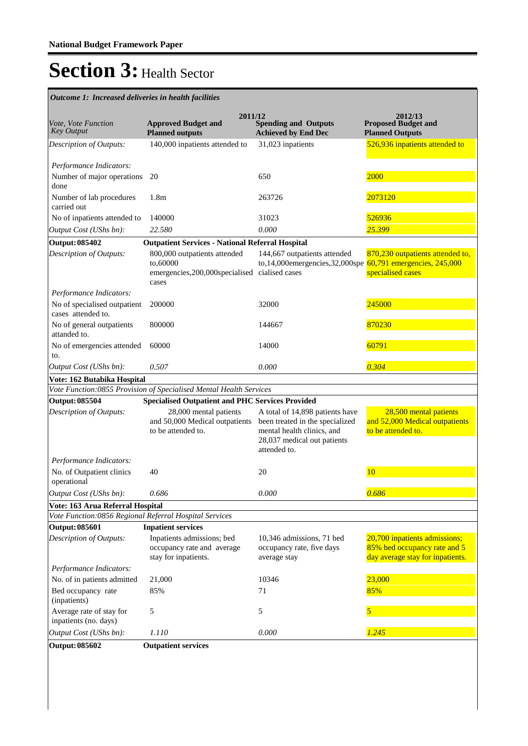**National Budget Framework Paper**

# Section 3: Health Sector

*Outcome 1: Increased deliveries in health facilities*

| *Vote, Vote Function Key Output* | 2011/12 **Approved Budget and Planned outputs** | **Spending and Outputs Achieved by End Dec** | 2012/13 **Proposed Budget and Planned Outputs** |
|---|---|---|---|
| *Description of Outputs:* | 140,000 inpatients attended to | 31,023 inpatients | 526,936 inpatients attended to |
| *Performance Indicators:* | | | |
| Number of major operations done | 20 | 650 | 2000 |
| Number of lab procedures carried out | 1.8m | 263726 | 2073120 |
| No of inpatients attended to | 140000 | 31023 | 526936 |
| *Output Cost (UShs bn):* | *22.580* | *0.000* | *25.399* |
| **Output: 085402** | **Outpatient Services - National Referral Hospital** | | |
| *Description of Outputs:* | 800,000 outpatients attended to,60000 emergencies,200,000specialised cases | 144,667 outpatients attended to,14,000emergencies,32,000specialised cases | 870,230 outpatients attended to, 60,791 emergencies, 245,000 specialised cases |
| *Performance Indicators:* | | | |
| No of specialised outpatient cases attended to. | 200000 | 32000 | 245000 |
| No of general outpatients attanded to. | 800000 | 144667 | 870230 |
| No of emergencies attended to. | 60000 | 14000 | 60791 |
| *Output Cost (UShs bn):* | *0.507* | *0.000* | *0.304* |
| **Vote: 162 Butabika Hospital** | | | |
| *Vote Function:0855 Provision of Specialised Mental Health Services* | | | |
| **Output: 085504** | **Specialised Outpatient and PHC Services Provided** | | |
| *Description of Outputs:* | 28,000 mental patients and 50,000 Medical outpatients to be attended to. | A total of 14,898 patients have been treated in the specialized mental health clinics, and 28,037 medical out patients attended to. | 28,500 mental patients and 52,000 Medical outpatients to be attended to. |
| *Performance Indicators:* | | | |
| No. of Outpatient clinics operational | 40 | 20 | 10 |
| *Output Cost (UShs bn):* | *0.686* | *0.000* | *0.686* |
| **Vote: 163 Arua Referral Hospital** | | | |
| *Vote Function:0856 Regional Referral Hospital Services* | | | |
| **Output: 085601** | **Inpatient services** | | |
| *Description of Outputs:* | Inpatients admissions; bed occupancy rate and average stay for inpatients. | 10,346 admissions, 71 bed occupancy rate, five days average stay | 20,700 inpatients admissions; 85% bed occupancy rate and 5 day average stay for inpatients. |
| *Performance Indicators:* | | | |
| No. of in patients admitted | 21,000 | 10346 | 23,000 |
| Bed occupancy rate (inpatients) | 85% | 71 | 85% |
| Average rate of stay for inpatients (no. days) | 5 | 5 | 5 |
| *Output Cost (UShs bn):* | *1.110* | *0.000* | *1.245* |
| **Output: 085602** | **Outpatient services** | | |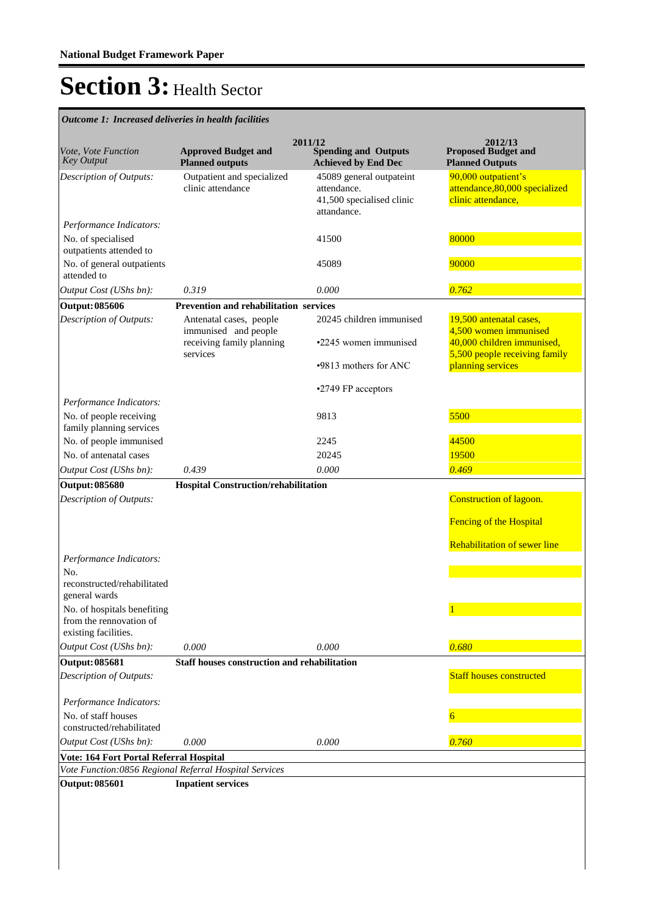# Section 3: Health Sector

*Outcome 1: Increased deliveries in health facilities*

| *Vote, Vote Function Key Output* | 2011/12 **Approved Budget and Planned outputs** | **Spending and Outputs Achieved by End Dec** | 2012/13 **Proposed Budget and Planned Outputs** |
|---|---|---|---|
| *Description of Outputs:* | Outpatient and specialized clinic attendance | 45089 general outpateint attendance. 41,500 specialised clinic attandance. | 90,000 outpatient's attendance,80,000 specialized clinic attendance, |
| *Performance Indicators:* | | | |
| No. of specialised outpatients attended to | | 41500 | 80000 |
| No. of general outpatients attended to | | 45089 | 90000 |
| *Output Cost (UShs bn):* | *0.319* | *0.000* | *0.762* |
| **Output: 085606** | **Prevention and rehabilitation services** | | |
| *Description of Outputs:* | Antenatal cases, people immunised and people receiving family planning services | 20245 children immunised •2245 women immunised •9813 mothers for ANC •2749 FP acceptors | 19,500 antenatal cases, 4,500 women immunised 40,000 children immunised, 5,500 people receiving family planning services |
| *Performance Indicators:* | | | |
| No. of people receiving family planning services | | 9813 | 5500 |
| No. of people immunised | | 2245 | 44500 |
| No. of antenatal cases | | 20245 | 19500 |
| *Output Cost (UShs bn):* | *0.439* | *0.000* | *0.469* |
| **Output: 085680** | **Hospital Construction/rehabilitation** | | |
| *Description of Outputs:* | | | Construction of lagoon. Fencing of the Hospital Rehabilitation of sewer line |
| *Performance Indicators:* | | | |
| No. reconstructed/rehabilitated general wards | | | |
| No. of hospitals benefiting from the rennovation of existing facilities. | | | 1 |
| *Output Cost (UShs bn):* | *0.000* | *0.000* | *0.680* |
| **Output: 085681** | **Staff houses construction and rehabilitation** | | |
| *Description of Outputs:* | | | Staff houses constructed |
| *Performance Indicators:* | | | |
| No. of staff houses constructed/rehabilitated | | | 6 |
| *Output Cost (UShs bn):* | *0.000* | *0.000* | *0.760* |
| **Vote: 164 Fort Portal Referral Hospital** | | | |
| *Vote Function:0856 Regional Referral Hospital Services* | | | |
| **Output: 085601** | **Inpatient services** | | |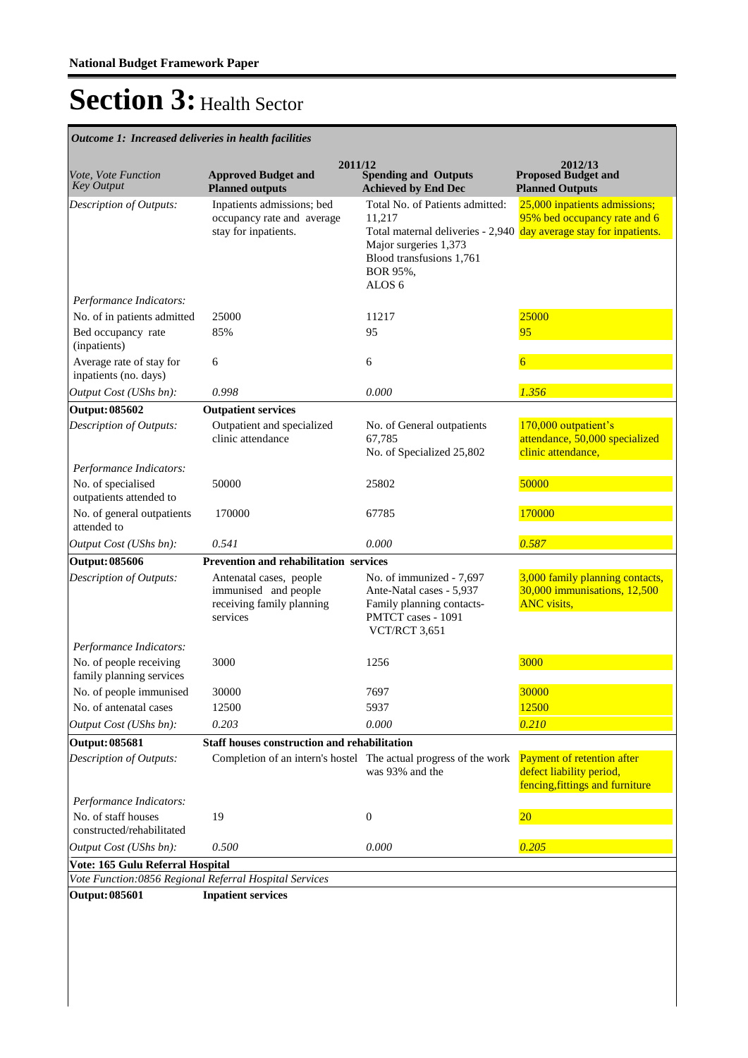**National Budget Framework Paper**

# Section 3: Health Sector

*Outcome 1: Increased deliveries in health facilities*

| *Vote, Vote Function Key Output* | 2011/12 **Approved Budget and Planned outputs** | **Spending and Outputs Achieved by End Dec** | 2012/13 **Proposed Budget and Planned Outputs** |
|---|---|---|---|
| *Description of Outputs:* | Inpatients admissions; bed occupancy rate and average stay for inpatients. | Total No. of Patients admitted: 11,217<br>Total maternal deliveries - 2,940<br>Major surgeries 1,373<br>Blood transfusions 1,761<br>BOR 95%,<br>ALOS 6 | 25,000 inpatients admissions; 95% bed occupancy rate and 6 day average stay for inpatients. |
| *Performance Indicators:* | | | |
| No. of in patients admitted | 25000 | 11217 | 25000 |
| Bed occupancy rate (inpatients) | 85% | 95 | 95 |
| Average rate of stay for inpatients (no. days) | 6 | 6 | 6 |
| *Output Cost (UShs bn):* | *0.998* | *0.000* | *1.356* |
| **Output: 085602** | **Outpatient services** | | |
| *Description of Outputs:* | Outpatient and specialized clinic attendance | No. of General outpatients 67,785<br>No. of Specialized 25,802 | 170,000 outpatient's attendance, 50,000 specialized clinic attendance, |
| *Performance Indicators:* | | | |
| No. of specialised outpatients attended to | 50000 | 25802 | 50000 |
| No. of general outpatients attended to | 170000 | 67785 | 170000 |
| *Output Cost (UShs bn):* | *0.541* | *0.000* | *0.587* |
| **Output: 085606** | **Prevention and rehabilitation services** | | |
| *Description of Outputs:* | Antenatal cases, people immunised and people receiving family planning services | No. of immunized - 7,697<br>Ante-Natal cases - 5,937<br>Family planning contacts-<br>PMTCT cases - 1091<br>VCT/RCT 3,651 | 3,000 family planning contacts, 30,000 immunisations, 12,500 ANC visits, |
| *Performance Indicators:* | | | |
| No. of people receiving family planning services | 3000 | 1256 | 3000 |
| No. of people immunised | 30000 | 7697 | 30000 |
| No. of antenatal cases | 12500 | 5937 | 12500 |
| *Output Cost (UShs bn):* | *0.203* | *0.000* | *0.210* |
| **Output: 085681** | **Staff houses construction and rehabilitation** | | |
| *Description of Outputs:* | Completion of an intern's hostel | The actual progress of the work was 93% and the | Payment of retention after defect liability period, fencing,fittings and furniture |
| *Performance Indicators:* | | | |
| No. of staff houses constructed/rehabilitated | 19 | 0 | 20 |
| *Output Cost (UShs bn):* | *0.500* | *0.000* | *0.205* |
| **Vote: 165 Gulu Referral Hospital** | | | |
| *Vote Function:0856 Regional Referral Hospital Services* | | | |
| **Output: 085601** | **Inpatient services** | | |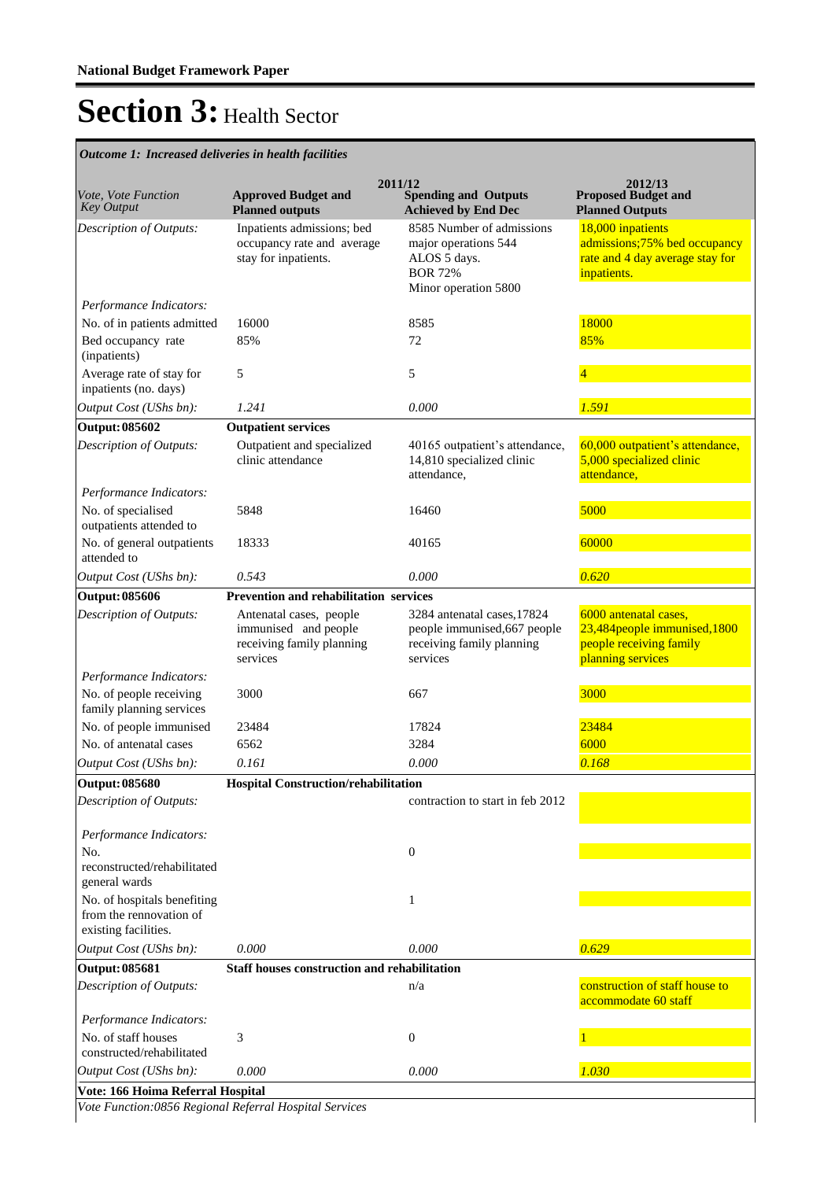**National Budget Framework Paper**

# Section 3: Health Sector

*Outcome 1: Increased deliveries in health facilities*

| *Vote, Vote Function Key Output* | 2011/12 **Approved Budget and Planned outputs** | **Spending and Outputs Achieved by End Dec** | 2012/13 **Proposed Budget and Planned Outputs** |
|---|---|---|---|
| *Description of Outputs:* | Inpatients admissions; bed occupancy rate and average stay for inpatients. | 8585 Number of admissions major operations 544 ALOS 5 days. BOR 72% Minor operation 5800 | 18,000 inpatients admissions;75% bed occupancy rate and 4 day average stay for inpatients. |
| *Performance Indicators:* | | | |
| No. of in patients admitted | 16000 | 8585 | 18000 |
| Bed occupancy rate (inpatients) | 85% | 72 | 85% |
| Average rate of stay for inpatients (no. days) | 5 | 5 | 4 |
| *Output Cost (UShs bn):* | *1.241* | *0.000* | *1.591* |
| **Output: 085602** | **Outpatient services** | | |
| *Description of Outputs:* | Outpatient and specialized clinic attendance | 40165 outpatient's attendance, 14,810 specialized clinic attendance, | 60,000 outpatient's attendance, 5,000 specialized clinic attendance, |
| *Performance Indicators:* | | | |
| No. of specialised outpatients attended to | 5848 | 16460 | 5000 |
| No. of general outpatients attended to | 18333 | 40165 | 60000 |
| *Output Cost (UShs bn):* | *0.543* | *0.000* | *0.620* |
| **Output: 085606** | **Prevention and rehabilitation services** | | |
| *Description of Outputs:* | Antenatal cases, people immunised and people receiving family planning services | 3284 antenatal cases,17824 people immunised,667 people receiving family planning services | 6000 antenatal cases, 23,484people immunised,1800 people receiving family planning services |
| *Performance Indicators:* | | | |
| No. of people receiving family planning services | 3000 | 667 | 3000 |
| No. of people immunised | 23484 | 17824 | 23484 |
| No. of antenatal cases | 6562 | 3284 | 6000 |
| *Output Cost (UShs bn):* | *0.161* | *0.000* | *0.168* |
| **Output: 085680** | **Hospital Construction/rehabilitation** | | |
| *Description of Outputs:* | | contraction to start in feb 2012 | |
| *Performance Indicators:* | | | |
| No. reconstructed/rehabilitated general wards | | 0 | |
| No. of hospitals benefiting from the rennovation of existing facilities. | | 1 | |
| *Output Cost (UShs bn):* | *0.000* | *0.000* | *0.629* |
| **Output: 085681** | **Staff houses construction and rehabilitation** | | |
| *Description of Outputs:* | | n/a | construction of staff house to accommodate 60 staff |
| *Performance Indicators:* | | | |
| No. of staff houses constructed/rehabilitated | 3 | 0 | 1 |
| *Output Cost (UShs bn):* | *0.000* | *0.000* | *1.030* |
| **Vote: 166 Hoima Referral Hospital** | | | |
| *Vote Function:0856 Regional Referral Hospital Services* | | | |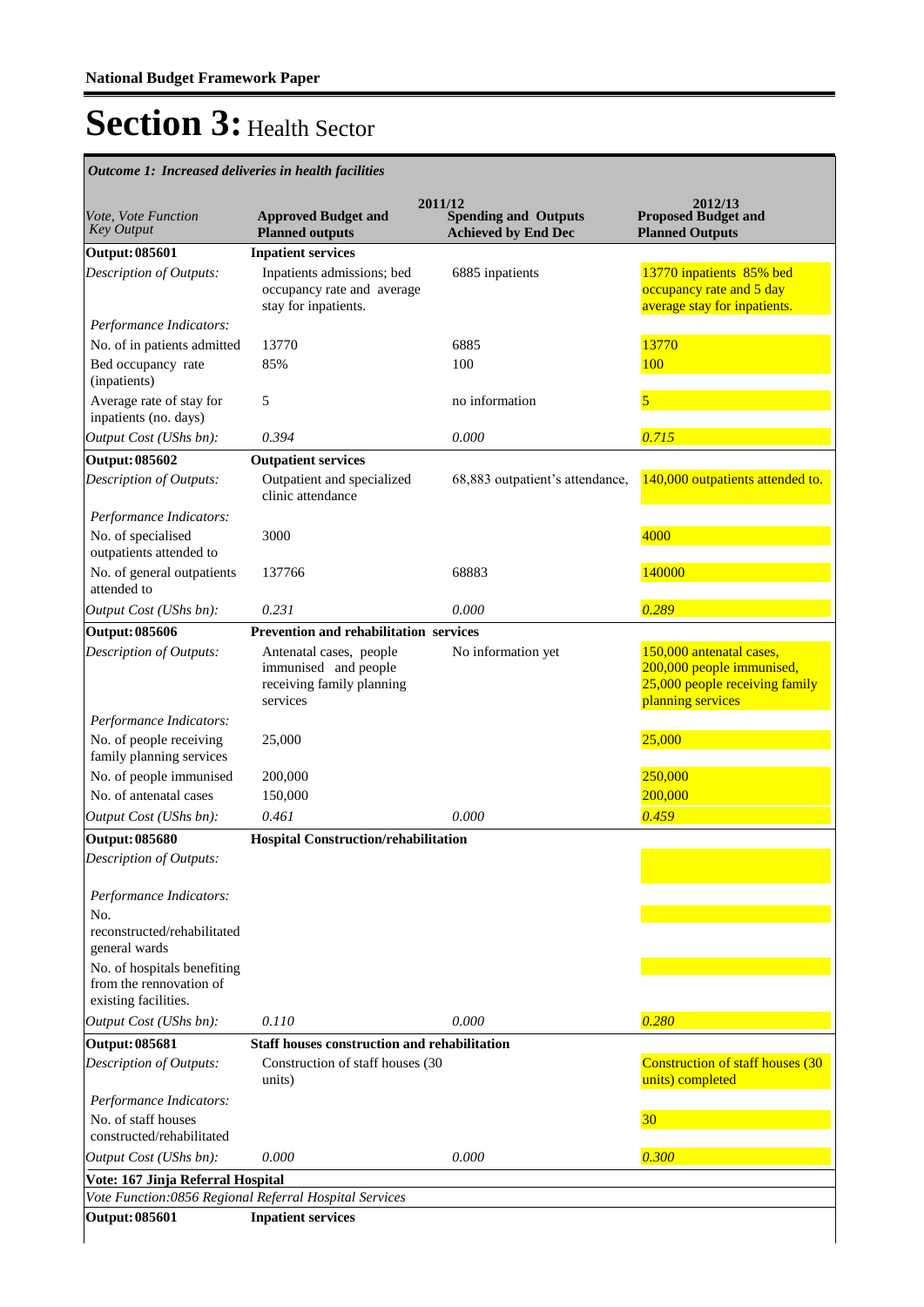**National Budget Framework Paper**

# Section 3: Health Sector

*Outcome 1: Increased deliveries in health facilities*

| Vote, Vote Function Key Output | 2011/12 Approved Budget and Planned outputs | 2011/12 Spending and Outputs Achieved by End Dec | 2012/13 Proposed Budget and Planned Outputs |
|---|---|---|---|
| **Output: 085601** | **Inpatient services** | | |
| *Description of Outputs:* | Inpatients admissions; bed occupancy rate and average stay for inpatients. | 6885 inpatients | 13770 inpatients 85% bed occupancy rate and 5 day average stay for inpatients. |
| *Performance Indicators:* | | | |
| No. of in patients admitted | 13770 | 6885 | 13770 |
| Bed occupancy rate (inpatients) | 85% | 100 | 100 |
| Average rate of stay for inpatients (no. days) | 5 | no information | 5 |
| *Output Cost (UShs bn):* | *0.394* | *0.000* | *0.715* |
| **Output: 085602** | **Outpatient services** | | |
| *Description of Outputs:* | Outpatient and specialized clinic attendance | 68,883 outpatient's attendance, | 140,000 outpatients attended to. |
| *Performance Indicators:* | | | |
| No. of specialised outpatients attended to | 3000 | | 4000 |
| No. of general outpatients attended to | 137766 | 68883 | 140000 |
| *Output Cost (UShs bn):* | *0.231* | *0.000* | *0.289* |
| **Output: 085606** | **Prevention and rehabilitation services** | | |
| *Description of Outputs:* | Antenatal cases, people immunised and people receiving family planning services | No information yet | 150,000 antenatal cases, 200,000 people immunised, 25,000 people receiving family planning services |
| *Performance Indicators:* | | | |
| No. of people receiving family planning services | 25,000 | | 25,000 |
| No. of people immunised | 200,000 | | 250,000 |
| No. of antenatal cases | 150,000 | | 200,000 |
| *Output Cost (UShs bn):* | *0.461* | *0.000* | *0.459* |
| **Output: 085680** | **Hospital Construction/rehabilitation** | | |
| *Description of Outputs:* | | | |
| *Performance Indicators:* | | | |
| No. reconstructed/rehabilitated general wards | | | |
| No. of hospitals benefiting from the rennovation of existing facilities. | | | |
| *Output Cost (UShs bn):* | *0.110* | *0.000* | *0.280* |
| **Output: 085681** | **Staff houses construction and rehabilitation** | | |
| *Description of Outputs:* | Construction of staff houses (30 units) | | Construction of staff houses (30 units) completed |
| *Performance Indicators:* | | | |
| No. of staff houses constructed/rehabilitated | | | 30 |
| *Output Cost (UShs bn):* | *0.000* | *0.000* | *0.300* |
| **Vote: 167 Jinja Referral Hospital** | | | |
| *Vote Function:0856 Regional Referral Hospital Services* | | | |
| **Output: 085601** | **Inpatient services** | | |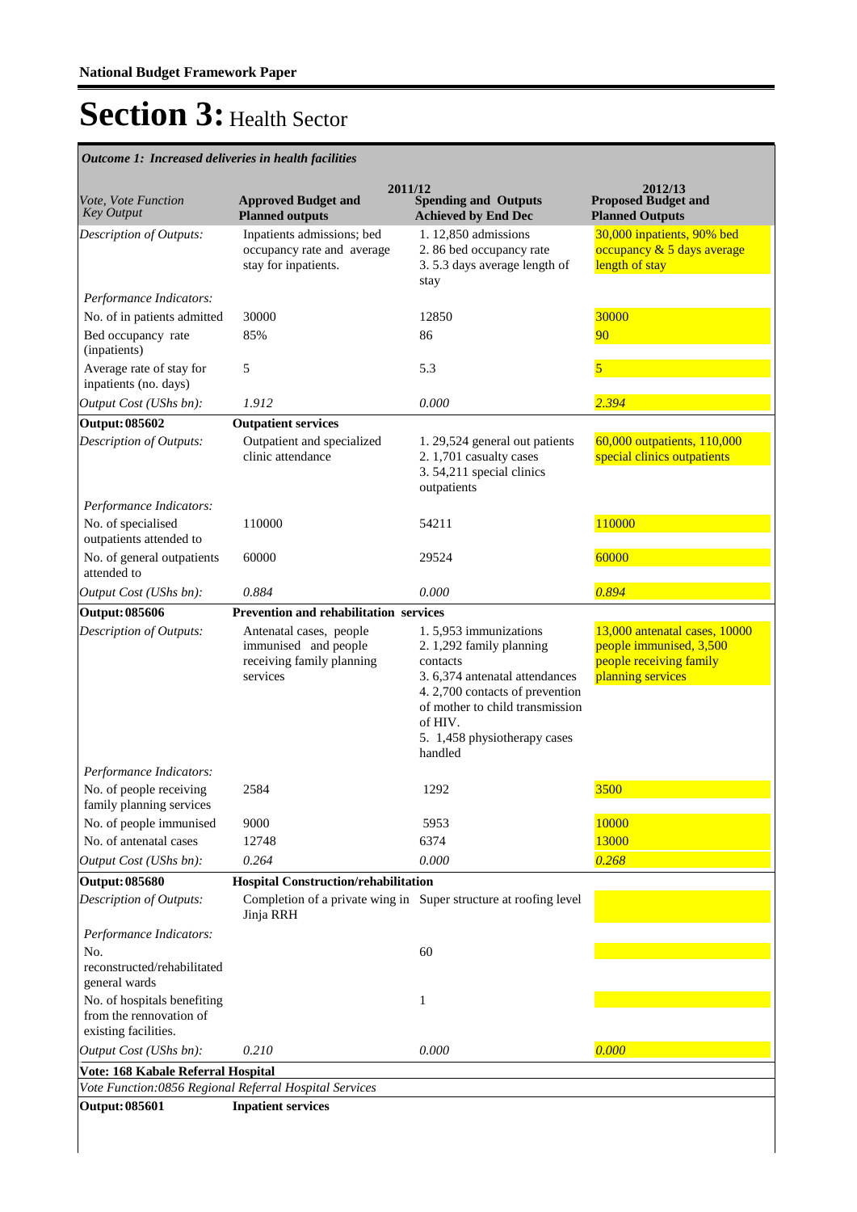**National Budget Framework Paper**

# Section 3: Health Sector

***Outcome 1: Increased deliveries in health facilities***

| *Vote, Vote Function Key Output* | 2011/12 **Approved Budget and Planned outputs** | **Spending and Outputs Achieved by End Dec** | 2012/13 **Proposed Budget and Planned Outputs** |
|---|---|---|---|
| *Description of Outputs:* | Inpatients admissions; bed occupancy rate and average stay for inpatients. | 1. 12,850 admissions<br>2. 86 bed occupancy rate<br>3. 5.3 days average length of stay | 30,000 inpatients, 90% bed occupancy & 5 days average length of stay |
| *Performance Indicators:* | | | |
| No. of in patients admitted | 30000 | 12850 | 30000 |
| Bed occupancy rate (inpatients) | 85% | 86 | 90 |
| Average rate of stay for inpatients (no. days) | 5 | 5.3 | 5 |
| *Output Cost (UShs bn):* | *1.912* | *0.000* | *2.394* |
| **Output: 085602** | **Outpatient services** | | |
| *Description of Outputs:* | Outpatient and specialized clinic attendance | 1. 29,524 general out patients<br>2. 1,701 casualty cases<br>3. 54,211 special clinics outpatients | 60,000 outpatients, 110,000 special clinics outpatients |
| *Performance Indicators:* | | | |
| No. of specialised outpatients attended to | 110000 | 54211 | 110000 |
| No. of general outpatients attended to | 60000 | 29524 | 60000 |
| *Output Cost (UShs bn):* | *0.884* | *0.000* | *0.894* |
| **Output: 085606** | **Prevention and rehabilitation services** | | |
| *Description of Outputs:* | Antenatal cases, people immunised and people receiving family planning services | 1. 5,953 immunizations<br>2. 1,292 family planning contacts<br>3. 6,374 antenatal attendances<br>4. 2,700 contacts of prevention of mother to child transmission of HIV.<br>5. 1,458 physiotherapy cases handled | 13,000 antenatal cases, 10000 people immunised, 3,500 people receiving family planning services |
| *Performance Indicators:* | | | |
| No. of people receiving family planning services | 2584 | 1292 | 3500 |
| No. of people immunised | 9000 | 5953 | 10000 |
| No. of antenatal cases | 12748 | 6374 | 13000 |
| *Output Cost (UShs bn):* | *0.264* | *0.000* | *0.268* |
| **Output: 085680** | **Hospital Construction/rehabilitation** | | |
| *Description of Outputs:* | Completion of a private wing in Jinja RRH | Super structure at roofing level | |
| *Performance Indicators:* | | | |
| No. reconstructed/rehabilitated general wards | | 60 | |
| No. of hospitals benefiting from the rennovation of existing facilities. | | 1 | |
| *Output Cost (UShs bn):* | *0.210* | *0.000* | *0.000* |
| **Vote: 168 Kabale Referral Hospital** | | | |
| *Vote Function:0856 Regional Referral Hospital Services* | | | |
| **Output: 085601** | **Inpatient services** | | |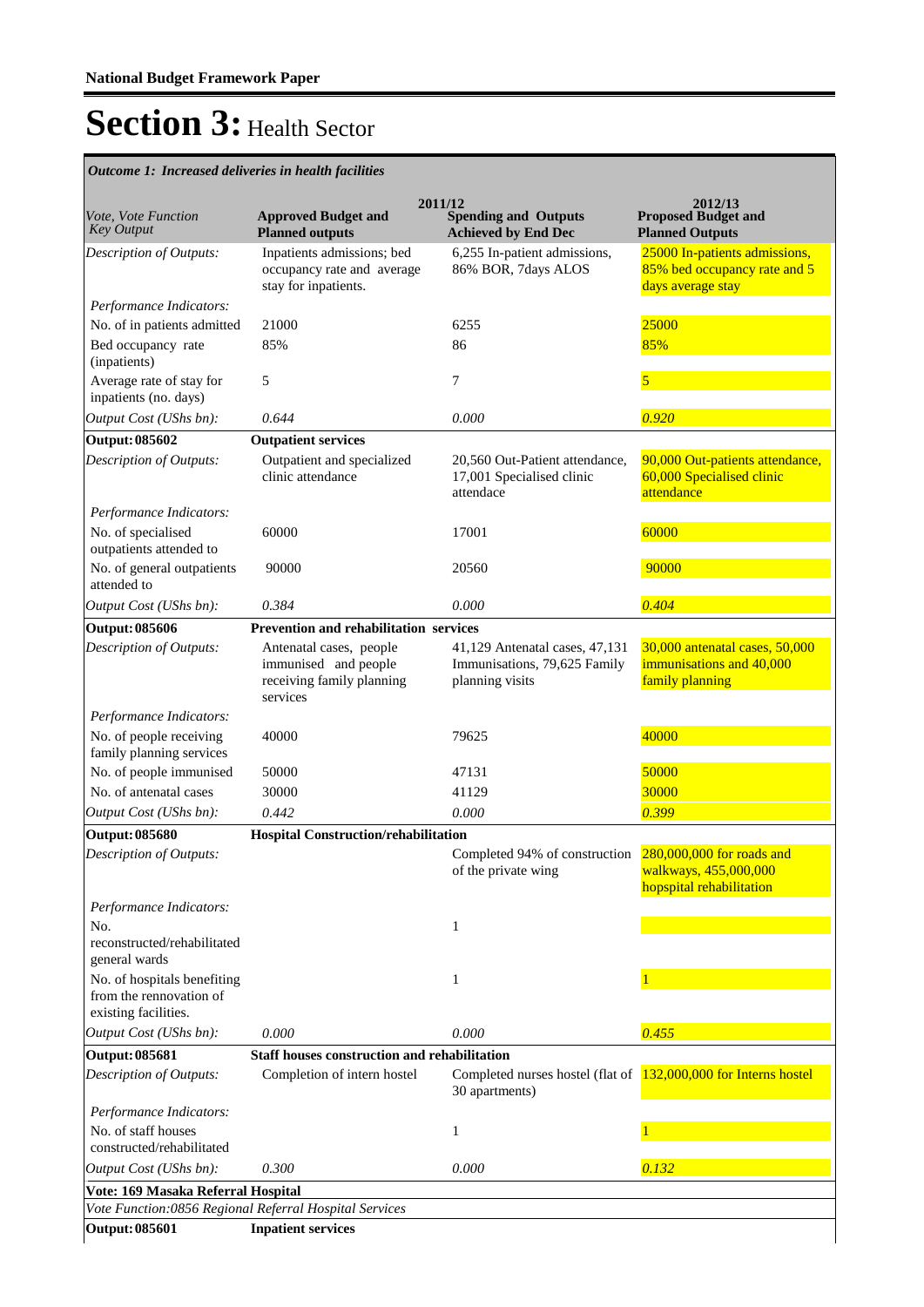**National Budget Framework Paper**

# Section 3: Health Sector

*Outcome 1: Increased deliveries in health facilities*

| *Vote, Vote Function Key Output* | 2011/12 **Approved Budget and Planned outputs** | **Spending and Outputs Achieved by End Dec** | 2012/13 **Proposed Budget and Planned Outputs** |
|---|---|---|---|
| *Description of Outputs:* | Inpatients admissions; bed occupancy rate and average stay for inpatients. | 6,255 In-patient admissions, 86% BOR, 7days ALOS | 25000 In-patients admissions, 85% bed occupancy rate and 5 days average stay |
| *Performance Indicators:* | | | |
| No. of in patients admitted | 21000 | 6255 | 25000 |
| Bed occupancy rate (inpatients) | 85% | 86 | 85% |
| Average rate of stay for inpatients (no. days) | 5 | 7 | 5 |
| *Output Cost (UShs bn):* | *0.644* | *0.000* | *0.920* |
| **Output: 085602** | **Outpatient services** | | |
| *Description of Outputs:* | Outpatient and specialized clinic attendance | 20,560 Out-Patient attendance, 17,001 Specialised clinic attendace | 90,000 Out-patients attendance, 60,000 Specialised clinic attendance |
| *Performance Indicators:* | | | |
| No. of specialised outpatients attended to | 60000 | 17001 | 60000 |
| No. of general outpatients attended to | 90000 | 20560 | 90000 |
| *Output Cost (UShs bn):* | *0.384* | *0.000* | *0.404* |
| **Output: 085606** | **Prevention and rehabilitation services** | | |
| *Description of Outputs:* | Antenatal cases, people immunised and people receiving family planning services | 41,129 Antenatal cases, 47,131 Immunisations, 79,625 Family planning visits | 30,000 antenatal cases, 50,000 immunisations and 40,000 family planning |
| *Performance Indicators:* | | | |
| No. of people receiving family planning services | 40000 | 79625 | 40000 |
| No. of people immunised | 50000 | 47131 | 50000 |
| No. of antenatal cases | 30000 | 41129 | 30000 |
| *Output Cost (UShs bn):* | *0.442* | *0.000* | *0.399* |
| **Output: 085680** | **Hospital Construction/rehabilitation** | | |
| *Description of Outputs:* | | Completed 94% of construction of the private wing | 280,000,000 for roads and walkways, 455,000,000 hopspital rehabilitation |
| *Performance Indicators:* | | | |
| No. reconstructed/rehabilitated general wards | | 1 | |
| No. of hospitals benefiting from the rennovation of existing facilities. | | 1 | 1 |
| *Output Cost (UShs bn):* | *0.000* | *0.000* | *0.455* |
| **Output: 085681** | **Staff houses construction and rehabilitation** | | |
| *Description of Outputs:* | Completion of intern hostel | Completed nurses hostel (flat of 30 apartments) | 132,000,000 for Interns hostel |
| *Performance Indicators:* | | | |
| No. of staff houses constructed/rehabilitated | | 1 | 1 |
| *Output Cost (UShs bn):* | *0.300* | *0.000* | *0.132* |
| **Vote: 169 Masaka Referral Hospital** | | | |
| *Vote Function:0856 Regional Referral Hospital Services* | | | |
| **Output: 085601** | **Inpatient services** | | |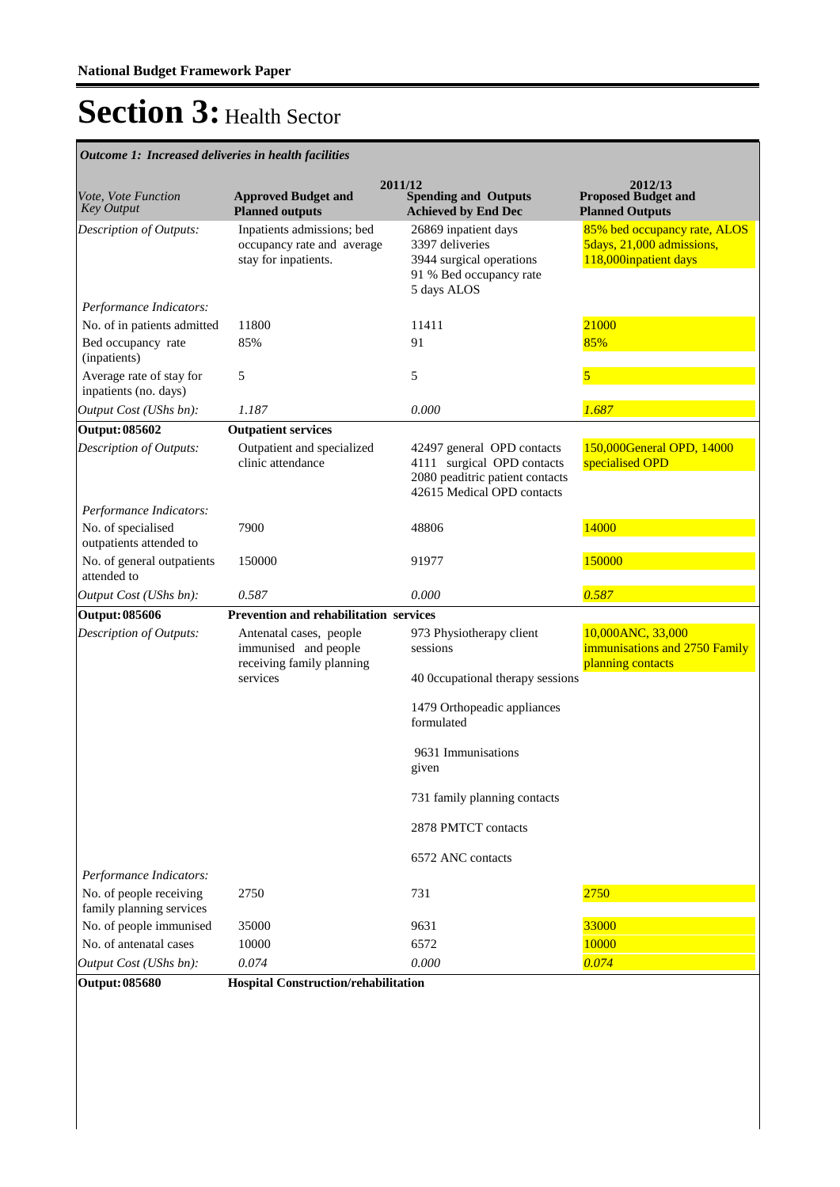**National Budget Framework Paper**

# Section 3: Health Sector

*Outcome 1: Increased deliveries in health facilities*

| *Vote, Vote Function Key Output* | 2011/12 Approved Budget and Planned outputs | 2011/12 Spending and Outputs Achieved by End Dec | 2012/13 Proposed Budget and Planned Outputs |
|---|---|---|---|
| *Description of Outputs:* | Inpatients admissions; bed occupancy rate and average stay for inpatients. | 26869 inpatient days<br>3397 deliveries<br>3944 surgical operations<br>91 % Bed occupancy rate<br>5 days ALOS | 85% bed occupancy rate, ALOS 5days, 21,000 admissions, 118,000inpatient days |
| *Performance Indicators:* | | | |
| No. of in patients admitted | 11800 | 11411 | 21000 |
| Bed occupancy rate (inpatients) | 85% | 91 | 85% |
| Average rate of stay for inpatients (no. days) | 5 | 5 | 5 |
| *Output Cost (UShs bn):* | *1.187* | *0.000* | *1.687* |
| **Output: 085602** | **Outpatient services** | | |
| *Description of Outputs:* | Outpatient and specialized clinic attendance | 42497 general OPD contacts<br>4111 surgical OPD contacts<br>2080 peaditric patient contacts<br>42615 Medical OPD contacts | 150,000General OPD, 14000 specialised OPD |
| *Performance Indicators:* | | | |
| No. of specialised outpatients attended to | 7900 | 48806 | 14000 |
| No. of general outpatients attended to | 150000 | 91977 | 150000 |
| *Output Cost (UShs bn):* | *0.587* | *0.000* | *0.587* |
| **Output: 085606** | **Prevention and rehabilitation services** | | |
| *Description of Outputs:* | Antenatal cases, people immunised and people receiving family planning services | 973 Physiotherapy client sessions<br><br>40 0ccupational therapy sessions<br><br>1479 Orthopeadic appliances formulated<br><br>9631 Immunisations given<br><br>731 family planning contacts<br><br>2878 PMTCT contacts<br><br>6572 ANC contacts | 10,000ANC, 33,000 immunisations and 2750 Family planning contacts |
| *Performance Indicators:* | | | |
| No. of people receiving family planning services | 2750 | 731 | 2750 |
| No. of people immunised | 35000 | 9631 | 33000 |
| No. of antenatal cases | 10000 | 6572 | 10000 |
| *Output Cost (UShs bn):* | *0.074* | *0.000* | *0.074* |
| **Output: 085680** | **Hospital Construction/rehabilitation** | | |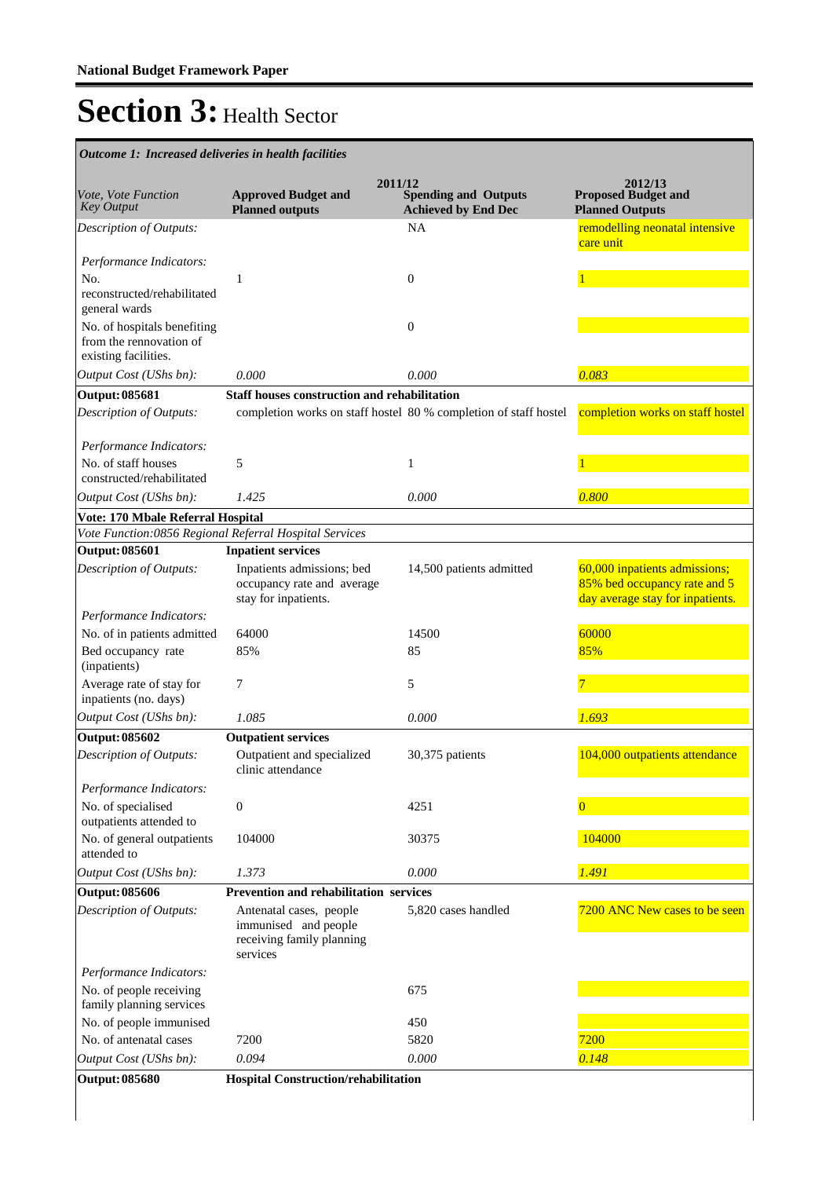# Section 3: Health Sector

*Outcome 1: Increased deliveries in health facilities*

| *Vote, Vote Function Key Output* | 2011/12 **Approved Budget and Planned outputs** | **Spending and Outputs Achieved by End Dec** | 2012/13 **Proposed Budget and Planned Outputs** |
|---|---|---|---|
| *Description of Outputs:* | | NA | remodelling neonatal intensive care unit |
| *Performance Indicators:* | | | |
| No. reconstructed/rehabilitated general wards | 1 | 0 | 1 |
| No. of hospitals benefiting from the rennovation of existing facilities. | | 0 | |
| *Output Cost (UShs bn):* | *0.000* | *0.000* | *0.083* |
| **Output: 085681** | **Staff houses construction and rehabilitation** | | |
| *Description of Outputs:* | completion works on staff hostel | 80 % completion of staff hostel | completion works on staff hostel |
| *Performance Indicators:* | | | |
| No. of staff houses constructed/rehabilitated | 5 | 1 | 1 |
| *Output Cost (UShs bn):* | *1.425* | *0.000* | *0.800* |
| **Vote: 170 Mbale Referral Hospital** | | | |
| *Vote Function:0856 Regional Referral Hospital Services* | | | |
| **Output: 085601** | **Inpatient services** | | |
| *Description of Outputs:* | Inpatients admissions; bed occupancy rate and average stay for inpatients. | 14,500 patients admitted | 60,000 inpatients admissions; 85% bed occupancy rate and 5 day average stay for inpatients. |
| *Performance Indicators:* | | | |
| No. of in patients admitted | 64000 | 14500 | 60000 |
| Bed occupancy rate (inpatients) | 85% | 85 | 85% |
| Average rate of stay for inpatients (no. days) | 7 | 5 | 7 |
| *Output Cost (UShs bn):* | *1.085* | *0.000* | *1.693* |
| **Output: 085602** | **Outpatient services** | | |
| *Description of Outputs:* | Outpatient and specialized clinic attendance | 30,375 patients | 104,000 outpatients attendance |
| *Performance Indicators:* | | | |
| No. of specialised outpatients attended to | 0 | 4251 | 0 |
| No. of general outpatients attended to | 104000 | 30375 | 104000 |
| *Output Cost (UShs bn):* | *1.373* | *0.000* | *1.491* |
| **Output: 085606** | **Prevention and rehabilitation services** | | |
| *Description of Outputs:* | Antenatal cases, people immunised and people receiving family planning services | 5,820 cases handled | 7200 ANC New cases to be seen |
| *Performance Indicators:* | | | |
| No. of people receiving family planning services | | 675 | |
| No. of people immunised | | 450 | |
| No. of antenatal cases | 7200 | 5820 | 7200 |
| *Output Cost (UShs bn):* | *0.094* | *0.000* | *0.148* |
| **Output: 085680** | **Hospital Construction/rehabilitation** | | |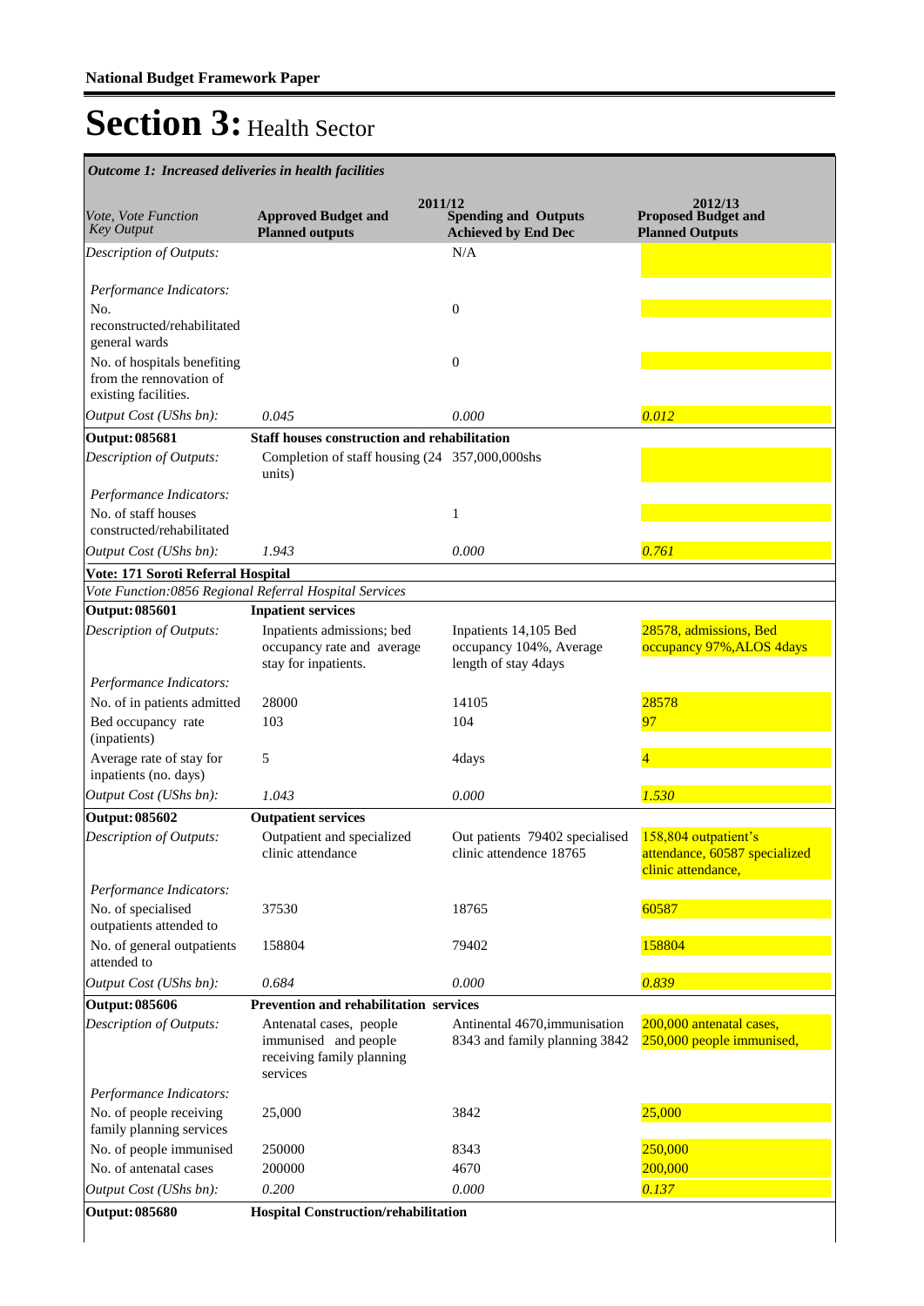**National Budget Framework Paper**

# Section 3: Health Sector

*Outcome 1: Increased deliveries in health facilities*

| *Vote, Vote Function Key Output* | 2011/12 **Approved Budget and Planned outputs** | **Spending and Outputs Achieved by End Dec** | 2012/13 **Proposed Budget and Planned Outputs** |
|---|---|---|---|
| *Description of Outputs:* | | N/A | |
| *Performance Indicators:* | | | |
| No. reconstructed/rehabilitated general wards | | 0 | |
| No. of hospitals benefiting from the rennovation of existing facilities. | | 0 | |
| *Output Cost (UShs bn):* | *0.045* | *0.000* | *0.012* |
| **Output: 085681** | **Staff houses construction and rehabilitation** | | |
| *Description of Outputs:* | Completion of staff housing (24 units) | 357,000,000shs | |
| *Performance Indicators:* | | | |
| No. of staff houses constructed/rehabilitated | | 1 | |
| *Output Cost (UShs bn):* | *1.943* | *0.000* | *0.761* |
| **Vote: 171 Soroti Referral Hospital** | | | |
| *Vote Function:0856 Regional Referral Hospital Services* | | | |
| **Output: 085601** | **Inpatient services** | | |
| *Description of Outputs:* | Inpatients admissions; bed occupancy rate and average stay for inpatients. | Inpatients 14,105 Bed occupancy 104%, Average length of stay 4days | 28578, admissions, Bed occupancy 97%,ALOS 4days |
| *Performance Indicators:* | | | |
| No. of in patients admitted | 28000 | 14105 | 28578 |
| Bed occupancy rate (inpatients) | 103 | 104 | 97 |
| Average rate of stay for inpatients (no. days) | 5 | 4days | 4 |
| *Output Cost (UShs bn):* | *1.043* | *0.000* | *1.530* |
| **Output: 085602** | **Outpatient services** | | |
| *Description of Outputs:* | Outpatient and specialized clinic attendance | Out patients 79402 specialised clinic attendence 18765 | 158,804 outpatient's attendance, 60587 specialized clinic attendance, |
| *Performance Indicators:* | | | |
| No. of specialised outpatients attended to | 37530 | 18765 | 60587 |
| No. of general outpatients attended to | 158804 | 79402 | 158804 |
| *Output Cost (UShs bn):* | *0.684* | *0.000* | *0.839* |
| **Output: 085606** | **Prevention and rehabilitation services** | | |
| *Description of Outputs:* | Antenatal cases, people immunised and people receiving family planning services | Antinental 4670,immunisation 8343 and family planning 3842 | 200,000 antenatal cases, 250,000 people immunised, |
| *Performance Indicators:* | | | |
| No. of people receiving family planning services | 25,000 | 3842 | 25,000 |
| No. of people immunised | 250000 | 8343 | 250,000 |
| No. of antenatal cases | 200000 | 4670 | 200,000 |
| *Output Cost (UShs bn):* | *0.200* | *0.000* | *0.137* |
| **Output: 085680** | **Hospital Construction/rehabilitation** | | |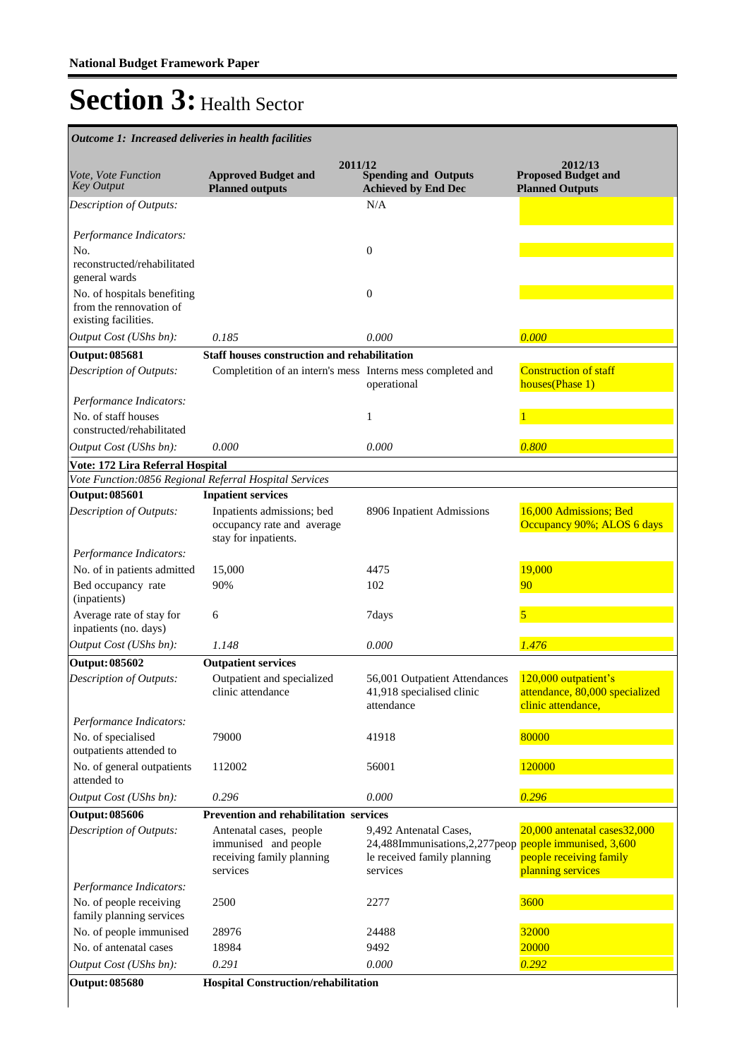# Section 3: Health Sector

*Outcome 1: Increased deliveries in health facilities*

| Vote, Vote Function Key Output | 2011/12 Approved Budget and Planned outputs | 2011/12 Spending and Outputs Achieved by End Dec | 2012/13 Proposed Budget and Planned Outputs |
|---|---|---|---|
| *Description of Outputs:* | | N/A | |
| *Performance Indicators:* | | | |
| No. reconstructed/rehabilitated general wards | | 0 | |
| No. of hospitals benefiting from the rennovation of existing facilities. | | 0 | |
| *Output Cost (UShs bn):* | *0.185* | *0.000* | *0.000* |
| **Output: 085681** | **Staff houses construction and rehabilitation** | | |
| *Description of Outputs:* | Completition of an intern's mess | Interns mess completed and operational | Construction of staff houses(Phase 1) |
| *Performance Indicators:* | | | |
| No. of staff houses constructed/rehabilitated | | 1 | 1 |
| *Output Cost (UShs bn):* | *0.000* | *0.000* | *0.800* |
| **Vote: 172 Lira Referral Hospital** | | | |
| *Vote Function:0856 Regional Referral Hospital Services* | | | |
| **Output: 085601** | **Inpatient services** | | |
| *Description of Outputs:* | Inpatients admissions; bed occupancy rate and average stay for inpatients. | 8906 Inpatient Admissions | 16,000 Admissions; Bed Occupancy 90%; ALOS 6 days |
| *Performance Indicators:* | | | |
| No. of in patients admitted | 15,000 | 4475 | 19,000 |
| Bed occupancy rate (inpatients) | 90% | 102 | 90 |
| Average rate of stay for inpatients (no. days) | 6 | 7days | 5 |
| *Output Cost (UShs bn):* | *1.148* | *0.000* | *1.476* |
| **Output: 085602** | **Outpatient services** | | |
| *Description of Outputs:* | Outpatient and specialized clinic attendance | 56,001 Outpatient Attendances 41,918 specialised clinic attendance | 120,000 outpatient's attendance, 80,000 specialized clinic attendance, |
| *Performance Indicators:* | | | |
| No. of specialised outpatients attended to | 79000 | 41918 | 80000 |
| No. of general outpatients attended to | 112002 | 56001 | 120000 |
| *Output Cost (UShs bn):* | *0.296* | *0.000* | *0.296* |
| **Output: 085606** | **Prevention and rehabilitation services** | | |
| *Description of Outputs:* | Antenatal cases, people immunised and people receiving family planning services | 9,492 Antenatal Cases, 24,488Immunisations,2,277people received family planning services | 20,000 antenatal cases32,000 people immunised, 3,600 people receiving family planning services |
| *Performance Indicators:* | | | |
| No. of people receiving family planning services | 2500 | 2277 | 3600 |
| No. of people immunised | 28976 | 24488 | 32000 |
| No. of antenatal cases | 18984 | 9492 | 20000 |
| *Output Cost (UShs bn):* | *0.291* | *0.000* | *0.292* |
| **Output: 085680** | **Hospital Construction/rehabilitation** | | |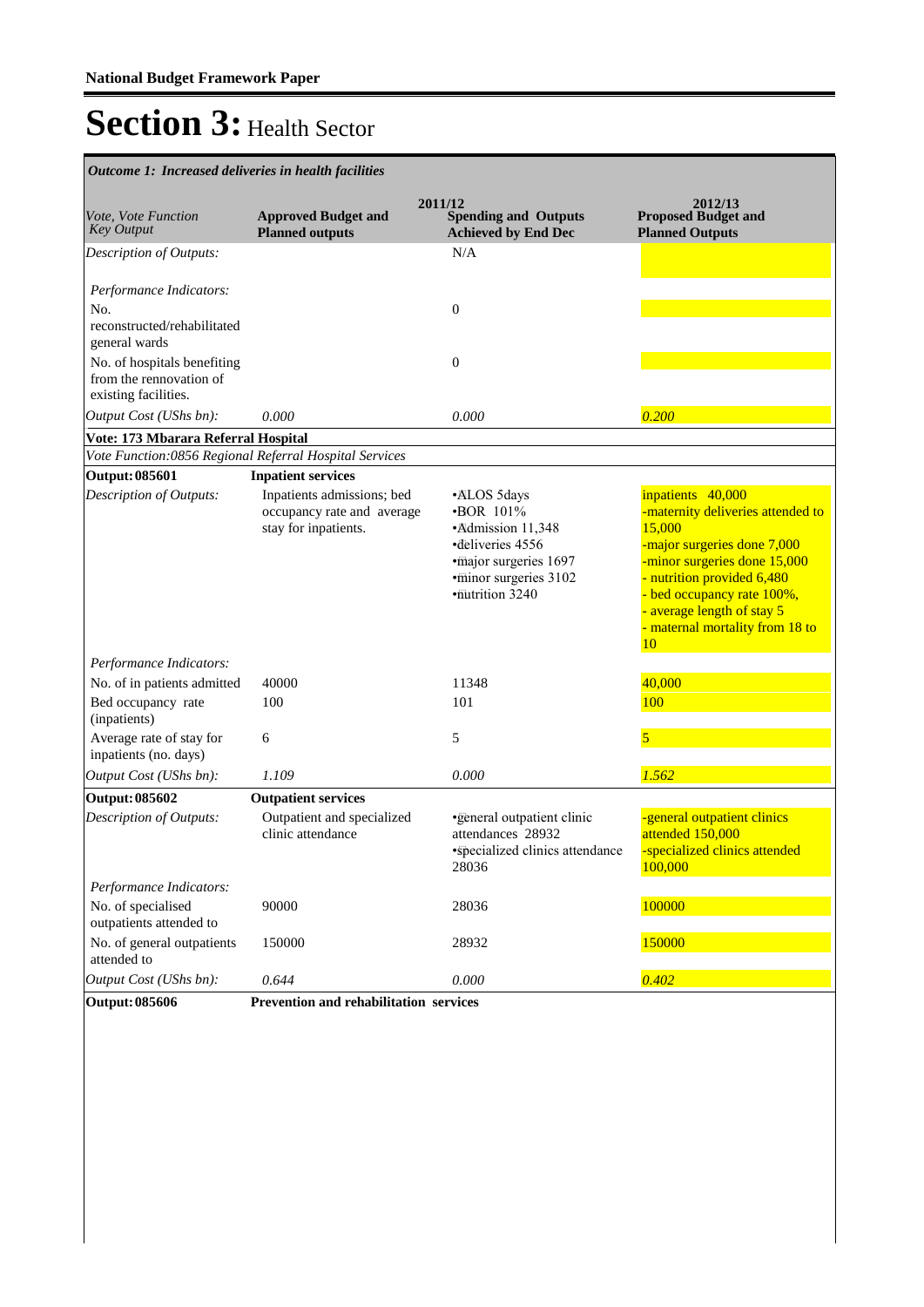# Section 3: Health Sector

| *Outcome 1: Increased deliveries in health facilities* | | | |
|---|---|---|---|
| | 2011/12 | | 2012/13 |
| *Vote, Vote Function Key Output* | **Approved Budget and Planned outputs** | **Spending and Outputs Achieved by End Dec** | **Proposed Budget and Planned Outputs** |
| *Description of Outputs:* | | N/A | |
| *Performance Indicators:* | | | |
| No. reconstructed/rehabilitated general wards | | 0 | |
| No. of hospitals benefiting from the rennovation of existing facilities. | | 0 | |
| *Output Cost (UShs bn):* | *0.000* | *0.000* | *0.200* |
| **Vote: 173 Mbarara Referral Hospital** | | | |
| *Vote Function:0856 Regional Referral Hospital Services* | | | |
| **Output: 085601** | **Inpatient services** | | |
| *Description of Outputs:* | Inpatients admissions; bed occupancy rate and average stay for inpatients. | •ALOS 5days<br>•BOR 101%<br>•Admission 11,348<br>•deliveries 4556<br>•major surgeries 1697<br>•minor surgeries 3102<br>•nutrition 3240 | inpatients 40,000<br>-maternity deliveries attended to 15,000<br>-major surgeries done 7,000<br>-minor surgeries done 15,000<br>- nutrition provided 6,480<br>- bed occupancy rate 100%,<br>- average length of stay 5<br>- maternal mortality from 18 to 10 |
| *Performance Indicators:* | | | |
| No. of in patients admitted | 40000 | 11348 | 40,000 |
| Bed occupancy rate (inpatients) | 100 | 101 | 100 |
| Average rate of stay for inpatients (no. days) | 6 | 5 | 5 |
| *Output Cost (UShs bn):* | *1.109* | *0.000* | *1.562* |
| **Output: 085602** | **Outpatient services** | | |
| *Description of Outputs:* | Outpatient and specialized clinic attendance | •general outpatient clinic attendances 28932<br>•specialized clinics attendance 28036 | -general outpatient clinics attended 150,000<br>-specialized clinics attended 100,000 |
| *Performance Indicators:* | | | |
| No. of specialised outpatients attended to | 90000 | 28036 | 100000 |
| No. of general outpatients attended to | 150000 | 28932 | 150000 |
| *Output Cost (UShs bn):* | *0.644* | *0.000* | *0.402* |
| **Output: 085606** | **Prevention and rehabilitation services** | | |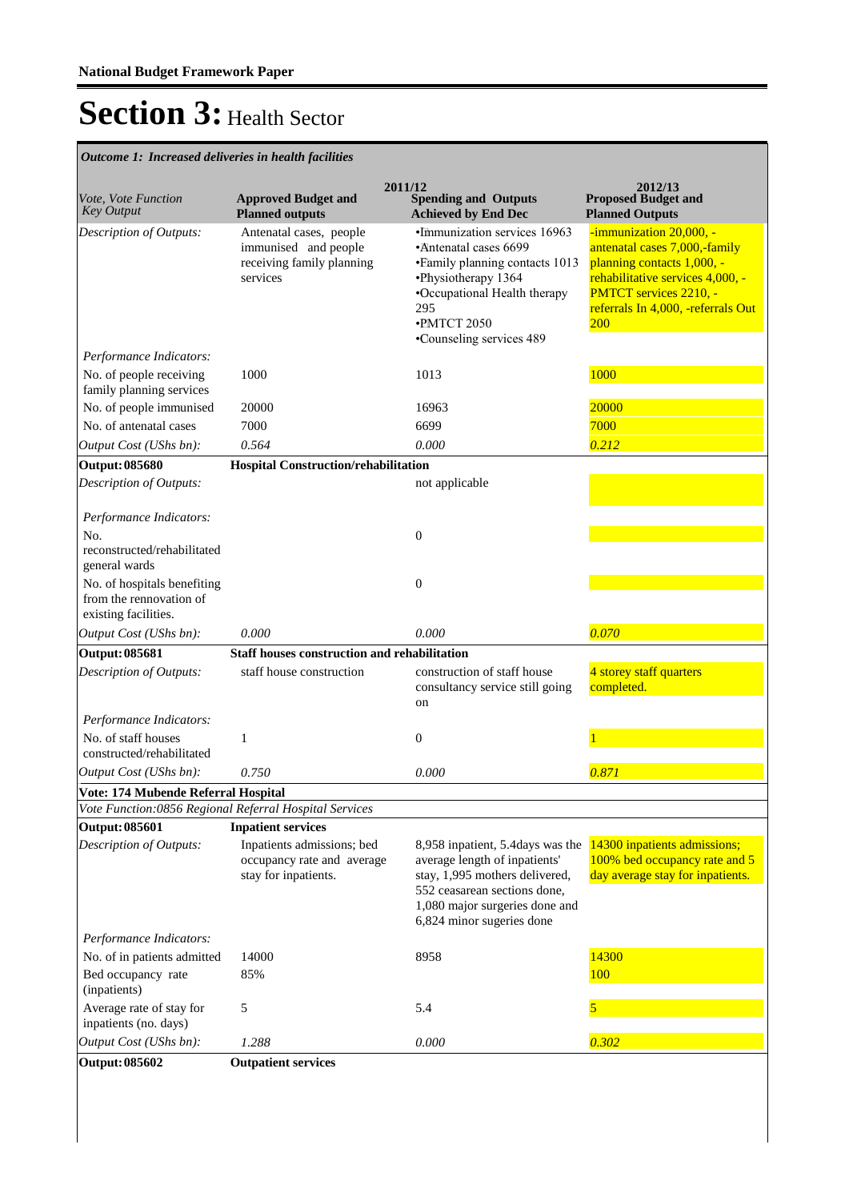# Section 3: Health Sector

*Outcome 1: Increased deliveries in health facilities*

| *Vote, Vote Function Key Output* | 2011/12 **Approved Budget and Planned outputs** | **Spending and Outputs Achieved by End Dec** | 2012/13 **Proposed Budget and Planned Outputs** |
|---|---|---|---|
| *Description of Outputs:* | Antenatal cases, people immunised and people receiving family planning services | •Immunization services 16963 •Antenatal cases 6699 •Family planning contacts 1013 •Physiotherapy 1364 •Occupational Health therapy 295 •PMTCT 2050 •Counseling services 489 | -immunization 20,000, -antenatal cases 7,000,-family planning contacts 1,000, -rehabilitative services 4,000, -PMTCT services 2210, -referrals In 4,000, -referrals Out 200 |
| *Performance Indicators:* | | | |
| No. of people receiving family planning services | 1000 | 1013 | 1000 |
| No. of people immunised | 20000 | 16963 | 20000 |
| No. of antenatal cases | 7000 | 6699 | 7000 |
| *Output Cost (UShs bn):* | *0.564* | *0.000* | *0.212* |
| **Output: 085680** | **Hospital Construction/rehabilitation** | | |
| *Description of Outputs:* | | not applicable | |
| *Performance Indicators:* | | | |
| No. reconstructed/rehabilitated general wards | | 0 | |
| No. of hospitals benefiting from the rennovation of existing facilities. | | 0 | |
| *Output Cost (UShs bn):* | *0.000* | *0.000* | *0.070* |
| **Output: 085681** | **Staff houses construction and rehabilitation** | | |
| *Description of Outputs:* | staff house construction | construction of staff house consultancy service still going on | 4 storey staff quarters completed. |
| *Performance Indicators:* | | | |
| No. of staff houses constructed/rehabilitated | 1 | 0 | 1 |
| *Output Cost (UShs bn):* | *0.750* | *0.000* | *0.871* |
| **Vote: 174 Mubende Referral Hospital** | | | |
| *Vote Function:0856 Regional Referral Hospital Services* | | | |
| **Output: 085601** | **Inpatient services** | | |
| *Description of Outputs:* | Inpatients admissions; bed occupancy rate and average stay for inpatients. | 8,958 inpatient, 5.4days was the average length of inpatients' stay, 1,995 mothers delivered, 552 ceasarean sections done, 1,080 major surgeries done and 6,824 minor sugeries done | 14300 inpatients admissions; 100% bed occupancy rate and 5 day average stay for inpatients. |
| *Performance Indicators:* | | | |
| No. of in patients admitted | 14000 | 8958 | 14300 |
| Bed occupancy rate (inpatients) | 85% | | 100 |
| Average rate of stay for inpatients (no. days) | 5 | 5.4 | 5 |
| *Output Cost (UShs bn):* | *1.288* | *0.000* | *0.302* |
| **Output: 085602** | **Outpatient services** | | |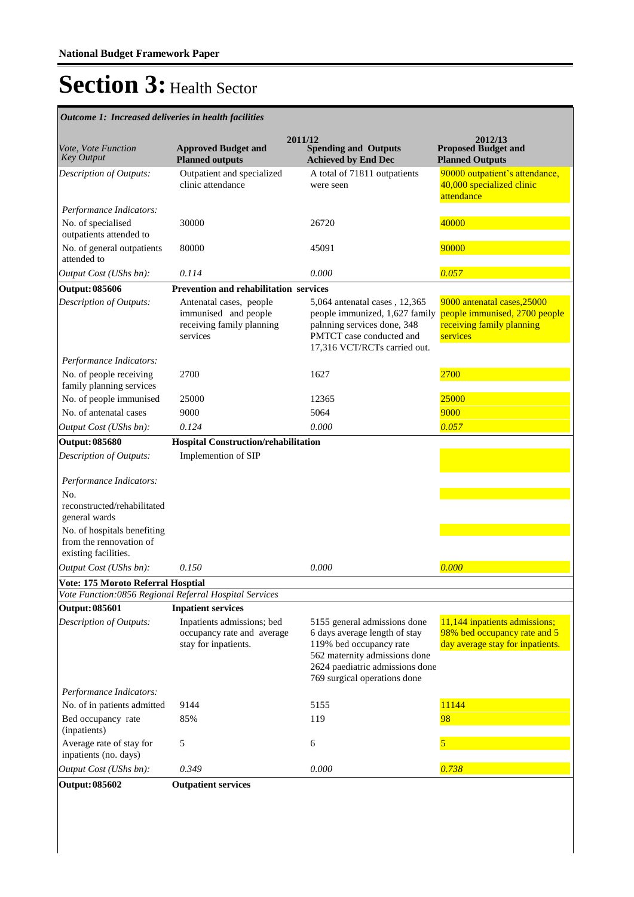# Section 3: Health Sector

*Outcome 1: Increased deliveries in health facilities*

| *Vote, Vote Function Key Output* | 2011/12 **Approved Budget and Planned outputs** | **Spending and Outputs Achieved by End Dec** | 2012/13 **Proposed Budget and Planned Outputs** |
|---|---|---|---|
| *Description of Outputs:* | Outpatient and specialized clinic attendance | A total of 71811 outpatients were seen | 90000 outpatient's attendance, 40,000 specialized clinic attendance |
| *Performance Indicators:* | | | |
| No. of specialised outpatients attended to | 30000 | 26720 | 40000 |
| No. of general outpatients attended to | 80000 | 45091 | 90000 |
| *Output Cost (UShs bn):* | *0.114* | *0.000* | *0.057* |
| **Output: 085606** | **Prevention and rehabilitation services** | | |
| *Description of Outputs:* | Antenatal cases, people immunised and people receiving family planning services | 5,064 antenatal cases , 12,365 people immunized, 1,627 family palnning services done, 348 PMTCT case conducted and 17,316 VCT/RCTs carried out. | 9000 antenatal cases,25000 people immunised, 2700 people receiving family planning services |
| *Performance Indicators:* | | | |
| No. of people receiving family planning services | 2700 | 1627 | 2700 |
| No. of people immunised | 25000 | 12365 | 25000 |
| No. of antenatal cases | 9000 | 5064 | 9000 |
| *Output Cost (UShs bn):* | *0.124* | *0.000* | *0.057* |
| **Output: 085680** | **Hospital Construction/rehabilitation** | | |
| *Description of Outputs:* | Implemention of SIP | | |
| *Performance Indicators:* | | | |
| No. reconstructed/rehabilitated general wards | | | |
| No. of hospitals benefiting from the rennovation of existing facilities. | | | |
| *Output Cost (UShs bn):* | *0.150* | *0.000* | *0.000* |
| **Vote: 175 Moroto Referral Hosptial** | | | |
| *Vote Function:0856 Regional Referral Hospital Services* | | | |
| **Output: 085601** | **Inpatient services** | | |
| *Description of Outputs:* | Inpatients admissions; bed occupancy rate and average stay for inpatients. | 5155 general admissions done 6 days average length of stay 119% bed occupancy rate 562 maternity admissions done 2624 paediatric admissions done 769 surgical operations done | 11,144 inpatients admissions; 98% bed occupancy rate and 5 day average stay for inpatients. |
| *Performance Indicators:* | | | |
| No. of in patients admitted | 9144 | 5155 | 11144 |
| Bed occupancy rate (inpatients) | 85% | 119 | 98 |
| Average rate of stay for inpatients (no. days) | 5 | 6 | 5 |
| *Output Cost (UShs bn):* | *0.349* | *0.000* | *0.738* |
| **Output: 085602** | **Outpatient services** | | |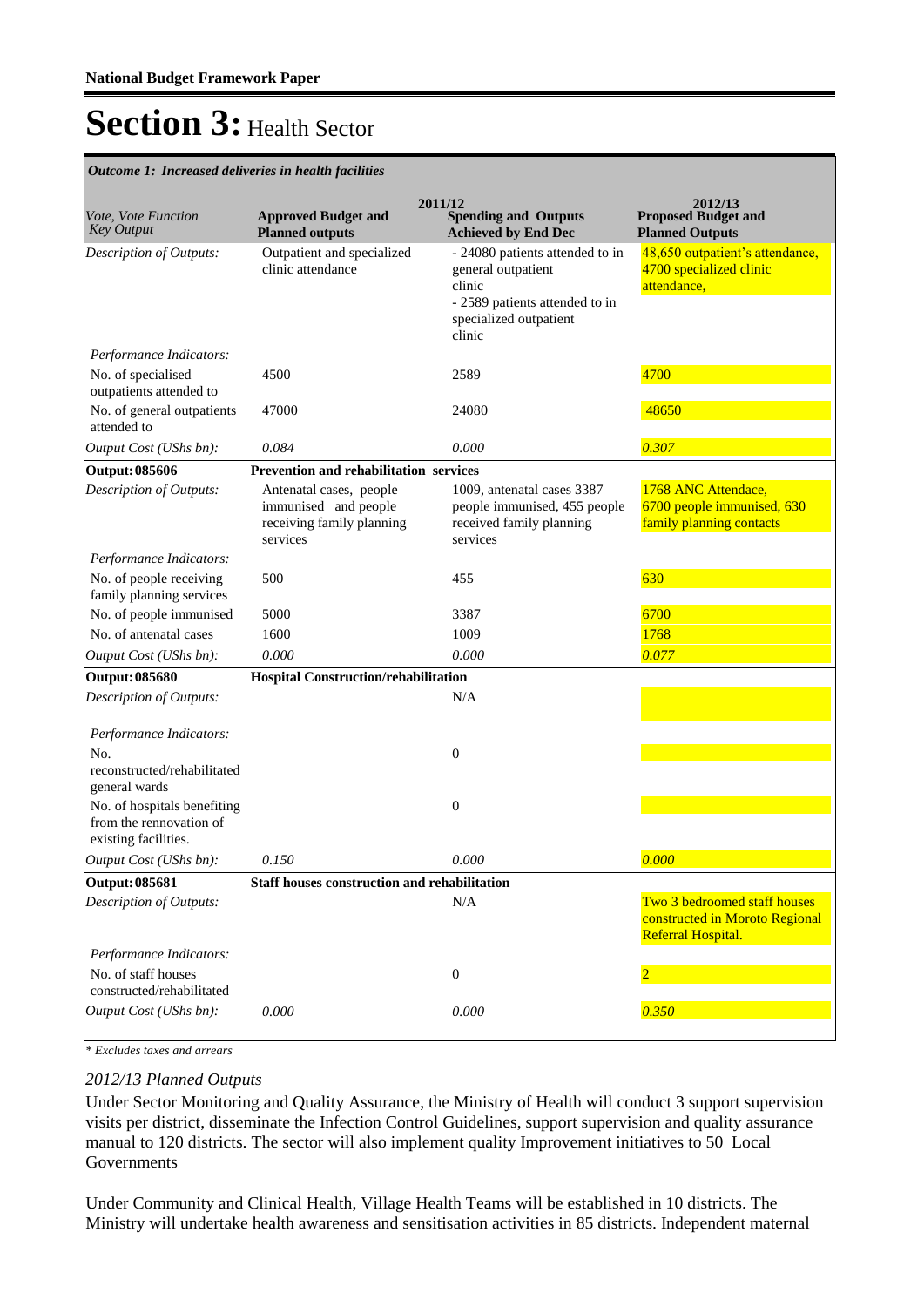# Section 3: Health Sector

*Outcome 1: Increased deliveries in health facilities*

| *Vote, Vote Function Key Output* | 2011/12 **Approved Budget and Planned outputs** | **Spending and Outputs Achieved by End Dec** | 2012/13 **Proposed Budget and Planned Outputs** |
|---|---|---|---|
| *Description of Outputs:* | Outpatient and specialized clinic attendance | - 24080 patients attended to in general outpatient clinic<br>- 2589 patients attended to in specialized outpatient clinic | 48,650 outpatient's attendance, 4700 specialized clinic attendance, |
| *Performance Indicators:* | | | |
| No. of specialised outpatients attended to | 4500 | 2589 | 4700 |
| No. of general outpatients attended to | 47000 | 24080 | 48650 |
| *Output Cost (UShs bn):* | *0.084* | *0.000* | *0.307* |
| **Output: 085606** | **Prevention and rehabilitation services** | | |
| *Description of Outputs:* | Antenatal cases, people immunised and people receiving family planning services | 1009, antenatal cases 3387 people immunised, 455 people received family planning services | 1768 ANC Attendace, 6700 people immunised, 630 family planning contacts |
| *Performance Indicators:* | | | |
| No. of people receiving family planning services | 500 | 455 | 630 |
| No. of people immunised | 5000 | 3387 | 6700 |
| No. of antenatal cases | 1600 | 1009 | 1768 |
| *Output Cost (UShs bn):* | *0.000* | *0.000* | *0.077* |
| **Output: 085680** | **Hospital Construction/rehabilitation** | | |
| *Description of Outputs:* | | N/A | |
| *Performance Indicators:* | | | |
| No. reconstructed/rehabilitated general wards | | 0 | |
| No. of hospitals benefiting from the rennovation of existing facilities. | | 0 | |
| *Output Cost (UShs bn):* | *0.150* | *0.000* | *0.000* |
| **Output: 085681** | **Staff houses construction and rehabilitation** | | |
| *Description of Outputs:* | | N/A | Two 3 bedroomed staff houses constructed in Moroto Regional Referral Hospital. |
| *Performance Indicators:* | | | |
| No. of staff houses constructed/rehabilitated | | 0 | 2 |
| *Output Cost (UShs bn):* | *0.000* | *0.000* | *0.350* |

*\* Excludes taxes and arrears*

*2012/13 Planned Outputs*

Under Sector Monitoring and Quality Assurance, the Ministry of Health will conduct 3 support supervision visits per district, disseminate the Infection Control Guidelines, support supervision and quality assurance manual to 120 districts. The sector will also implement quality Improvement initiatives to 50 Local Governments

Under Community and Clinical Health, Village Health Teams will be established in 10 districts. The Ministry will undertake health awareness and sensitisation activities in 85 districts. Independent maternal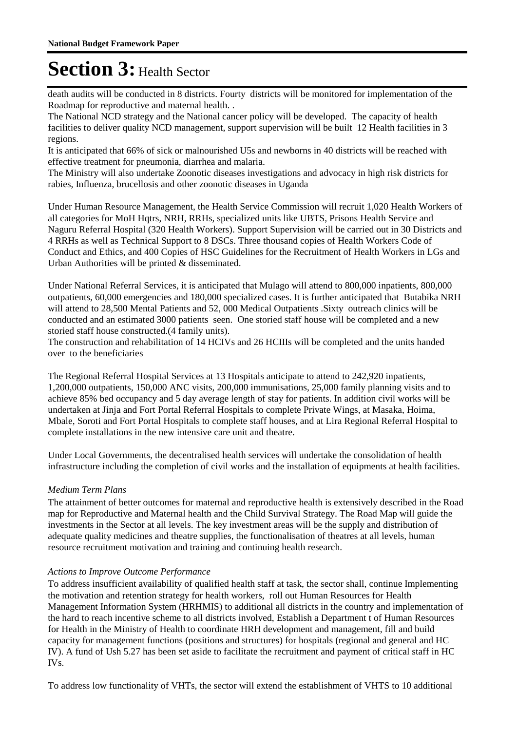death audits will be conducted in 8 districts. Fourty districts will be monitored for implementation of the Roadmap for reproductive and maternal health. .

The National NCD strategy and the National cancer policy will be developed. The capacity of health facilities to deliver quality NCD management, support supervision will be built 12 Health facilities in 3 regions.

It is anticipated that 66% of sick or malnourished U5s and newborns in 40 districts will be reached with effective treatment for pneumonia, diarrhea and malaria.

The Ministry will also undertake Zoonotic diseases investigations and advocacy in high risk districts for rabies, Influenza, brucellosis and other zoonotic diseases in Uganda

Under Human Resource Management, the Health Service Commission will recruit 1,020 Health Workers of all categories for MoH Hqtrs, NRH, RRHs, specialized units like UBTS, Prisons Health Service and Naguru Referral Hospital (320 Health Workers). Support Supervision will be carried out in 30 Districts and 4 RRHs as well as Technical Support to 8 DSCs. Three thousand copies of Health Workers Code of Conduct and Ethics, and 400 Copies of HSC Guidelines for the Recruitment of Health Workers in LGs and Urban Authorities will be printed & disseminated.

Under National Referral Services, it is anticipated that Mulago will attend to 800,000 inpatients, 800,000 outpatients, 60,000 emergencies and 180,000 specialized cases. It is further anticipated that Butabika NRH will attend to 28,500 Mental Patients and 52, 000 Medical Outpatients .Sixty outreach clinics will be conducted and an estimated 3000 patients seen. One storied staff house will be completed and a new storied staff house constructed.(4 family units).

The construction and rehabilitation of 14 HCIVs and 26 HCIIIs will be completed and the units handed over to the beneficiaries

The Regional Referral Hospital Services at 13 Hospitals anticipate to attend to 242,920 inpatients, 1,200,000 outpatients, 150,000 ANC visits, 200,000 immunisations, 25,000 family planning visits and to achieve 85% bed occupancy and 5 day average length of stay for patients. In addition civil works will be undertaken at Jinja and Fort Portal Referral Hospitals to complete Private Wings, at Masaka, Hoima, Mbale, Soroti and Fort Portal Hospitals to complete staff houses, and at Lira Regional Referral Hospital to complete installations in the new intensive care unit and theatre.

Under Local Governments, the decentralised health services will undertake the consolidation of health infrastructure including the completion of civil works and the installation of equipments at health facilities.

*Medium Term Plans*

The attainment of better outcomes for maternal and reproductive health is extensively described in the Road map for Reproductive and Maternal health and the Child Survival Strategy. The Road Map will guide the investments in the Sector at all levels. The key investment areas will be the supply and distribution of adequate quality medicines and theatre supplies, the functionalisation of theatres at all levels, human resource recruitment motivation and training and continuing health research.

*Actions to Improve Outcome Performance*

To address insufficient availability of qualified health staff at task, the sector shall, continue Implementing the motivation and retention strategy for health workers, roll out Human Resources for Health Management Information System (HRHMIS) to additional all districts in the country and implementation of the hard to reach incentive scheme to all districts involved, Establish a Department t of Human Resources for Health in the Ministry of Health to coordinate HRH development and management, fill and build capacity for management functions (positions and structures) for hospitals (regional and general and HC IV). A fund of Ush 5.27 has been set aside to facilitate the recruitment and payment of critical staff in HC IVs.

To address low functionality of VHTs, the sector will extend the establishment of VHTS to 10 additional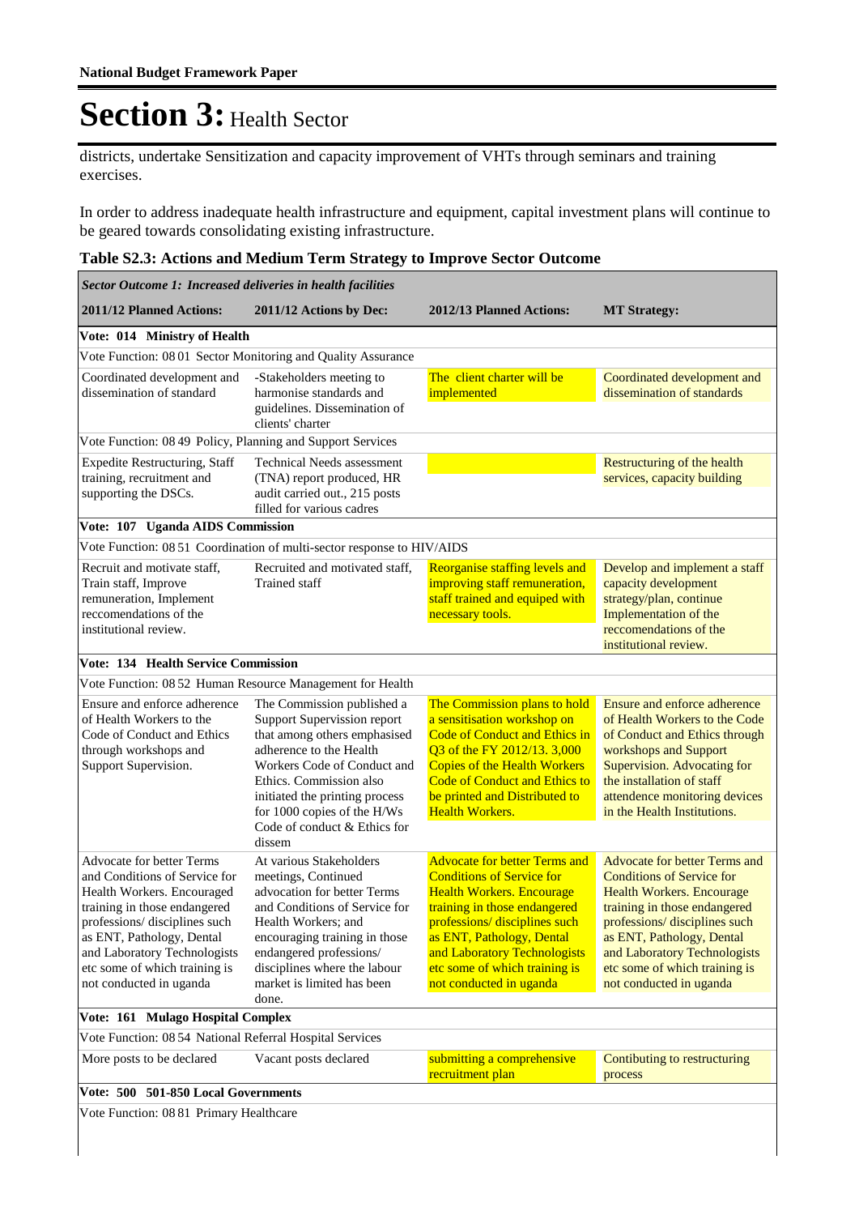districts, undertake Sensitization and capacity improvement of VHTs through seminars and training exercises.

In order to address inadequate health infrastructure and equipment, capital investment plans will continue to be geared towards consolidating existing infrastructure.

**Table S2.3: Actions and Medium Term Strategy to Improve Sector Outcome**

| *Sector Outcome 1: Increased deliveries in health facilities* | | | |
|---|---|---|---|
| **2011/12 Planned Actions:** | **2011/12 Actions by Dec:** | **2012/13 Planned Actions:** | **MT Strategy:** |
| **Vote: 014 Ministry of Health** | | | |
| Vote Function: 08 01 Sector Monitoring and Quality Assurance | | | |
| Coordinated development and dissemination of standard | -Stakeholders meeting to harmonise standards and guidelines. Dissemination of clients' charter | The client charter will be implemented | Coordinated development and dissemination of standards |
| Vote Function: 08 49 Policy, Planning and Support Services | | | |
| Expedite Restructuring, Staff training, recruitment and supporting the DSCs. | Technical Needs assessment (TNA) report produced, HR audit carried out., 215 posts filled for various cadres | | Restructuring of the health services, capacity building |
| **Vote: 107 Uganda AIDS Commission** | | | |
| Vote Function: 08 51 Coordination of multi-sector response to HIV/AIDS | | | |
| Recruit and motivate staff, Train staff, Improve remuneration, Implement reccomendations of the institutional review. | Recruited and motivated staff, Trained staff | Reorganise staffing levels and improving staff remuneration, staff trained and equiped with necessary tools. | Develop and implement a staff capacity development strategy/plan, continue Implementation of the reccomendations of the institutional review. |
| **Vote: 134 Health Service Commission** | | | |
| Vote Function: 08 52 Human Resource Management for Health | | | |
| Ensure and enforce adherence of Health Workers to the Code of Conduct and Ethics through workshops and Support Supervision. | The Commission published a Support Supervision report that among others emphasised adherence to the Health Workers Code of Conduct and Ethics. Commission also initiated the printing process for 1000 copies of the H/Ws Code of conduct & Ethics for dissem | The Commission plans to hold a sensitisation workshop on Code of Conduct and Ethics in Q3 of the FY 2012/13. 3,000 Copies of the Health Workers Code of Conduct and Ethics to be printed and Distributed to Health Workers. | Ensure and enforce adherence of Health Workers to the Code of Conduct and Ethics through workshops and Support Supervision. Advocating for the installation of staff attendence monitoring devices in the Health Institutions. |
| Advocate for better Terms and Conditions of Service for Health Workers. Encouraged training in those endangered professions/ disciplines such as ENT, Pathology, Dental and Laboratory Technologists etc some of which training is not conducted in uganda | At various Stakeholders meetings, Continued advocation for better Terms and Conditions of Service for Health Workers; and encouraging training in those endangered professions/ disciplines where the labour market is limited has been done. | Advocate for better Terms and Conditions of Service for Health Workers. Encourage training in those endangered professions/ disciplines such as ENT, Pathology, Dental and Laboratory Technologists etc some of which training is not conducted in uganda | Advocate for better Terms and Conditions of Service for Health Workers. Encourage training in those endangered professions/ disciplines such as ENT, Pathology, Dental and Laboratory Technologists etc some of which training is not conducted in uganda |
| **Vote: 161 Mulago Hospital Complex** | | | |
| Vote Function: 08 54 National Referral Hospital Services | | | |
| More posts to be declared | Vacant posts declared | submitting a comprehensive recruitment plan | Contibuting to restructuring process |
| **Vote: 500 501-850 Local Governments** | | | |
| Vote Function: 08 81 Primary Healthcare | | | |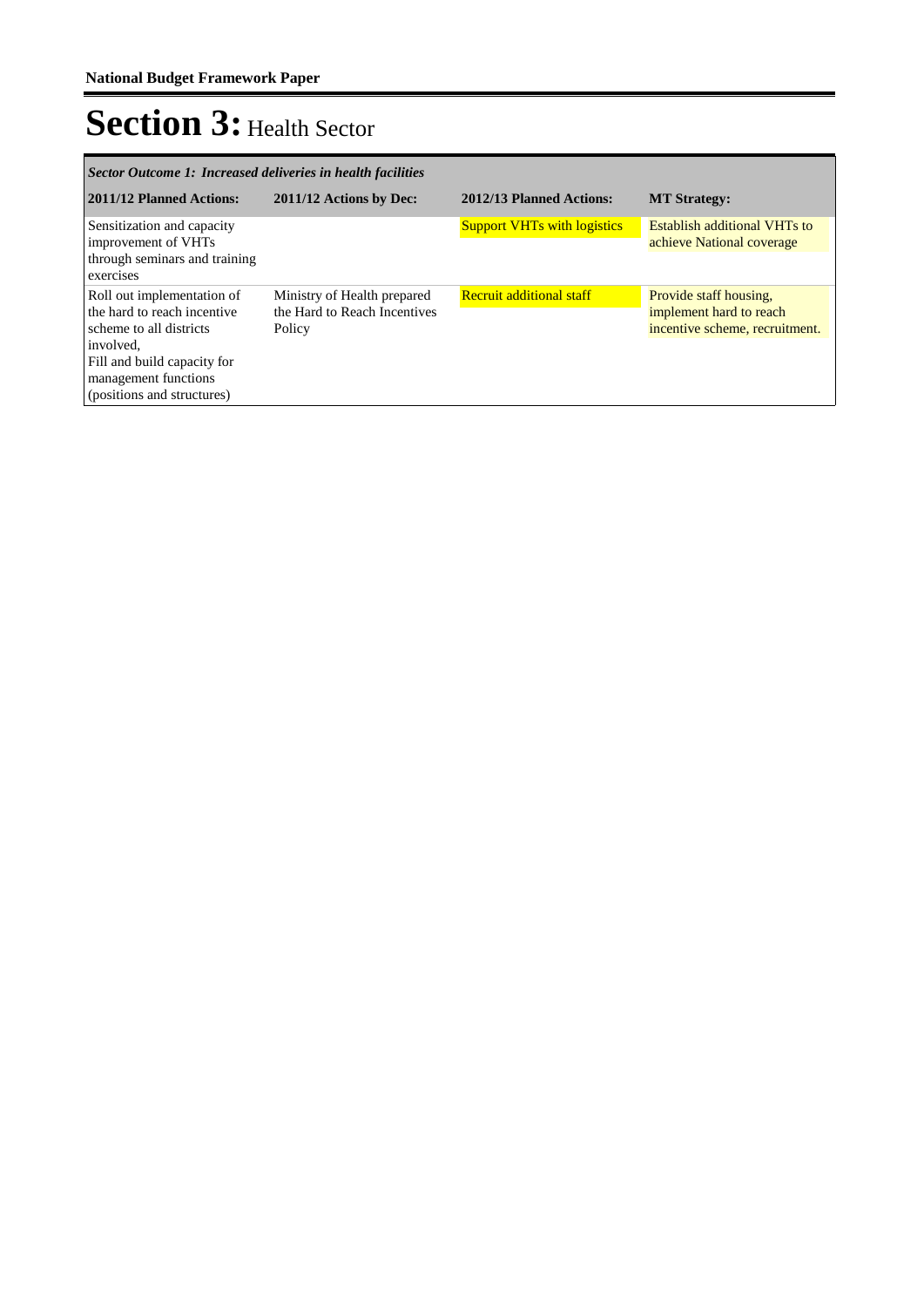# Section 3: Health Sector

| *Sector Outcome 1: Increased deliveries in health facilities* | | | |
|---|---|---|---|
| **2011/12 Planned Actions:** | **2011/12 Actions by Dec:** | **2012/13 Planned Actions:** | **MT Strategy:** |
| Sensitization and capacity improvement of VHTs through seminars and training exercises | | Support VHTs with logistics | Establish additional VHTs to achieve National coverage |
| Roll out implementation of the hard to reach incentive scheme to all districts involved,<br>Fill and build capacity for management functions (positions and structures) | Ministry of Health prepared the Hard to Reach Incentives Policy | Recruit additional staff | Provide staff housing, implement hard to reach incentive scheme, recruitment. |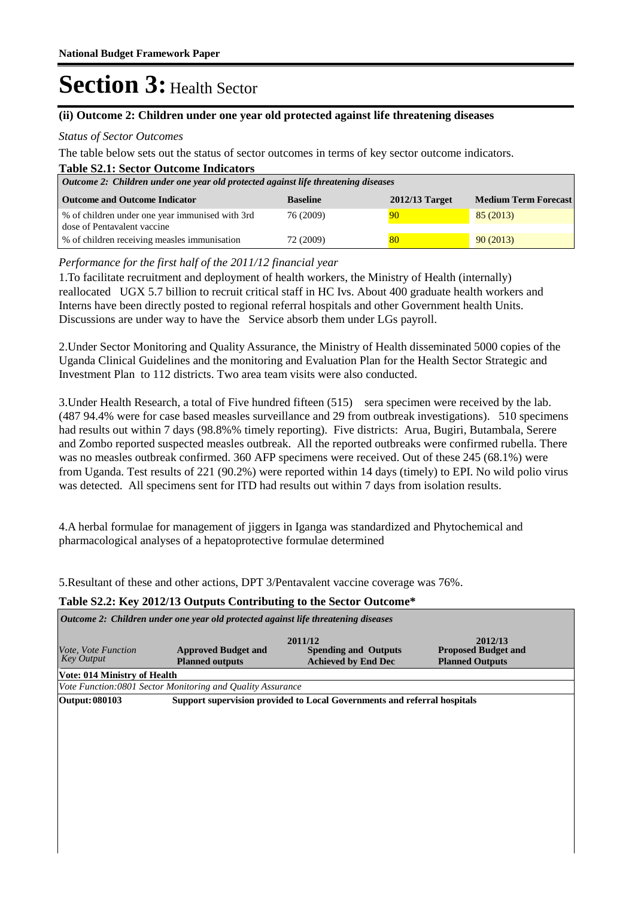# Section 3: Health Sector

### (ii) Outcome 2: Children under one year old protected against life threatening diseases

*Status of Sector Outcomes*

The table below sets out the status of sector outcomes in terms of key sector outcome indicators.

**Table S2.1: Sector Outcome Indicators**

| *Outcome 2: Children under one year old protected against life threatening diseases* | | | |
|---|---|---|---|
| **Outcome and Outcome Indicator** | **Baseline** | **2012/13 Target** | **Medium Term Forecast** |
| % of children under one year immunised with 3rd dose of Pentavalent vaccine | 76 (2009) | 90 | 85 (2013) |
| % of children receiving measles immunisation | 72 (2009) | 80 | 90 (2013) |

*Performance for the first half of the 2011/12 financial year*

1.To facilitate recruitment and deployment of health workers, the Ministry of Health (internally) reallocated UGX 5.7 billion to recruit critical staff in HC Ivs. About 400 graduate health workers and Interns have been directly posted to regional referral hospitals and other Government health Units. Discussions are under way to have the Service absorb them under LGs payroll.

2.Under Sector Monitoring and Quality Assurance, the Ministry of Health disseminated 5000 copies of the Uganda Clinical Guidelines and the monitoring and Evaluation Plan for the Health Sector Strategic and Investment Plan to 112 districts. Two area team visits were also conducted.

3.Under Health Research, a total of Five hundred fifteen (515) sera specimen were received by the lab. (487 94.4% were for case based measles surveillance and 29 from outbreak investigations). 510 specimens had results out within 7 days (98.8%% timely reporting). Five districts: Arua, Bugiri, Butambala, Serere and Zombo reported suspected measles outbreak. All the reported outbreaks were confirmed rubella. There was no measles outbreak confirmed. 360 AFP specimens were received. Out of these 245 (68.1%) were from Uganda. Test results of 221 (90.2%) were reported within 14 days (timely) to EPI. No wild polio virus was detected. All specimens sent for ITD had results out within 7 days from isolation results.

4.A herbal formulae for management of jiggers in Iganga was standardized and Phytochemical and pharmacological analyses of a hepatoprotective formulae determined

5.Resultant of these and other actions, DPT 3/Pentavalent vaccine coverage was 76%.

**Table S2.2: Key 2012/13 Outputs Contributing to the Sector Outcome***

| *Outcome 2: Children under one year old protected against life threatening diseases* | | | |
|---|---|---|---|
| | 2011/12 | | 2012/13 |
| *Vote, Vote Function Key Output* | **Approved Budget and Planned outputs** | **Spending and Outputs Achieved by End Dec** | **Proposed Budget and Planned Outputs** |
| **Vote: 014 Ministry of Health** | | | |
| *Vote Function:0801 Sector Monitoring and Quality Assurance* | | | |
| **Output: 080103** | **Support supervision provided to Local Governments and referral hospitals** | | |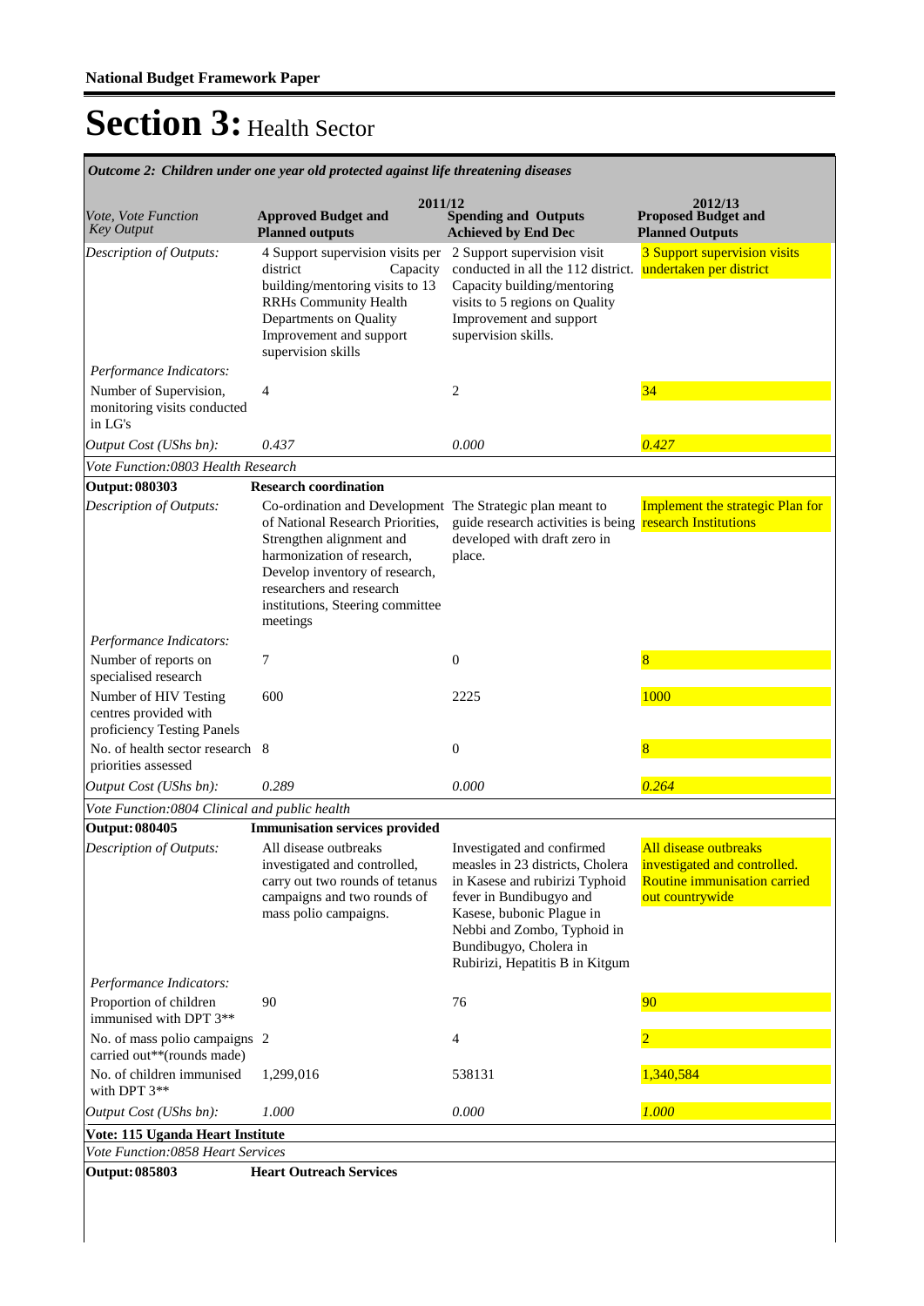**National Budget Framework Paper**

# Section 3: Health Sector

*Outcome 2: Children under one year old protected against life threatening diseases*

| *Vote, Vote Function Key Output* | 2011/12 Approved Budget and Planned outputs | 2011/12 Spending and Outputs Achieved by End Dec | 2012/13 Proposed Budget and Planned Outputs |
|---|---|---|---|
| *Description of Outputs:* | 4 Support supervision visits per district Capacity building/mentoring visits to 13 RRHs Community Health Departments on Quality Improvement and support supervision skills | 2 Support supervision visit conducted in all the 112 district. Capacity building/mentoring visits to 5 regions on Quality Improvement and support supervision skills. | 3 Support supervision visits undertaken per district |
| *Performance Indicators:* | | | |
| Number of Supervision, monitoring visits conducted in LG's | 4 | 2 | 34 |
| *Output Cost (UShs bn):* | *0.437* | *0.000* | *0.427* |
| *Vote Function:0803 Health Research* | | | |
| **Output: 080303** | **Research coordination** | | |
| *Description of Outputs:* | Co-ordination and Development of National Research Priorities, Strengthen alignment and harmonization of research, Develop inventory of research, researchers and research institutions, Steering committee meetings | The Strategic plan meant to guide research activities is being developed with draft zero in place. | Implement the strategic Plan for research Institutions |
| *Performance Indicators:* | | | |
| Number of reports on specialised research | 7 | 0 | 8 |
| Number of HIV Testing centres provided with proficiency Testing Panels | 600 | 2225 | 1000 |
| No. of health sector research priorities assessed | 8 | 0 | 8 |
| *Output Cost (UShs bn):* | *0.289* | *0.000* | *0.264* |
| *Vote Function:0804 Clinical and public health* | | | |
| **Output: 080405** | **Immunisation services provided** | | |
| *Description of Outputs:* | All disease outbreaks investigated and controlled, carry out two rounds of tetanus campaigns and two rounds of mass polio campaigns. | Investigated and confirmed measles in 23 districts, Cholera in Kasese and rubirizi Typhoid fever in Bundibugyo and Kasese, bubonic Plague in Nebbi and Zombo, Typhoid in Bundibugyo, Cholera in Rubirizi, Hepatitis B in Kitgum | All disease outbreaks investigated and controlled. Routine immunisation carried out countrywide |
| *Performance Indicators:* | | | |
| Proportion of children immunised with DPT 3** | 90 | 76 | 90 |
| No. of mass polio campaigns carried out**(rounds made) | 2 | 4 | 2 |
| No. of children immunised with DPT 3** | 1,299,016 | 538131 | 1,340,584 |
| *Output Cost (UShs bn):* | *1.000* | *0.000* | *1.000* |
| **Vote: 115 Uganda Heart Institute** | | | |
| *Vote Function:0858 Heart Services* | | | |
| **Output: 085803** | **Heart Outreach Services** | | |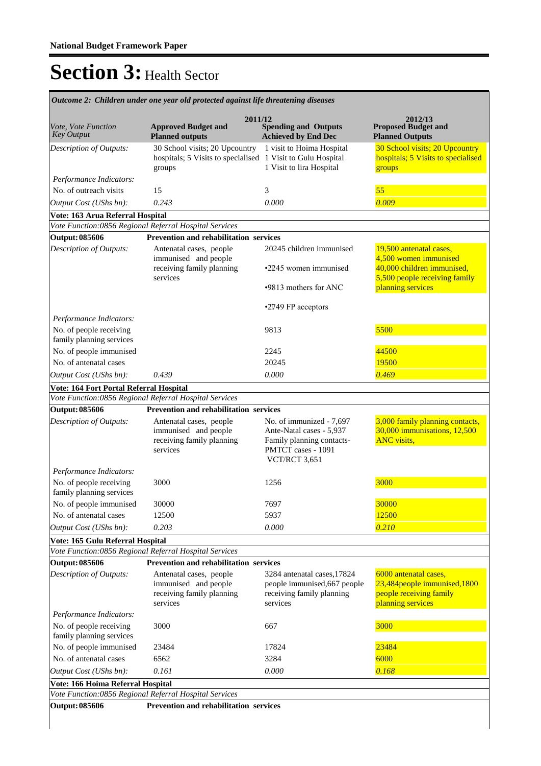# Section 3: Health Sector

*Outcome 2: Children under one year old protected against life threatening diseases*

| *Vote, Vote Function Key Output* | 2011/12 Approved Budget and Planned outputs | 2011/12 Spending and Outputs Achieved by End Dec | 2012/13 Proposed Budget and Planned Outputs |
|---|---|---|---|
| *Description of Outputs:* | 30 School visits; 20 Upcountry hospitals; 5 Visits to specialised groups | 1 visit to Hoima Hospital<br>1 Visit to Gulu Hospital<br>1 Visit to lira Hospital | 30 School visits; 20 Upcountry hospitals; 5 Visits to specialised groups |
| *Performance Indicators:* | | | |
| No. of outreach visits | 15 | 3 | 55 |
| *Output Cost (UShs bn):* | *0.243* | *0.000* | *0.009* |
| **Vote: 163 Arua Referral Hospital** | | | |
| *Vote Function:0856 Regional Referral Hospital Services* | | | |
| **Output: 085606** | **Prevention and rehabilitation services** | | |
| *Description of Outputs:* | Antenatal cases, people immunised and people receiving family planning services | 20245 children immunised<br>•2245 women immunised<br>•9813 mothers for ANC<br>•2749 FP acceptors | 19,500 antenatal cases, 4,500 women immunised 40,000 children immunised, 5,500 people receiving family planning services |
| *Performance Indicators:* | | | |
| No. of people receiving family planning services | | 9813 | 5500 |
| No. of people immunised | | 2245 | 44500 |
| No. of antenatal cases | | 20245 | 19500 |
| *Output Cost (UShs bn):* | *0.439* | *0.000* | *0.469* |
| **Vote: 164 Fort Portal Referral Hospital** | | | |
| *Vote Function:0856 Regional Referral Hospital Services* | | | |
| **Output: 085606** | **Prevention and rehabilitation services** | | |
| *Description of Outputs:* | Antenatal cases, people immunised and people receiving family planning services | No. of immunized - 7,697<br>Ante-Natal cases - 5,937<br>Family planning contacts-<br>PMTCT cases - 1091<br>VCT/RCT 3,651 | 3,000 family planning contacts, 30,000 immunisations, 12,500 ANC visits, |
| *Performance Indicators:* | | | |
| No. of people receiving family planning services | 3000 | 1256 | 3000 |
| No. of people immunised | 30000 | 7697 | 30000 |
| No. of antenatal cases | 12500 | 5937 | 12500 |
| *Output Cost (UShs bn):* | *0.203* | *0.000* | *0.210* |
| **Vote: 165 Gulu Referral Hospital** | | | |
| *Vote Function:0856 Regional Referral Hospital Services* | | | |
| **Output: 085606** | **Prevention and rehabilitation services** | | |
| *Description of Outputs:* | Antenatal cases, people immunised and people receiving family planning services | 3284 antenatal cases,17824 people immunised,667 people receiving family planning services | 6000 antenatal cases, 23,484people immunised,1800 people receiving family planning services |
| *Performance Indicators:* | | | |
| No. of people receiving family planning services | 3000 | 667 | 3000 |
| No. of people immunised | 23484 | 17824 | 23484 |
| No. of antenatal cases | 6562 | 3284 | 6000 |
| *Output Cost (UShs bn):* | *0.161* | *0.000* | *0.168* |
| **Vote: 166 Hoima Referral Hospital** | | | |
| *Vote Function:0856 Regional Referral Hospital Services* | | | |
| **Output: 085606** | **Prevention and rehabilitation services** | | |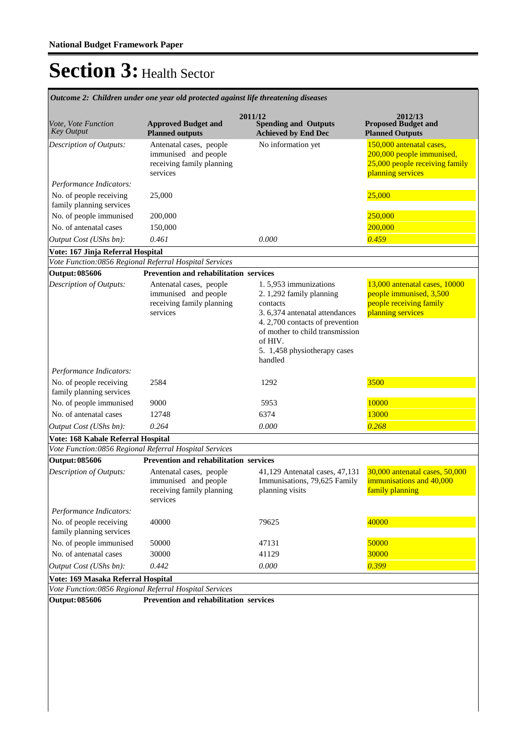# Section 3: Health Sector

*Outcome 2: Children under one year old protected against life threatening diseases*

| *Vote, Vote Function Key Output* | 2011/12 **Approved Budget and Planned outputs** | **Spending and Outputs Achieved by End Dec** | 2012/13 **Proposed Budget and Planned Outputs** |
|---|---|---|---|
| *Description of Outputs:* | Antenatal cases, people immunised and people receiving family planning services | No information yet | 150,000 antenatal cases, 200,000 people immunised, 25,000 people receiving family planning services |
| *Performance Indicators:* | | | |
| No. of people receiving family planning services | 25,000 | | 25,000 |
| No. of people immunised | 200,000 | | 250,000 |
| No. of antenatal cases | 150,000 | | 200,000 |
| *Output Cost (UShs bn):* | *0.461* | *0.000* | *0.459* |
| **Vote: 167 Jinja Referral Hospital** | | | |
| *Vote Function:0856 Regional Referral Hospital Services* | | | |
| **Output: 085606** | **Prevention and rehabilitation services** | | |
| *Description of Outputs:* | Antenatal cases, people immunised and people receiving family planning services | 1. 5,953 immunizations<br>2. 1,292 family planning contacts<br>3. 6,374 antenatal attendances<br>4. 2,700 contacts of prevention of mother to child transmission of HIV.<br>5. 1,458 physiotherapy cases handled | 13,000 antenatal cases, 10000 people immunised, 3,500 people receiving family planning services |
| *Performance Indicators:* | | | |
| No. of people receiving family planning services | 2584 | 1292 | 3500 |
| No. of people immunised | 9000 | 5953 | 10000 |
| No. of antenatal cases | 12748 | 6374 | 13000 |
| *Output Cost (UShs bn):* | *0.264* | *0.000* | *0.268* |
| **Vote: 168 Kabale Referral Hospital** | | | |
| *Vote Function:0856 Regional Referral Hospital Services* | | | |
| **Output: 085606** | **Prevention and rehabilitation services** | | |
| *Description of Outputs:* | Antenatal cases, people immunised and people receiving family planning services | 41,129 Antenatal cases, 47,131 Immunisations, 79,625 Family planning visits | 30,000 antenatal cases, 50,000 immunisations and 40,000 family planning |
| *Performance Indicators:* | | | |
| No. of people receiving family planning services | 40000 | 79625 | 40000 |
| No. of people immunised | 50000 | 47131 | 50000 |
| No. of antenatal cases | 30000 | 41129 | 30000 |
| *Output Cost (UShs bn):* | *0.442* | *0.000* | *0.399* |
| **Vote: 169 Masaka Referral Hospital** | | | |
| *Vote Function:0856 Regional Referral Hospital Services* | | | |
| **Output: 085606** | **Prevention and rehabilitation services** | | |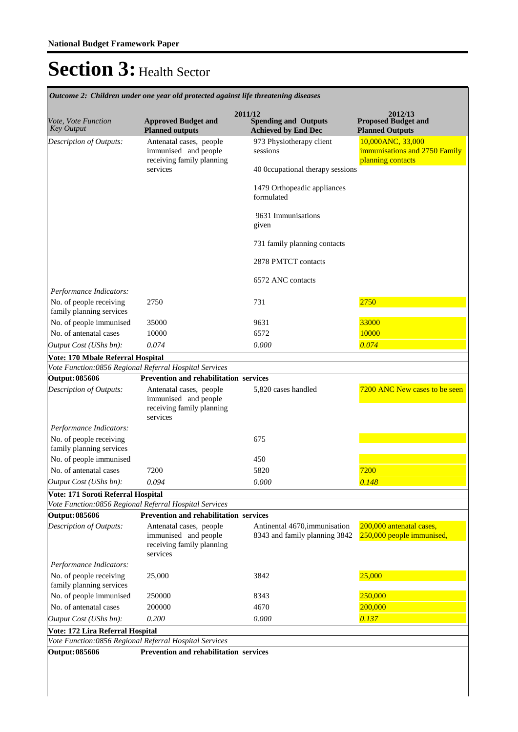# Section 3: Health Sector

*Outcome 2: Children under one year old protected against life threatening diseases*

| *Vote, Vote Function Key Output* | 2011/12 **Approved Budget and Planned outputs** | **Spending and Outputs Achieved by End Dec** | 2012/13 **Proposed Budget and Planned Outputs** |
|---|---|---|---|
| *Description of Outputs:* | Antenatal cases, people immunised and people receiving family planning services | 973 Physiotherapy client sessions<br><br>40 0ccupational therapy sessions<br><br>1479 Orthopeadic appliances formulated<br><br>9631 Immunisations given<br><br>731 family planning contacts<br><br>2878 PMTCT contacts<br><br>6572 ANC contacts | 10,000ANC, 33,000 immunisations and 2750 Family planning contacts |
| *Performance Indicators:* | | | |
| No. of people receiving family planning services | 2750 | 731 | 2750 |
| No. of people immunised | 35000 | 9631 | 33000 |
| No. of antenatal cases | 10000 | 6572 | 10000 |
| *Output Cost (UShs bn):* | *0.074* | *0.000* | *0.074* |
| **Vote: 170 Mbale Referral Hospital** | | | |
| *Vote Function:0856 Regional Referral Hospital Services* | | | |
| **Output: 085606** | **Prevention and rehabilitation services** | | |
| *Description of Outputs:* | Antenatal cases, people immunised and people receiving family planning services | 5,820 cases handled | 7200 ANC New cases to be seen |
| *Performance Indicators:* | | | |
| No. of people receiving family planning services | | 675 | |
| No. of people immunised | | 450 | |
| No. of antenatal cases | 7200 | 5820 | 7200 |
| *Output Cost (UShs bn):* | *0.094* | *0.000* | *0.148* |
| **Vote: 171 Soroti Referral Hospital** | | | |
| *Vote Function:0856 Regional Referral Hospital Services* | | | |
| **Output: 085606** | **Prevention and rehabilitation services** | | |
| *Description of Outputs:* | Antenatal cases, people immunised and people receiving family planning services | Antinental 4670,immunisation 8343 and family planning 3842 | 200,000 antenatal cases, 250,000 people immunised, |
| *Performance Indicators:* | | | |
| No. of people receiving family planning services | 25,000 | 3842 | 25,000 |
| No. of people immunised | 250000 | 8343 | 250,000 |
| No. of antenatal cases | 200000 | 4670 | 200,000 |
| *Output Cost (UShs bn):* | *0.200* | *0.000* | *0.137* |
| **Vote: 172 Lira Referral Hospital** | | | |
| *Vote Function:0856 Regional Referral Hospital Services* | | | |
| **Output: 085606** | **Prevention and rehabilitation services** | | |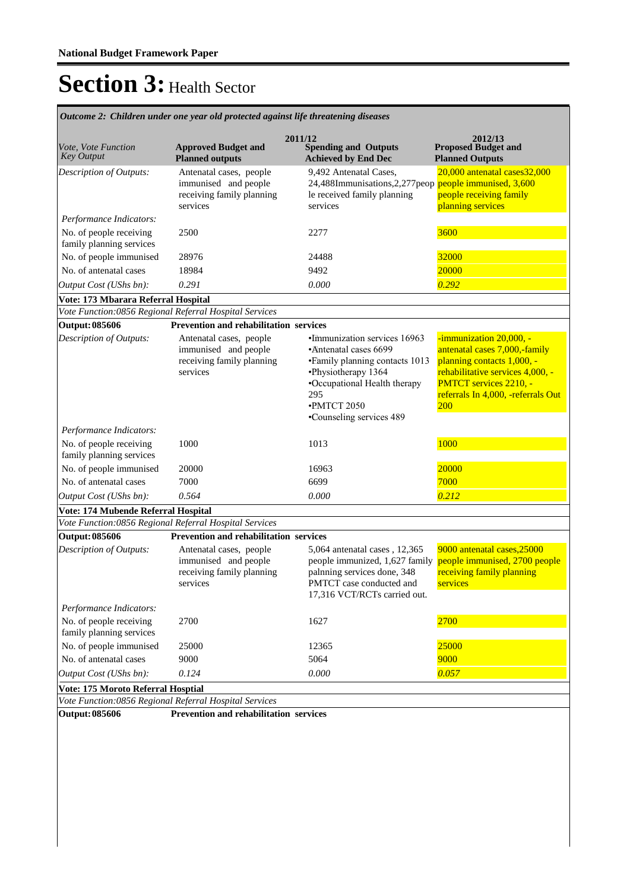**National Budget Framework Paper**

# Section 3: Health Sector

*Outcome 2: Children under one year old protected against life threatening diseases*

| Vote, Vote Function Key Output | 2011/12 Approved Budget and Planned outputs | 2011/12 Spending and Outputs Achieved by End Dec | 2012/13 Proposed Budget and Planned Outputs |
|---|---|---|---|
| *Description of Outputs:* | Antenatal cases, people immunised and people receiving family planning services | 9,492 Antenatal Cases, 24,488Immunisations,2,277people received family planning services | 20,000 antenatal cases32,000 people immunised, 3,600 people receiving family planning services |
| *Performance Indicators:* | | | |
| No. of people receiving family planning services | 2500 | 2277 | 3600 |
| No. of people immunised | 28976 | 24488 | 32000 |
| No. of antenatal cases | 18984 | 9492 | 20000 |
| *Output Cost (UShs bn):* | *0.291* | *0.000* | *0.292* |
| **Vote: 173 Mbarara Referral Hospital** | | | |
| *Vote Function:0856 Regional Referral Hospital Services* | | | |
| **Output: 085606** | **Prevention and rehabilitation services** | | |
| *Description of Outputs:* | Antenatal cases, people immunised and people receiving family planning services | •Immunization services 16963<br>•Antenatal cases 6699<br>•Family planning contacts 1013<br>•Physiotherapy 1364<br>•Occupational Health therapy 295<br>•PMTCT 2050<br>•Counseling services 489 | -immunization 20,000, -antenatal cases 7,000,-family planning contacts 1,000, -rehabilitative services 4,000, -PMTCT services 2210, -referrals In 4,000, -referrals Out 200 |
| *Performance Indicators:* | | | |
| No. of people receiving family planning services | 1000 | 1013 | 1000 |
| No. of people immunised | 20000 | 16963 | 20000 |
| No. of antenatal cases | 7000 | 6699 | 7000 |
| *Output Cost (UShs bn):* | *0.564* | *0.000* | *0.212* |
| **Vote: 174 Mubende Referral Hospital** | | | |
| *Vote Function:0856 Regional Referral Hospital Services* | | | |
| **Output: 085606** | **Prevention and rehabilitation services** | | |
| *Description of Outputs:* | Antenatal cases, people immunised and people receiving family planning services | 5,064 antenatal cases , 12,365 people immunized, 1,627 family palnning services done, 348 PMTCT case conducted and 17,316 VCT/RCTs carried out. | 9000 antenatal cases,25000 people immunised, 2700 people receiving family planning services |
| *Performance Indicators:* | | | |
| No. of people receiving family planning services | 2700 | 1627 | 2700 |
| No. of people immunised | 25000 | 12365 | 25000 |
| No. of antenatal cases | 9000 | 5064 | 9000 |
| *Output Cost (UShs bn):* | *0.124* | *0.000* | *0.057* |
| **Vote: 175 Moroto Referral Hosptial** | | | |
| *Vote Function:0856 Regional Referral Hospital Services* | | | |
| **Output: 085606** | **Prevention and rehabilitation services** | | |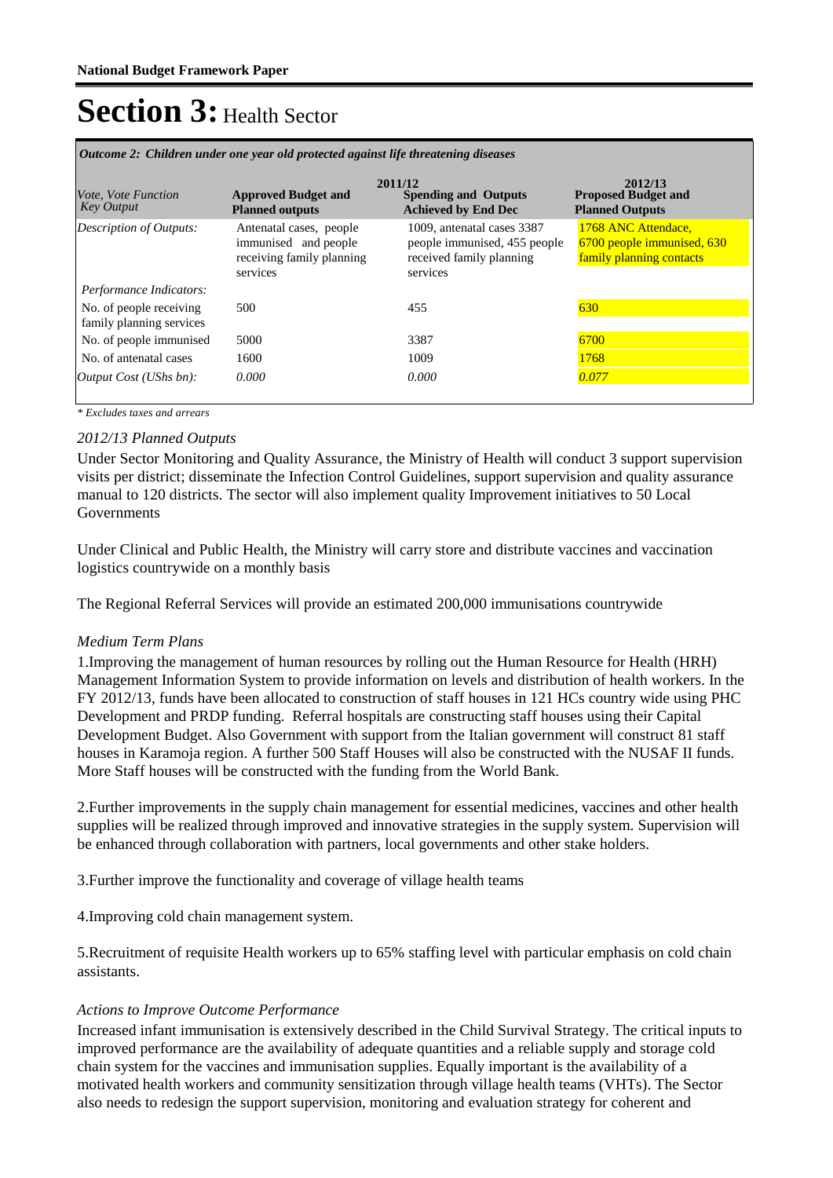# Section 3: Health Sector

*Outcome 2: Children under one year old protected against life threatening diseases*

| *Vote, Vote Function Key Output* | 2011/12 **Approved Budget and Planned outputs** | **Spending and Outputs Achieved by End Dec** | 2012/13 **Proposed Budget and Planned Outputs** |
|---|---|---|---|
| *Description of Outputs:* | Antenatal cases, people immunised and people receiving family planning services | 1009, antenatal cases 3387 people immunised, 455 people received family planning services | 1768 ANC Attendace, 6700 people immunised, 630 family planning contacts |
| *Performance Indicators:* | | | |
| No. of people receiving family planning services | 500 | 455 | 630 |
| No. of people immunised | 5000 | 3387 | 6700 |
| No. of antenatal cases | 1600 | 1009 | 1768 |
| *Output Cost (UShs bn):* | *0.000* | *0.000* | *0.077* |

*\* Excludes taxes and arrears*

*2012/13 Planned Outputs*

Under Sector Monitoring and Quality Assurance, the Ministry of Health will conduct 3 support supervision visits per district; disseminate the Infection Control Guidelines, support supervision and quality assurance manual to 120 districts. The sector will also implement quality Improvement initiatives to 50 Local Governments

Under Clinical and Public Health, the Ministry will carry store and distribute vaccines and vaccination logistics countrywide on a monthly basis

The Regional Referral Services will provide an estimated 200,000 immunisations countrywide

*Medium Term Plans*

1.Improving the management of human resources by rolling out the Human Resource for Health (HRH) Management Information System to provide information on levels and distribution of health workers. In the FY 2012/13, funds have been allocated to construction of staff houses in 121 HCs country wide using PHC Development and PRDP funding. Referral hospitals are constructing staff houses using their Capital Development Budget. Also Government with support from the Italian government will construct 81 staff houses in Karamoja region. A further 500 Staff Houses will also be constructed with the NUSAF II funds. More Staff houses will be constructed with the funding from the World Bank.

2.Further improvements in the supply chain management for essential medicines, vaccines and other health supplies will be realized through improved and innovative strategies in the supply system. Supervision will be enhanced through collaboration with partners, local governments and other stake holders.

3.Further improve the functionality and coverage of village health teams

4.Improving cold chain management system.

5.Recruitment of requisite Health workers up to 65% staffing level with particular emphasis on cold chain assistants.

*Actions to Improve Outcome Performance*

Increased infant immunisation is extensively described in the Child Survival Strategy. The critical inputs to improved performance are the availability of adequate quantities and a reliable supply and storage cold chain system for the vaccines and immunisation supplies. Equally important is the availability of a motivated health workers and community sensitization through village health teams (VHTs). The Sector also needs to redesign the support supervision, monitoring and evaluation strategy for coherent and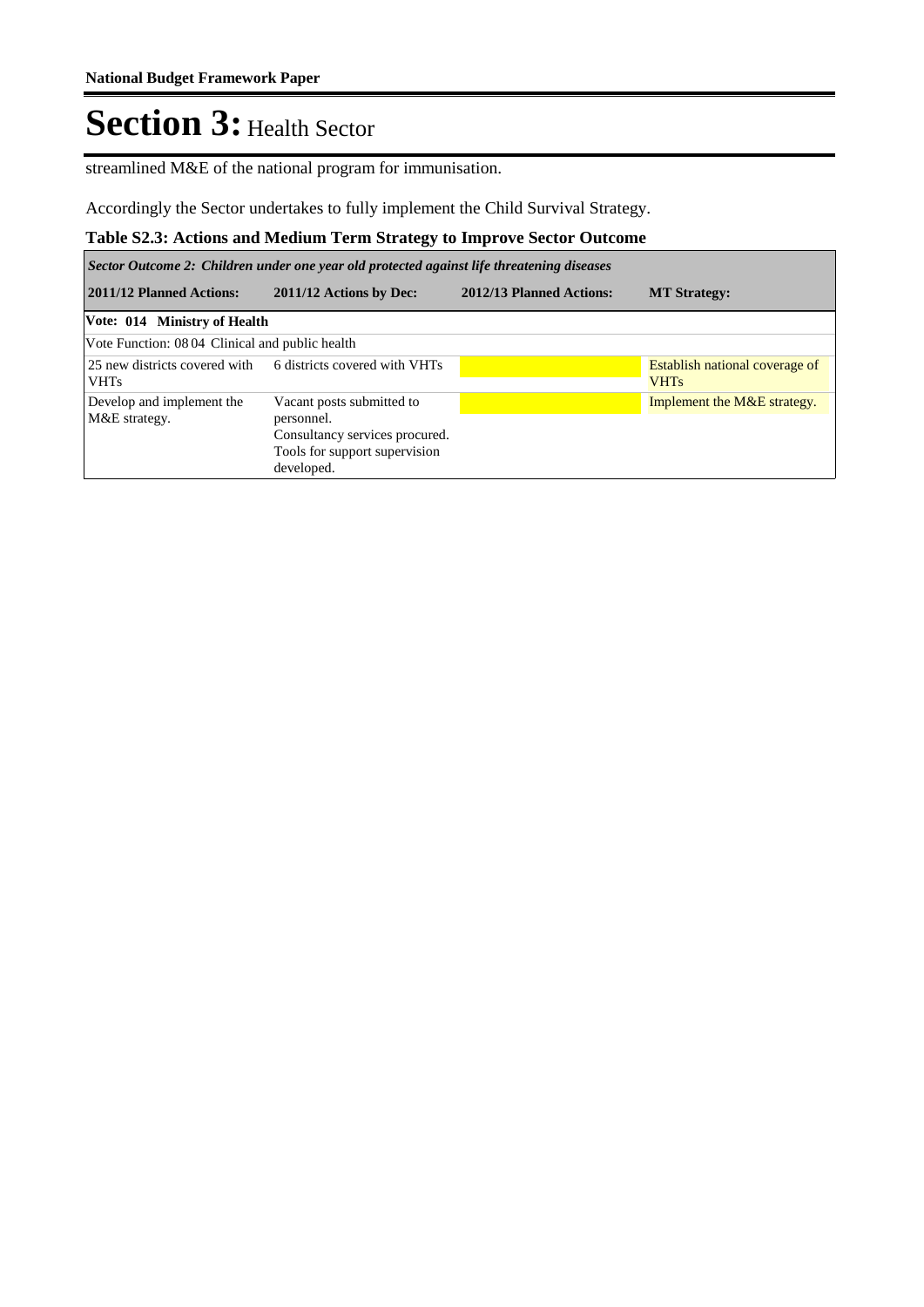streamlined M&E of the national program for immunisation.

Accordingly the Sector undertakes to fully implement the Child Survival Strategy.

**Table S2.3: Actions and Medium Term Strategy to Improve Sector Outcome**

| ***Sector Outcome 2: Children under one year old protected against life threatening diseases*** | | | |
|---|---|---|---|
| **2011/12 Planned Actions:** | **2011/12 Actions by Dec:** | **2012/13 Planned Actions:** | **MT Strategy:** |
| **Vote: 014 Ministry of Health** | | | |
| Vote Function: 08 04 Clinical and public health | | | |
| 25 new districts covered with VHTs | 6 districts covered with VHTs | | Establish national coverage of VHTs |
| Develop and implement the M&E strategy. | Vacant posts submitted to personnel.<br>Consultancy services procured.<br>Tools for support supervision developed. | | Implement the M&E strategy. |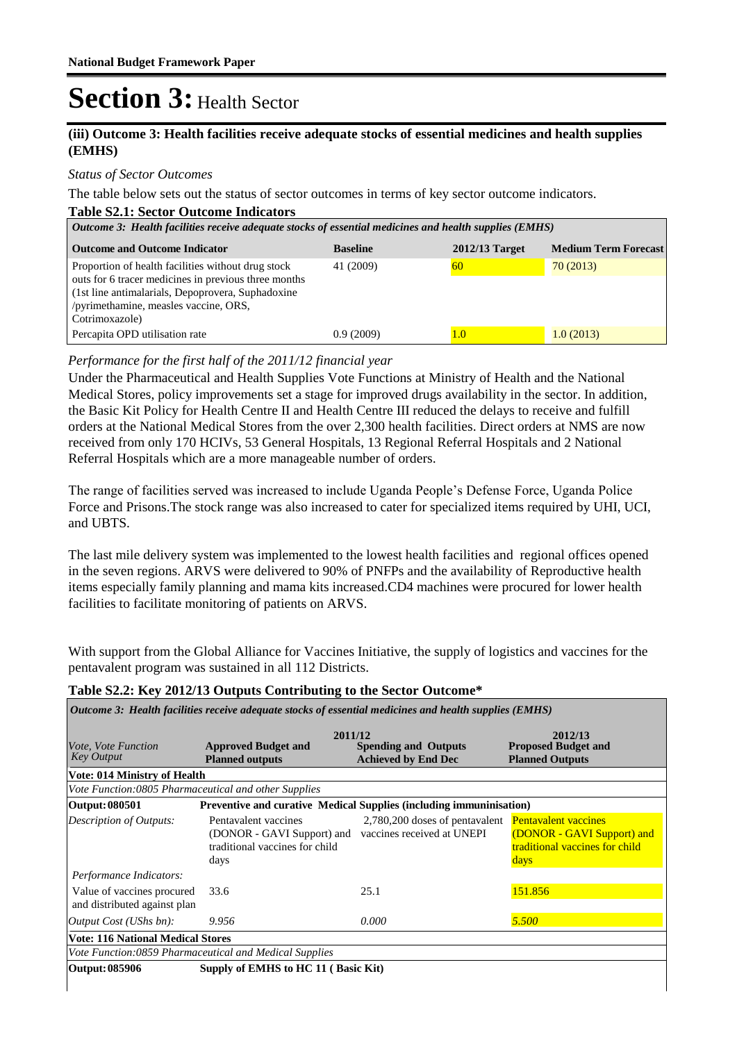# Section 3: Health Sector

### (iii) Outcome 3: Health facilities receive adequate stocks of essential medicines and health supplies (EMHS)

*Status of Sector Outcomes*

The table below sets out the status of sector outcomes in terms of key sector outcome indicators.

**Table S2.1: Sector Outcome Indicators**

| *Outcome 3: Health facilities receive adequate stocks of essential medicines and health supplies (EMHS)* | | | |
|---|---|---|---|
| **Outcome and Outcome Indicator** | **Baseline** | **2012/13 Target** | **Medium Term Forecast** |
| Proportion of health facilities without drug stock outs for 6 tracer medicines in previous three months (1st line antimalarials, Depoprovera, Suphadoxine /pyrimethamine, measles vaccine, ORS, Cotrimoxazole) | 41 (2009) | 60 | 70 (2013) |
| Percapita OPD utilisation rate | 0.9 (2009) | 1.0 | 1.0 (2013) |

*Performance for the first half of the 2011/12 financial year*

Under the Pharmaceutical and Health Supplies Vote Functions at Ministry of Health and the National Medical Stores, policy improvements set a stage for improved drugs availability in the sector. In addition, the Basic Kit Policy for Health Centre II and Health Centre III reduced the delays to receive and fulfill orders at the National Medical Stores from the over 2,300 health facilities. Direct orders at NMS are now received from only 170 HCIVs, 53 General Hospitals, 13 Regional Referral Hospitals and 2 National Referral Hospitals which are a more manageable number of orders.

The range of facilities served was increased to include Uganda People's Defense Force, Uganda Police Force and Prisons.The stock range was also increased to cater for specialized items required by UHI, UCI, and UBTS.

The last mile delivery system was implemented to the lowest health facilities and regional offices opened in the seven regions. ARVS were delivered to 90% of PNFPs and the availability of Reproductive health items especially family planning and mama kits increased.CD4 machines were procured for lower health facilities to facilitate monitoring of patients on ARVS.

With support from the Global Alliance for Vaccines Initiative, the supply of logistics and vaccines for the pentavalent program was sustained in all 112 Districts.

**Table S2.2: Key 2012/13 Outputs Contributing to the Sector Outcome***

| *Outcome 3: Health facilities receive adequate stocks of essential medicines and health supplies (EMHS)* | | | |
|---|---|---|---|
| | **2011/12** | | **2012/13** |
| *Vote, Vote Function Key Output* | **Approved Budget and Planned outputs** | **Spending and Outputs Achieved by End Dec** | **Proposed Budget and Planned Outputs** |
| **Vote: 014 Ministry of Health** | | | |
| *Vote Function:0805 Pharmaceutical and other Supplies* | | | |
| **Output: 080501** | **Preventive and curative Medical Supplies (including immuninisation)** | | |
| *Description of Outputs:* | Pentavalent vaccines (DONOR - GAVI Support) and traditional vaccines for child days | 2,780,200 doses of pentavalent vaccines received at UNEPI | Pentavalent vaccines (DONOR - GAVI Support) and traditional vaccines for child days |
| *Performance Indicators:* | | | |
| Value of vaccines procured and distributed against plan | 33.6 | 25.1 | 151.856 |
| *Output Cost (UShs bn):* | *9.956* | *0.000* | *5.500* |
| **Vote: 116 National Medical Stores** | | | |
| *Vote Function:0859 Pharmaceutical and Medical Supplies* | | | |
| **Output: 085906** | **Supply of EMHS to HC 11 ( Basic Kit)** | | |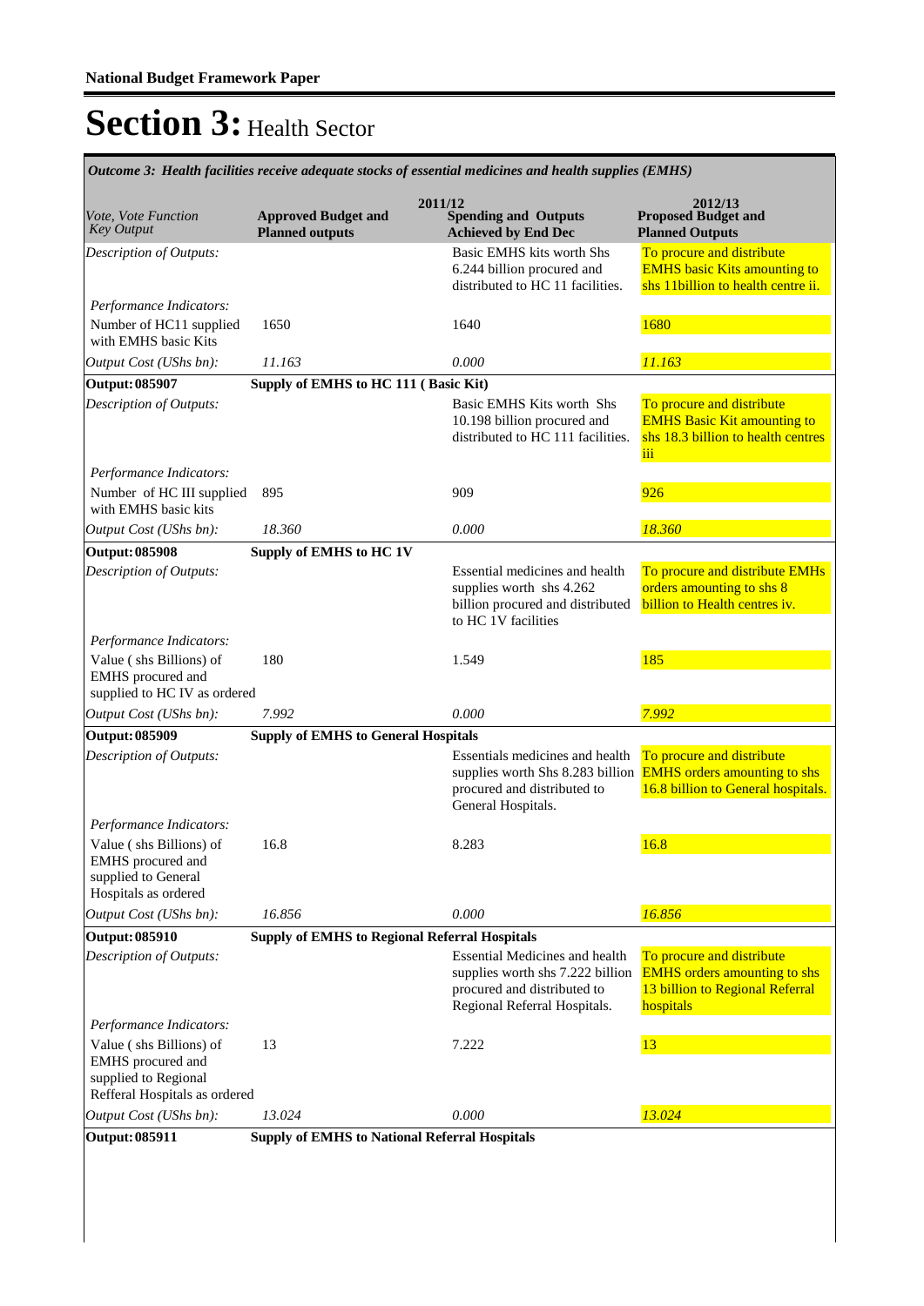**National Budget Framework Paper**

# Section 3: Health Sector

*Outcome 3: Health facilities receive adequate stocks of essential medicines and health supplies (EMHS)*

| *Vote, Vote Function Key Output* | 2011/12 Approved Budget and Planned outputs | 2011/12 Spending and Outputs Achieved by End Dec | 2012/13 Proposed Budget and Planned Outputs |
|---|---|---|---|
| *Description of Outputs:* | | Basic EMHS kits worth Shs 6.244 billion procured and distributed to HC 11 facilities. | To procure and distribute EMHS basic Kits amounting to shs 11billion to health centre ii. |
| *Performance Indicators:* | | | |
| Number of HC11 supplied with EMHS basic Kits | 1650 | 1640 | 1680 |
| *Output Cost (UShs bn):* | *11.163* | *0.000* | *11.163* |
| **Output: 085907** | **Supply of EMHS to HC 111 ( Basic Kit)** | | |
| *Description of Outputs:* | | Basic EMHS Kits worth Shs 10.198 billion procured and distributed to HC 111 facilities. | To procure and distribute EMHS Basic Kit amounting to shs 18.3 billion to health centres iii |
| *Performance Indicators:* | | | |
| Number of HC III supplied with EMHS basic kits | 895 | 909 | 926 |
| *Output Cost (UShs bn):* | *18.360* | *0.000* | *18.360* |
| **Output: 085908** | **Supply of EMHS to HC 1V** | | |
| *Description of Outputs:* | | Essential medicines and health supplies worth shs 4.262 billion procured and distributed to HC 1V facilities | To procure and distribute EMHs orders amounting to shs 8 billion to Health centres iv. |
| *Performance Indicators:* | | | |
| Value ( shs Billions) of EMHS procured and supplied to HC IV as ordered | 180 | 1.549 | 185 |
| *Output Cost (UShs bn):* | *7.992* | *0.000* | *7.992* |
| **Output: 085909** | **Supply of EMHS to General Hospitals** | | |
| *Description of Outputs:* | | Essentials medicines and health supplies worth Shs 8.283 billion procured and distributed to General Hospitals. | To procure and distribute EMHS orders amounting to shs 16.8 billion to General hospitals. |
| *Performance Indicators:* | | | |
| Value ( shs Billions) of EMHS procured and supplied to General Hospitals as ordered | 16.8 | 8.283 | 16.8 |
| *Output Cost (UShs bn):* | *16.856* | *0.000* | *16.856* |
| **Output: 085910** | **Supply of EMHS to Regional Referral Hospitals** | | |
| *Description of Outputs:* | | Essential Medicines and health supplies worth shs 7.222 billion procured and distributed to Regional Referral Hospitals. | To procure and distribute EMHS orders amounting to shs 13 billion to Regional Referral hospitals |
| *Performance Indicators:* | | | |
| Value ( shs Billions) of EMHS procured and supplied to Regional Refferal Hospitals as ordered | 13 | 7.222 | 13 |
| *Output Cost (UShs bn):* | *13.024* | *0.000* | *13.024* |
| **Output: 085911** | **Supply of EMHS to National Referral Hospitals** | | |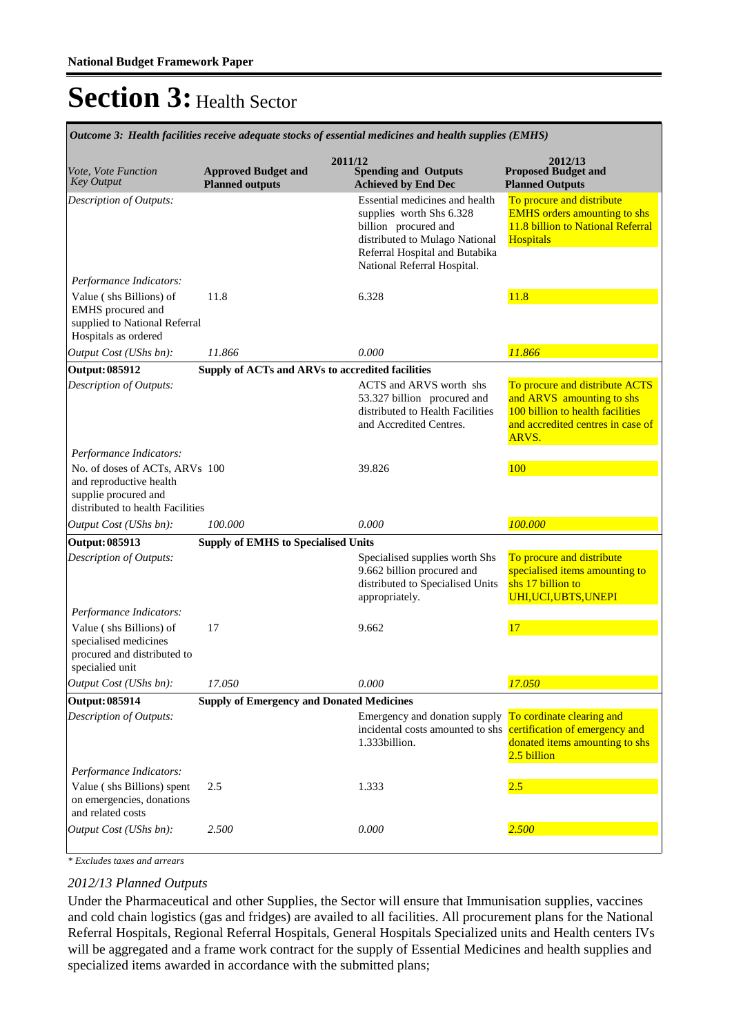# Section 3: Health Sector

*Outcome 3: Health facilities receive adequate stocks of essential medicines and health supplies (EMHS)*

| *Vote, Vote Function Key Output* | 2011/12 **Approved Budget and Planned outputs** | **Spending and Outputs Achieved by End Dec** | 2012/13 **Proposed Budget and Planned Outputs** |
|---|---|---|---|
| *Description of Outputs:* | | Essential medicines and health supplies worth Shs 6.328 billion procured and distributed to Mulago National Referral Hospital and Butabika National Referral Hospital. | To procure and distribute EMHS orders amounting to shs 11.8 billion to National Referral Hospitals |
| *Performance Indicators:* | | | |
| Value ( shs Billions) of EMHS procured and supplied to National Referral Hospitals as ordered | 11.8 | 6.328 | 11.8 |
| *Output Cost (UShs bn):* | *11.866* | *0.000* | *11.866* |
| **Output: 085912** | **Supply of ACTs and ARVs to accredited facilities** | | |
| *Description of Outputs:* | | ACTS and ARVS worth shs 53.327 billion procured and distributed to Health Facilities and Accredited Centres. | To procure and distribute ACTS and ARVS amounting to shs 100 billion to health facilities and accredited centres in case of ARVS. |
| *Performance Indicators:* | | | |
| No. of doses of ACTs, ARVs and reproductive health supplie procured and distributed to health Facilities | 100 | 39.826 | 100 |
| *Output Cost (UShs bn):* | *100.000* | *0.000* | *100.000* |
| **Output: 085913** | **Supply of EMHS to Specialised Units** | | |
| *Description of Outputs:* | | Specialised supplies worth Shs 9.662 billion procured and distributed to Specialised Units appropriately. | To procure and distribute specialised items amounting to shs 17 billion to UHI,UCI,UBTS,UNEPI |
| *Performance Indicators:* | | | |
| Value ( shs Billions) of specialised medicines procured and distributed to specialied unit | 17 | 9.662 | 17 |
| *Output Cost (UShs bn):* | *17.050* | *0.000* | *17.050* |
| **Output: 085914** | **Supply of Emergency and Donated Medicines** | | |
| *Description of Outputs:* | | Emergency and donation supply incidental costs amounted to shs 1.333billion. | To cordinate clearing and certification of emergency and donated items amounting to shs 2.5 billion |
| *Performance Indicators:* | | | |
| Value ( shs Billions) spent on emergencies, donations and related costs | 2.5 | 1.333 | 2.5 |
| *Output Cost (UShs bn):* | *2.500* | *0.000* | *2.500* |

*\* Excludes taxes and arrears*

*2012/13 Planned Outputs*

Under the Pharmaceutical and other Supplies, the Sector will ensure that Immunisation supplies, vaccines and cold chain logistics (gas and fridges) are availed to all facilities. All procurement plans for the National Referral Hospitals, Regional Referral Hospitals, General Hospitals Specialized units and Health centers IVs will be aggregated and a frame work contract for the supply of Essential Medicines and health supplies and specialized items awarded in accordance with the submitted plans;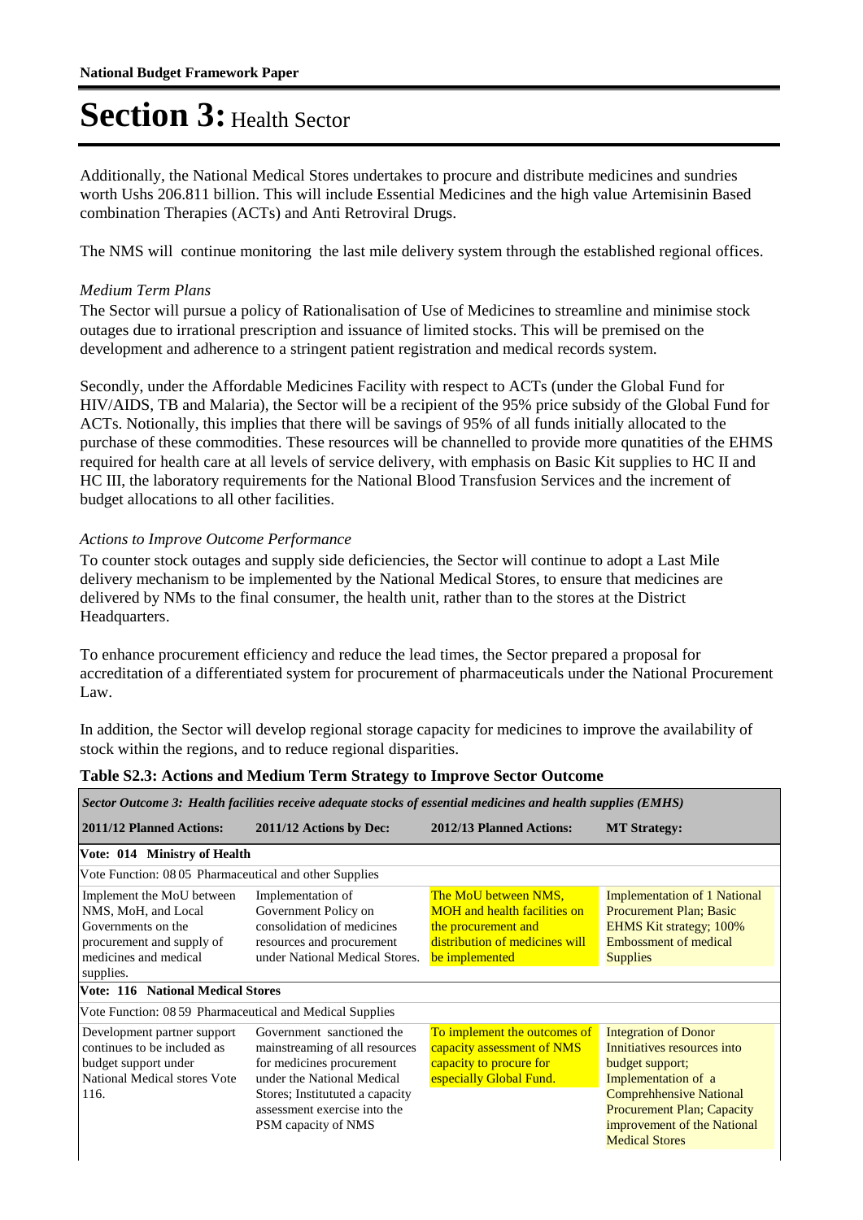# Section 3: Health Sector

Additionally, the National Medical Stores undertakes to procure and distribute medicines and sundries worth Ushs 206.811 billion. This will include Essential Medicines and the high value Artemisinin Based combination Therapies (ACTs) and Anti Retroviral Drugs.

The NMS will continue monitoring the last mile delivery system through the established regional offices.

*Medium Term Plans*

The Sector will pursue a policy of Rationalisation of Use of Medicines to streamline and minimise stock outages due to irrational prescription and issuance of limited stocks. This will be premised on the development and adherence to a stringent patient registration and medical records system.

Secondly, under the Affordable Medicines Facility with respect to ACTs (under the Global Fund for HIV/AIDS, TB and Malaria), the Sector will be a recipient of the 95% price subsidy of the Global Fund for ACTs. Notionally, this implies that there will be savings of 95% of all funds initially allocated to the purchase of these commodities. These resources will be channelled to provide more qunatities of the EHMS required for health care at all levels of service delivery, with emphasis on Basic Kit supplies to HC II and HC III, the laboratory requirements for the National Blood Transfusion Services and the increment of budget allocations to all other facilities.

*Actions to Improve Outcome Performance*

To counter stock outages and supply side deficiencies, the Sector will continue to adopt a Last Mile delivery mechanism to be implemented by the National Medical Stores, to ensure that medicines are delivered by NMs to the final consumer, the health unit, rather than to the stores at the District Headquarters.

To enhance procurement efficiency and reduce the lead times, the Sector prepared a proposal for accreditation of a differentiated system for procurement of pharmaceuticals under the National Procurement Law.

In addition, the Sector will develop regional storage capacity for medicines to improve the availability of stock within the regions, and to reduce regional disparities.

**Table S2.3: Actions and Medium Term Strategy to Improve Sector Outcome**

| *Sector Outcome 3: Health facilities receive adequate stocks of essential medicines and health supplies (EMHS)* | | | |
|---|---|---|---|
| **2011/12 Planned Actions:** | **2011/12 Actions by Dec:** | **2012/13 Planned Actions:** | **MT Strategy:** |
| **Vote: 014 Ministry of Health** | | | |
| Vote Function: 08 05 Pharmaceutical and other Supplies | | | |
| Implement the MoU between NMS, MoH, and Local Governments on the procurement and supply of medicines and medical supplies. | Implementation of Government Policy on consolidation of medicines resources and procurement under National Medical Stores. | The MoU between NMS, MOH and health facilities on the procurement and distribution of medicines will be implemented | Implementation of 1 National Procurement Plan; Basic EHMS Kit strategy; 100% Embossment of medical Supplies |
| **Vote: 116 National Medical Stores** | | | |
| Vote Function: 08 59 Pharmaceutical and Medical Supplies | | | |
| Development partner support continues to be included as budget support under National Medical stores Vote 116. | Government sanctioned the mainstreaming of all resources for medicines procurement under the National Medical Stores; Instituted a capacity assessment exercise into the PSM capacity of NMS | To implement the outcomes of capacity assessment of NMS capacity to procure for especially Global Fund. | Integration of Donor Innitiatives resources into budget support; Implementation of a Comprehhensive National Procurement Plan; Capacity improvement of the National Medical Stores |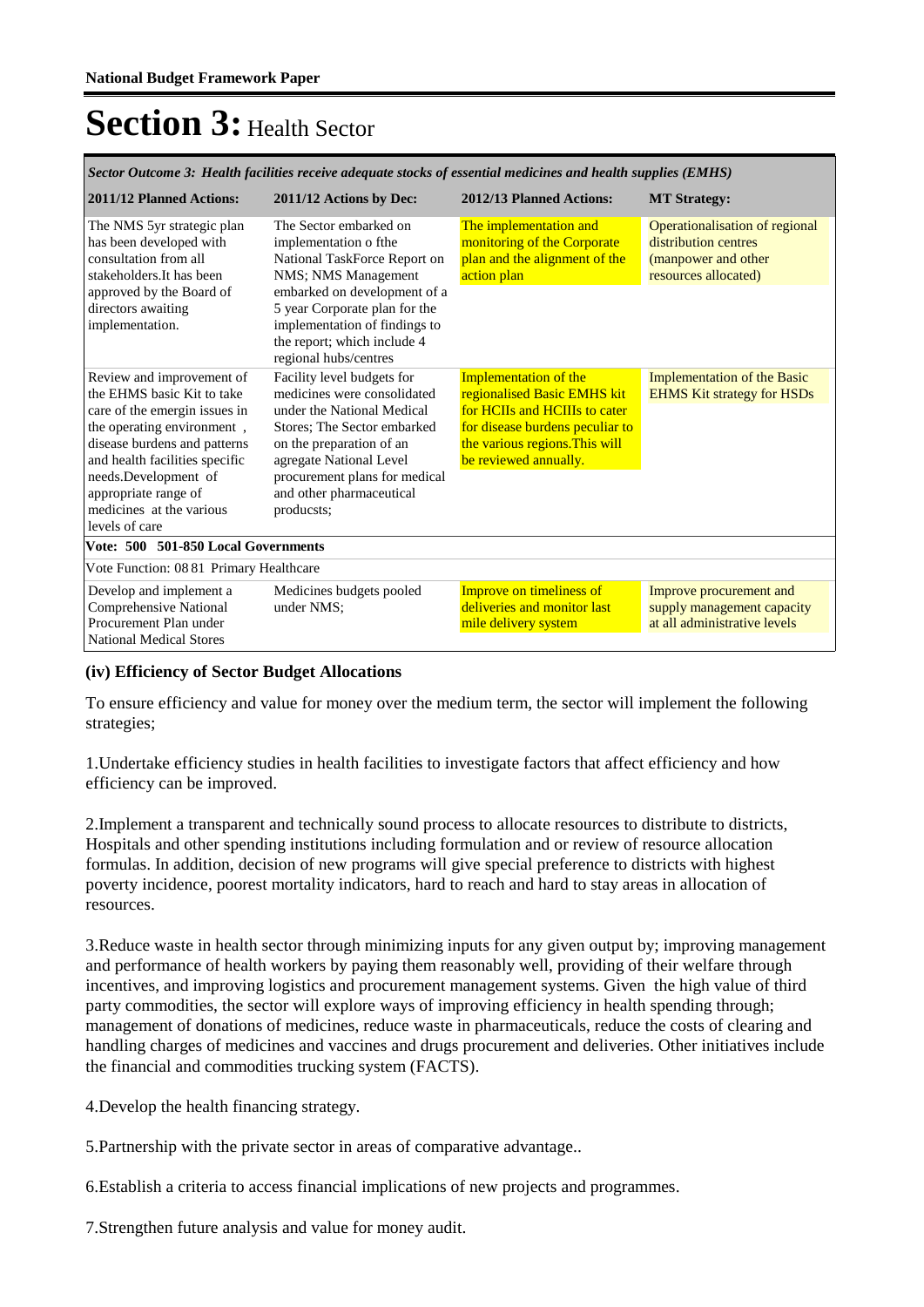# Section 3: Health Sector

| *Sector Outcome 3: Health facilities receive adequate stocks of essential medicines and health supplies (EMHS)* | | | |
|---|---|---|---|
| **2011/12 Planned Actions:** | **2011/12 Actions by Dec:** | **2012/13 Planned Actions:** | **MT Strategy:** |
| The NMS 5yr strategic plan has been developed with consultation from all stakeholders.It has been approved by the Board of directors awaiting implementation. | The Sector embarked on implementation o fthe National TaskForce Report on NMS; NMS Management embarked on development of a 5 year Corporate plan for the implementation of findings to the report; which include 4 regional hubs/centres | The implementation and monitoring of the Corporate plan and the alignment of the action plan | Operationalisation of regional distribution centres (manpower and other resources allocated) |
| Review and improvement of the EHMS basic Kit to take care of the emergin issues in the operating environment , disease burdens and patterns and health facilities specific needs.Development of appropriate range of medicines at the various levels of care | Facility level budgets for medicines were consolidated under the National Medical Stores; The Sector embarked on the preparation of an agregate National Level procurement plans for medical and other pharmaceutical producsts; | Implementation of the regionalised Basic EMHS kit for HCIIs and HCIIIs to cater for disease burdens peculiar to the various regions.This will be reviewed annually. | Implementation of the Basic EHMS Kit strategy for HSDs |
| **Vote: 500 501-850 Local Governments** | | | |
| Vote Function: 08 81 Primary Healthcare | | | |
| Develop and implement a Comprehensive National Procurement Plan under National Medical Stores | Medicines budgets pooled under NMS; | Improve on timeliness of deliveries and monitor last mile delivery system | Improve procurement and supply management capacity at all administrative levels |

### (iv) Efficiency of Sector Budget Allocations

To ensure efficiency and value for money over the medium term, the sector will implement the following strategies;

1.Undertake efficiency studies in health facilities to investigate factors that affect efficiency and how efficiency can be improved.

2.Implement a transparent and technically sound process to allocate resources to distribute to districts, Hospitals and other spending institutions including formulation and or review of resource allocation formulas. In addition, decision of new programs will give special preference to districts with highest poverty incidence, poorest mortality indicators, hard to reach and hard to stay areas in allocation of resources.

3.Reduce waste in health sector through minimizing inputs for any given output by; improving management and performance of health workers by paying them reasonably well, providing of their welfare through incentives, and improving logistics and procurement management systems. Given the high value of third party commodities, the sector will explore ways of improving efficiency in health spending through; management of donations of medicines, reduce waste in pharmaceuticals, reduce the costs of clearing and handling charges of medicines and vaccines and drugs procurement and deliveries. Other initiatives include the financial and commodities trucking system (FACTS).

4.Develop the health financing strategy.

5.Partnership with the private sector in areas of comparative advantage..

6.Establish a criteria to access financial implications of new projects and programmes.

7.Strengthen future analysis and value for money audit.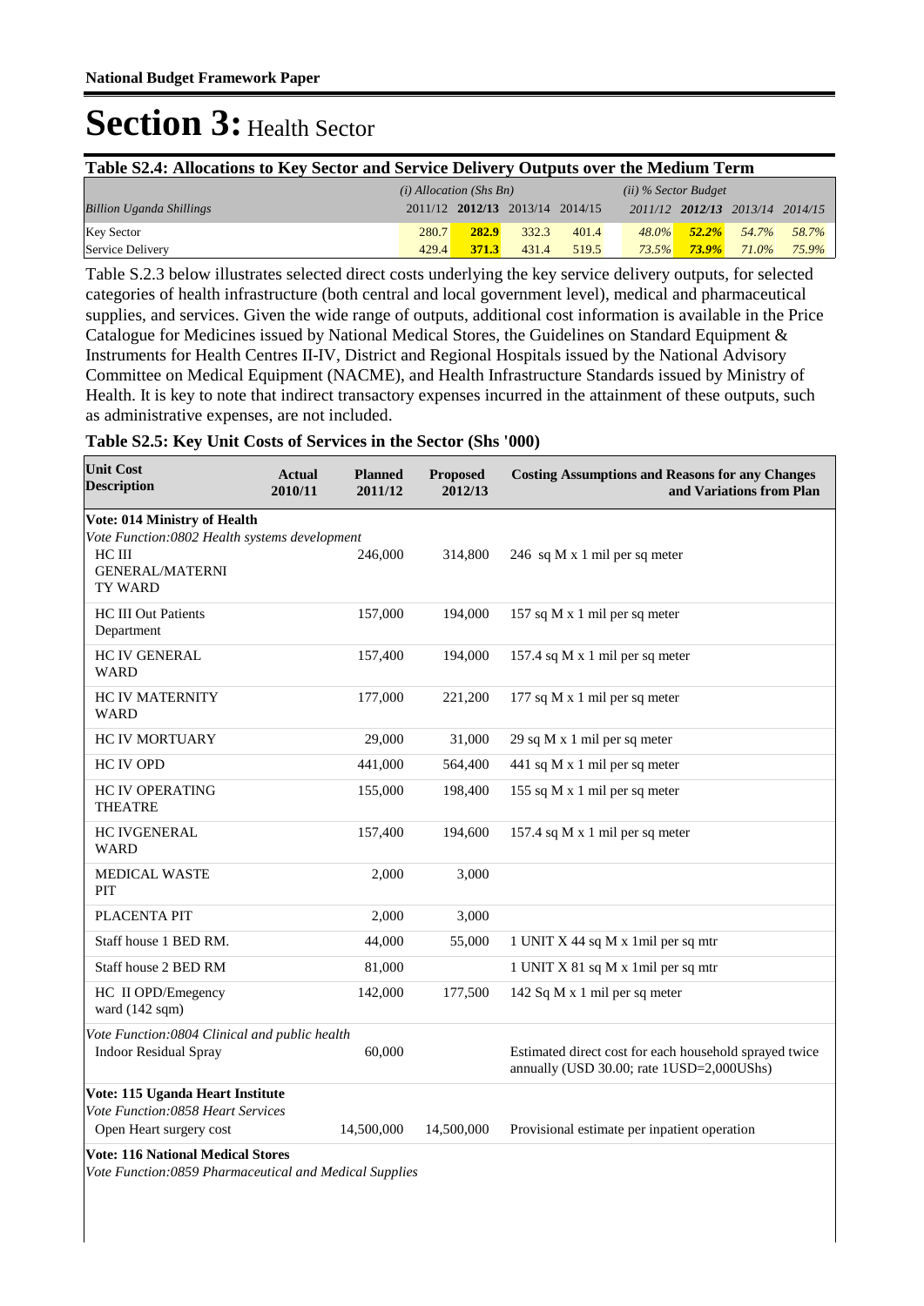# Section 3: Health Sector

**Table S2.4: Allocations to Key Sector and Service Delivery Outputs over the Medium Term**

| | *(i) Allocation (Shs Bn)* | | | | *(ii) % Sector Budget* | | | |
|---|---|---|---|---|---|---|---|---|
| *Billion Uganda Shillings* | 2011/12 | **2012/13** | 2013/14 | 2014/15 | *2011/12* | ***2012/13*** | *2013/14* | *2014/15* |
| Key Sector | 280.7 | **282.9** | 332.3 | 401.4 | *48.0%* | ***52.2%*** | *54.7%* | *58.7%* |
| Service Delivery | 429.4 | **371.3** | 431.4 | 519.5 | *73.5%* | ***73.9%*** | *71.0%* | *75.9%* |

Table S.2.3 below illustrates selected direct costs underlying the key service delivery outputs, for selected categories of health infrastructure (both central and local government level), medical and pharmaceutical supplies, and services. Given the wide range of outputs, additional cost information is available in the Price Catalogue for Medicines issued by National Medical Stores, the Guidelines on Standard Equipment & Instruments for Health Centres II-IV, District and Regional Hospitals issued by the National Advisory Committee on Medical Equipment (NACME), and Health Infrastructure Standards issued by Ministry of Health. It is key to note that indirect transactory expenses incurred in the attainment of these outputs, such as administrative expenses, are not included.

**Table S2.5: Key Unit Costs of Services in the Sector (Shs '000)**

| Unit Cost Description | Actual 2010/11 | Planned 2011/12 | Proposed 2012/13 | Costing Assumptions and Reasons for any Changes and Variations from Plan |
|---|---|---|---|---|
| **Vote: 014 Ministry of Health** | | | | |
| *Vote Function:0802 Health systems development* | | | | |
| HC III GENERAL/MATERNITY WARD | | 246,000 | 314,800 | 246 sq M x 1 mil per sq meter |
| HC III Out Patients Department | | 157,000 | 194,000 | 157 sq M x 1 mil per sq meter |
| HC IV GENERAL WARD | | 157,400 | 194,000 | 157.4 sq M x 1 mil per sq meter |
| HC IV MATERNITY WARD | | 177,000 | 221,200 | 177 sq M x 1 mil per sq meter |
| HC IV MORTUARY | | 29,000 | 31,000 | 29 sq M x 1 mil per sq meter |
| HC IV OPD | | 441,000 | 564,400 | 441 sq M x 1 mil per sq meter |
| HC IV OPERATING THEATRE | | 155,000 | 198,400 | 155 sq M x 1 mil per sq meter |
| HC IVGENERAL WARD | | 157,400 | 194,600 | 157.4 sq M x 1 mil per sq meter |
| MEDICAL WASTE PIT | | 2,000 | 3,000 | |
| PLACENTA PIT | | 2,000 | 3,000 | |
| Staff house 1 BED RM. | | 44,000 | 55,000 | 1 UNIT X 44 sq M x 1mil per sq mtr |
| Staff house 2 BED RM | | 81,000 | | 1 UNIT X 81 sq M x 1mil per sq mtr |
| HC II OPD/Emegency ward (142 sqm) | | 142,000 | 177,500 | 142 Sq M x 1 mil per sq meter |
| *Vote Function:0804 Clinical and public health* | | | | |
| Indoor Residual Spray | | 60,000 | | Estimated direct cost for each household sprayed twice annually (USD 30.00; rate 1USD=2,000UShs) |
| **Vote: 115 Uganda Heart Institute** | | | | |
| *Vote Function:0858 Heart Services* | | | | |
| Open Heart surgery cost | | 14,500,000 | 14,500,000 | Provisional estimate per inpatient operation |
| **Vote: 116 National Medical Stores** | | | | |
| *Vote Function:0859 Pharmaceutical and Medical Supplies* | | | | |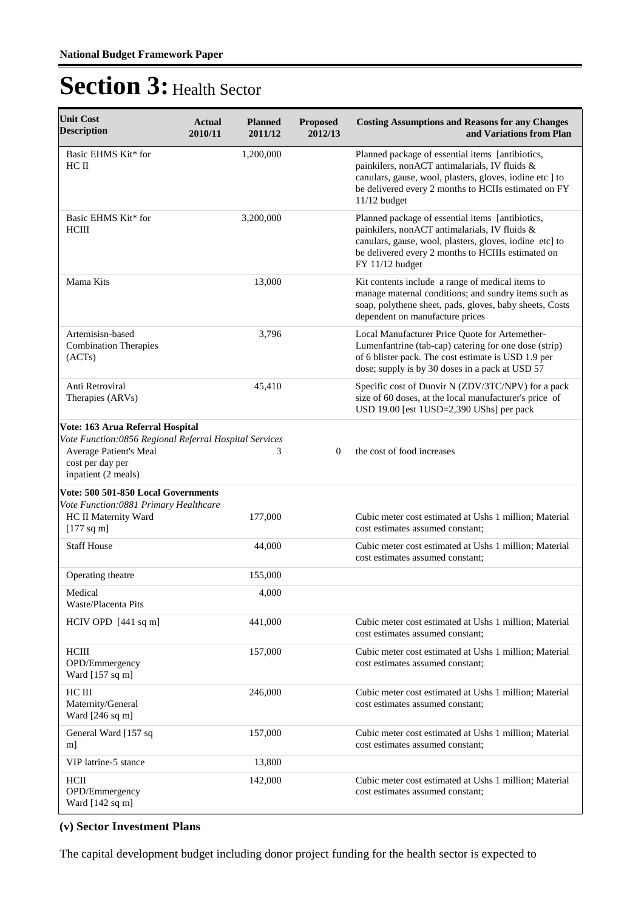# Section 3: Health Sector

| Unit Cost Description | Actual 2010/11 | Planned 2011/12 | Proposed 2012/13 | Costing Assumptions and Reasons for any Changes and Variations from Plan |
|---|---|---|---|---|
| Basic EHMS Kit* for HC II | | 1,200,000 | | Planned package of essential items [antibiotics, painkilers, nonACT antimalarials, IV fluids & canulars, gause, wool, plasters, gloves, iodine etc ] to be delivered every 2 months to HCIIs estimated on FY 11/12 budget |
| Basic EHMS Kit* for HCIII | | 3,200,000 | | Planned package of essential items [antibiotics, painkilers, nonACT antimalarials, IV fluids & canulars, gause, wool, plasters, gloves, iodine etc] to be delivered every 2 months to HCIIIs estimated on FY 11/12 budget |
| Mama Kits | | 13,000 | | Kit contents include a range of medical items to manage maternal conditions; and sundry items such as soap, polythene sheet, pads, gloves, baby sheets, Costs dependent on manufacture prices |
| Artemisisn-based Combination Therapies (ACTs) | | 3,796 | | Local Manufacturer Price Quote for Artemether-Lumenfantrine (tab-cap) catering for one dose (strip) of 6 blister pack. The cost estimate is USD 1.9 per dose; supply is by 30 doses in a pack at USD 57 |
| Anti Retroviral Therapies (ARVs) | | 45,410 | | Specific cost of Duovir N (ZDV/3TC/NPV) for a pack size of 60 doses, at the local manufacturer's price of USD 19.00 [est 1USD=2,390 UShs] per pack |
| **Vote: 163 Arua Referral Hospital** | | | | |
| *Vote Function:0856 Regional Referral Hospital Services* | | | | |
| Average Patient's Meal cost per day per inpatient (2 meals) | | 3 | 0 | the cost of food increases |
| **Vote: 500 501-850 Local Governments** | | | | |
| *Vote Function:0881 Primary Healthcare* | | | | |
| HC II Maternity Ward [177 sq m] | | 177,000 | | Cubic meter cost estimated at Ushs 1 million; Material cost estimates assumed constant; |
| Staff House | | 44,000 | | Cubic meter cost estimated at Ushs 1 million; Material cost estimates assumed constant; |
| Operating theatre | | 155,000 | | |
| Medical Waste/Placenta Pits | | 4,000 | | |
| HCIV OPD [441 sq m] | | 441,000 | | Cubic meter cost estimated at Ushs 1 million; Material cost estimates assumed constant; |
| HCIII OPD/Emmergency Ward [157 sq m] | | 157,000 | | Cubic meter cost estimated at Ushs 1 million; Material cost estimates assumed constant; |
| HC III Maternity/General Ward [246 sq m] | | 246,000 | | Cubic meter cost estimated at Ushs 1 million; Material cost estimates assumed constant; |
| General Ward [157 sq m] | | 157,000 | | Cubic meter cost estimated at Ushs 1 million; Material cost estimates assumed constant; |
| VIP latrine-5 stance | | 13,800 | | |
| HCII OPD/Emmergency Ward [142 sq m] | | 142,000 | | Cubic meter cost estimated at Ushs 1 million; Material cost estimates assumed constant; |

**(v) Sector Investment Plans**

The capital development budget including donor project funding for the health sector is expected to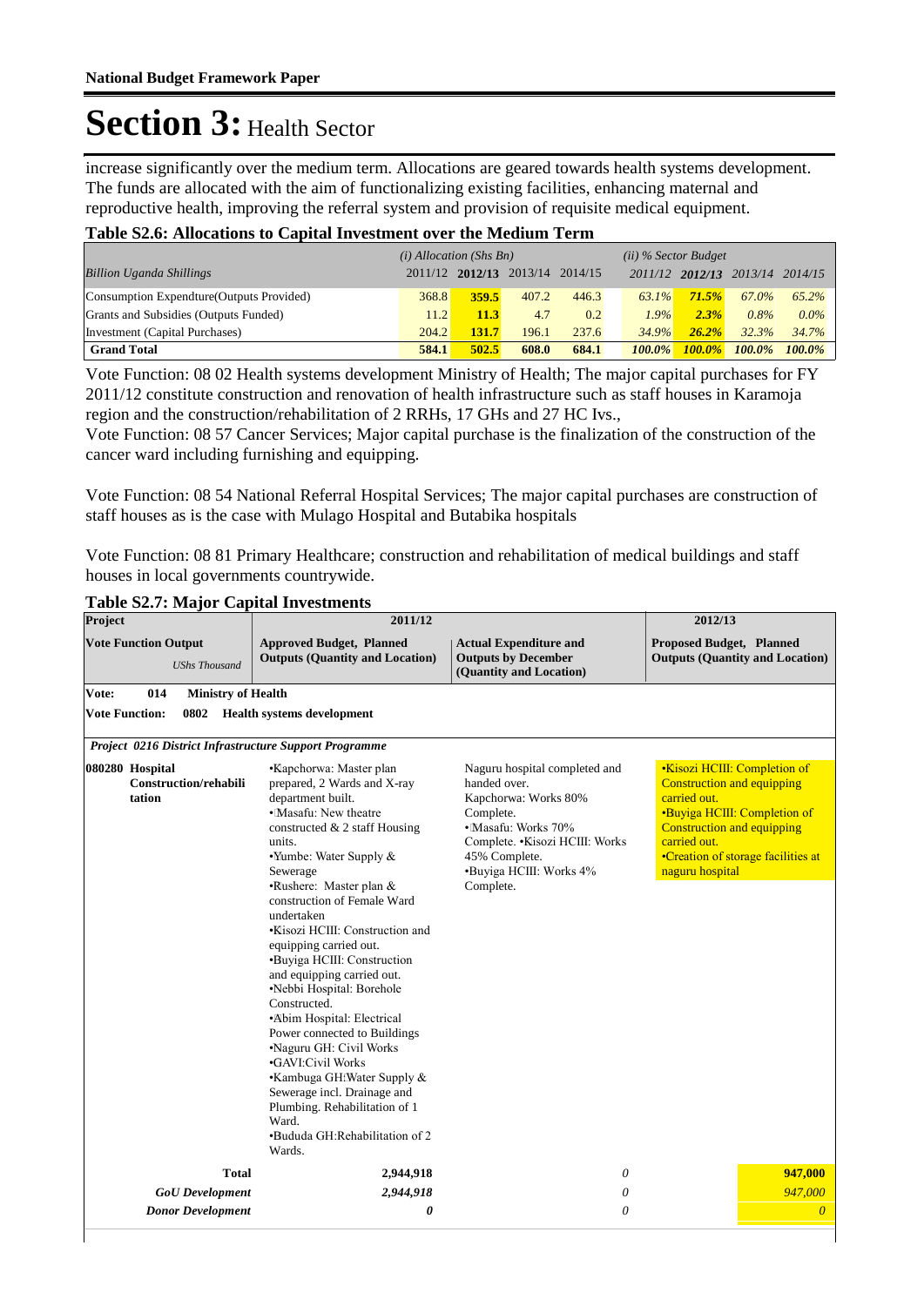# Section 3: Health Sector

increase significantly over the medium term. Allocations are geared towards health systems development. The funds are allocated with the aim of functionalizing existing facilities, enhancing maternal and reproductive health, improving the referral system and provision of requisite medical equipment.

**Table S2.6: Allocations to Capital Investment over the Medium Term**

| *Billion Uganda Shillings* | *(i) Allocation (Shs Bn)* 2011/12 | **2012/13** | 2013/14 | 2014/15 | *(ii) % Sector Budget* 2011/12 | **2012/13** | 2013/14 | 2014/15 |
|---|---|---|---|---|---|---|---|---|
| Consumption Expendture(Outputs Provided) | 368.8 | **359.5** | 407.2 | 446.3 | *63.1%* | ***71.5%*** | *67.0%* | *65.2%* |
| Grants and Subsidies (Outputs Funded) | 11.2 | **11.3** | 4.7 | 0.2 | *1.9%* | ***2.3%*** | *0.8%* | *0.0%* |
| Investment (Capital Purchases) | 204.2 | **131.7** | 196.1 | 237.6 | *34.9%* | ***26.2%*** | *32.3%* | *34.7%* |
| **Grand Total** | **584.1** | **502.5** | **608.0** | **684.1** | ***100.0%*** | ***100.0%*** | ***100.0%*** | ***100.0%*** |

Vote Function: 08 02 Health systems development Ministry of Health; The major capital purchases for FY 2011/12 constitute construction and renovation of health infrastructure such as staff houses in Karamoja region and the construction/rehabilitation of 2 RRHs, 17 GHs and 27 HC Ivs.,
Vote Function: 08 57 Cancer Services; Major capital purchase is the finalization of the construction of the cancer ward including furnishing and equipping.

Vote Function: 08 54 National Referral Hospital Services; The major capital purchases are construction of staff houses as is the case with Mulago Hospital and Butabika hospitals

Vote Function: 08 81 Primary Healthcare; construction and rehabilitation of medical buildings and staff houses in local governments countrywide.

**Table S2.7: Major Capital Investments**

| **Project** | **2011/12** | | **2012/13** |
|---|---|---|---|
| **Vote Function Output** *UShs Thousand* | **Approved Budget, Planned Outputs (Quantity and Location)** | **Actual Expenditure and Outputs by December (Quantity and Location)** | **Proposed Budget, Planned Outputs (Quantity and Location)** |
| **Vote: 014 Ministry of Health** | | | |
| **Vote Function: 0802 Health systems development** | | | |
| ***Project 0216 District Infrastructure Support Programme*** | | | |
| **080280 Hospital Construction/rehabilitation** | •Kapchorwa: Master plan prepared, 2 Wards and X-ray department built.<br>•Masafu: New theatre constructed & 2 staff Housing units.<br>•Yumbe: Water Supply & Sewerage<br>•Rushere: Master plan & construction of Female Ward undertaken<br>•Kisozi HCIII: Construction and equipping carried out.<br>•Buyiga HCIII: Construction and equipping carried out.<br>•Nebbi Hospital: Borehole Constructed.<br>•Abim Hospital: Electrical Power connected to Buildings<br>•Naguru GH: Civil Works<br>•GAVI:Civil Works<br>•Kambuga GH:Water Supply & Sewerage incl. Drainage and Plumbing. Rehabilitation of 1 Ward.<br>•Bududa GH:Rehabilitation of 2 Wards. | Naguru hospital completed and handed over.<br>Kapchorwa: Works 80% Complete.<br>•Masafu: Works 70% Complete. •Kisozi HCIII: Works 45% Complete.<br>•Buyiga HCIII: Works 4% Complete. | •Kisozi HCIII: Completion of Construction and equipping carried out.<br>•Buyiga HCIII: Completion of Construction and equipping carried out.<br>•Creation of storage facilities at naguru hospital |
| **Total** | **2,944,918** | *0* | **947,000** |
| ***GoU Development*** | *2,944,918* | *0* | *947,000* |
| ***Donor Development*** | ***0*** | *0* | *0* |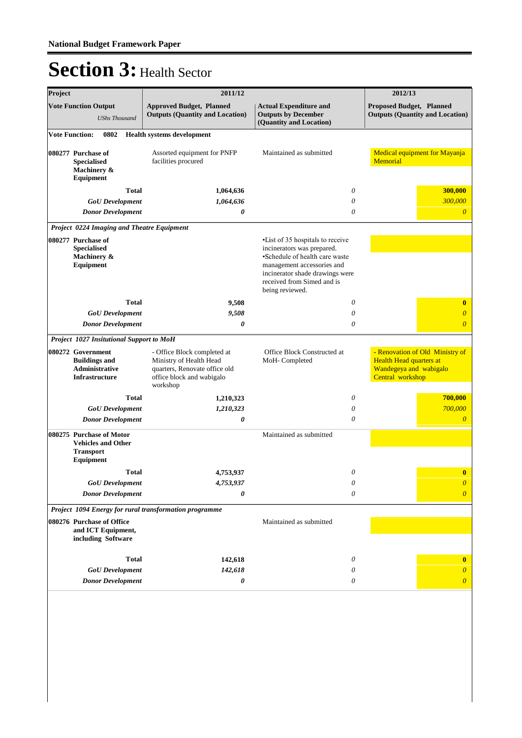# Section 3: Health Sector

| Project | 2011/12 | | 2012/13 |
|---|---|---|---|
| **Vote Function Output** *UShs Thousand* | **Approved Budget, Planned Outputs (Quantity and Location)** | **Actual Expenditure and Outputs by December (Quantity and Location)** | **Proposed Budget, Planned Outputs (Quantity and Location)** |
| **Vote Function: 0802 Health systems development** | | | |
| **080277 Purchase of Specialised Machinery & Equipment** | Assorted equipment for PNFP facilities procured | Maintained as submitted | Medical equipment for Mayanja Memorial |
| **Total** | **1,064,636** | *0* | **300,000** |
| ***GoU Development*** | ***1,064,636*** | *0* | *300,000* |
| ***Donor Development*** | ***0*** | *0* | ***0*** |
| ***Project 0224 Imaging and Theatre Equipment*** | | | |
| **080277 Purchase of Specialised Machinery & Equipment** | | •List of 35 hospitals to receive incinerators was prepared. •Schedule of health care waste management accessories and incinerator shade drawings were received from Simed and is being reviewed. | |
| **Total** | **9,508** | *0* | **0** |
| ***GoU Development*** | ***9,508*** | *0* | *0* |
| ***Donor Development*** | ***0*** | *0* | ***0*** |
| ***Project 1027 Insitutional Support to MoH*** | | | |
| **080272 Government Buildings and Administrative Infrastructure** | - Office Block completed at Ministry of Health Head quarters, Renovate office old office block and wabigalo workshop | Office Block Constructed at MoH- Completed | - Renovation of Old Ministry of Health Head quarters at Wandegeya and wabigalo Central workshop |
| **Total** | **1,210,323** | *0* | **700,000** |
| ***GoU Development*** | ***1,210,323*** | *0* | *700,000* |
| ***Donor Development*** | ***0*** | *0* | ***0*** |
| **080275 Purchase of Motor Vehicles and Other Transport Equipment** | | Maintained as submitted | |
| **Total** | **4,753,937** | *0* | **0** |
| ***GoU Development*** | ***4,753,937*** | *0* | *0* |
| ***Donor Development*** | ***0*** | *0* | ***0*** |
| ***Project 1094 Energy for rural transformation programme*** | | | |
| **080276 Purchase of Office and ICT Equipment, including Software** | | Maintained as submitted | |
| **Total** | **142,618** | *0* | **0** |
| ***GoU Development*** | ***142,618*** | *0* | *0* |
| ***Donor Development*** | ***0*** | *0* | ***0*** |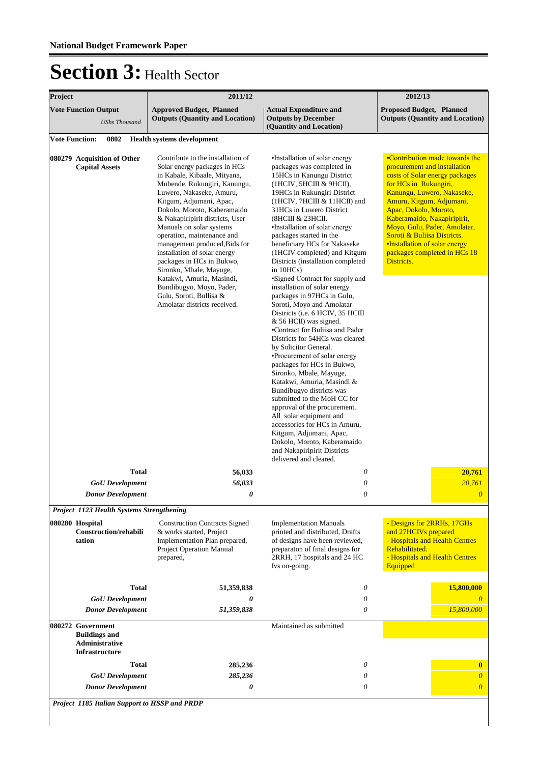# Section 3: Health Sector

| Project | 2011/12 | | 2012/13 |
|---|---|---|---|
| **Vote Function Output** *UShs Thousand* | **Approved Budget, Planned Outputs (Quantity and Location)** | **Actual Expenditure and Outputs by December (Quantity and Location)** | **Proposed Budget, Planned Outputs (Quantity and Location)** |
| **Vote Function: 0802 Health systems development** | | | |
| **080279 Acquisition of Other Capital Assets** | Contribute to the installation of Solar energy packages in HCs in Kabale, Kibaale, Mityana, Mubende, Rukungiri, Kanungu, Luwero, Nakaseke, Amuru, Kitgum, Adjumani, Apac, Dokolo, Moroto, Kaberamaido & Nakapiripirit districts, User Manuals on solar systems operation, maintenance and management produced,Bids for installation of solar energy packages in HCs in Bukwo, Sironko, Mbale, Mayuge, Katakwi, Amuria, Masindi, Bundibugyo, Moyo, Pader, Gulu, Soroti, Bullisa & Amolatar districts received. | •Installation of solar energy packages was completed in 15HCs in Kanungu District (1HCIV, 5HCIII & 9HCII), 19HCs in Rukungiri District (1HCIV, 7HCIII & 11HCII) and 31HCs in Luwero District (8HCIII & 23HCII. •Installation of solar energy packages started in the beneficiary HCs for Nakaseke (1HCIV completed) and Kitgum Districts (installation completed in 10HCs) •Signed Contract for supply and installation of solar energy packages in 97HCs in Gulu, Soroti, Moyo and Amolatar Districts (i.e. 6 HCIV, 35 HCIII & 56 HCII) was signed. •Contract for Buliisa and Pader Districts for 54HCs was cleared by Solicitor General. •Procurement of solar energy packages for HCs in Bukwo, Sironko, Mbale, Mayuge, Katakwi, Amuria, Masindi & Bundibugyo districts was submitted to the MoH CC for approval of the procurement. All solar equipment and accessories for HCs in Amuru, Kitgum, Adjumani, Apac, Dokolo, Moroto, Kaberamaido and Nakapiripirit Districts delivered and cleared. | •Contribution made towards the procurement and installation costs of Solar energy packages for HCs in Rukungiri, Kanungu, Luwero, Nakaseke, Amuru, Kitgum, Adjumani, Apac, Dokolo, Moroto, Kaberamaido, Nakapiripirit, Moyo, Gulu, Pader, Amolatar, Soroti & Buliisa Districts. •Installation of solar energy packages completed in HCs 18 Districts. |
| **Total** | **56,033** | *0* | **20,761** |
| ***GoU Development*** | ***56,033*** | *0* | *20,761* |
| ***Donor Development*** | ***0*** | *0* | *0* |
| ***Project 1123 Health Systems Strengthening*** | | | |
| **080280 Hospital Construction/rehabilitation** | Construction Contracts Signed & works started, Project Implementation Plan prepared, Project Operation Manual prepared, | Implementation Manuals printed and distributed, Drafts of designs have been reviewed, preparaton of final designs for 2RRH, 17 hospitals and 24 HC Ivs on-going. | - Designs for 2RRHs, 17GHs and 27HCIVs prepared - Hospitals and Health Centres Rehabilitated. - Hospitals and Health Centres Equipped |
| **Total** | **51,359,838** | *0* | **15,800,000** |
| ***GoU Development*** | ***0*** | *0* | *0* |
| ***Donor Development*** | ***51,359,838*** | *0* | *15,800,000* |
| **080272 Government Buildings and Administrative Infrastructure** | | Maintained as submitted | |
| **Total** | **285,236** | *0* | **0** |
| ***GoU Development*** | ***285,236*** | *0* | *0* |
| ***Donor Development*** | ***0*** | *0* | *0* |
| ***Project 1185 Italian Support to HSSP and PRDP*** | | | |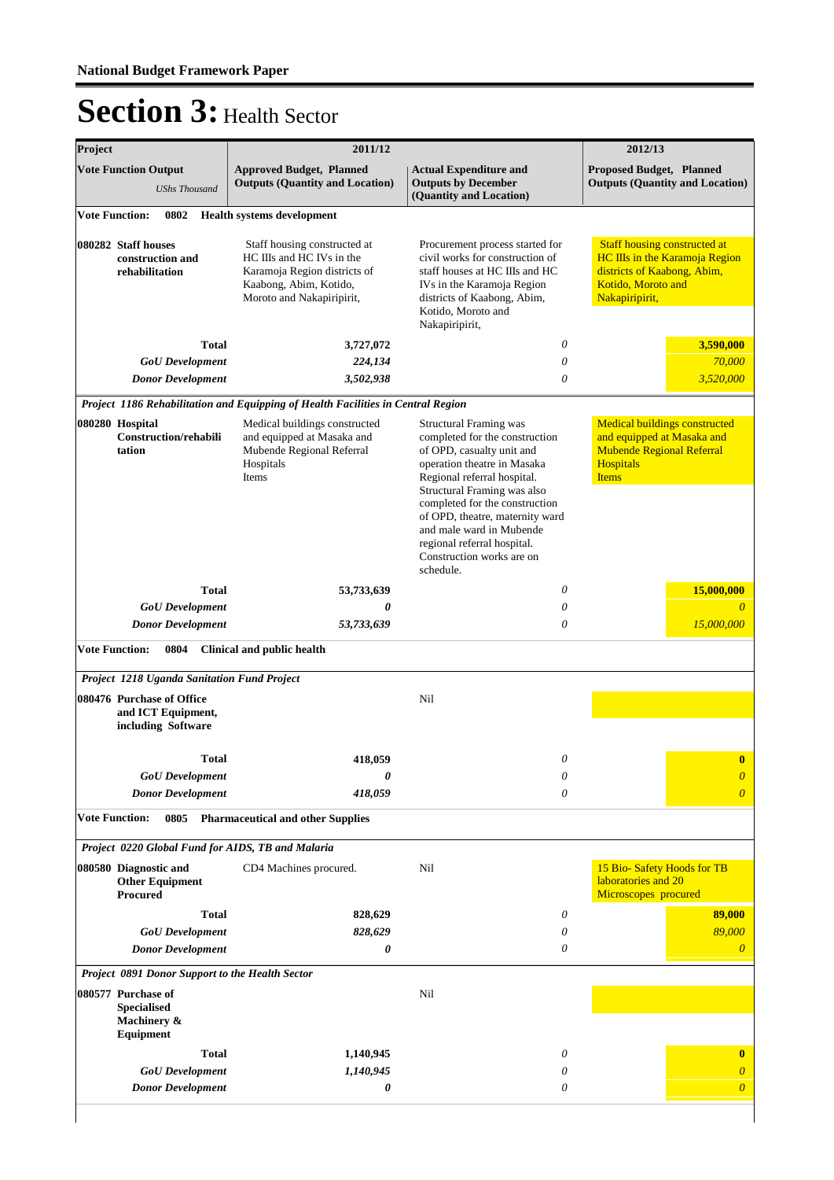# Section 3: Health Sector

| Project | 2011/12 | | 2012/13 |
|---|---|---|---|
| **Vote Function Output** *UShs Thousand* | **Approved Budget, Planned Outputs (Quantity and Location)** | **Actual Expenditure and Outputs by December (Quantity and Location)** | **Proposed Budget, Planned Outputs (Quantity and Location)** |
| **Vote Function: 0802 Health systems development** | | | |
| **080282 Staff houses construction and rehabilitation** | Staff housing constructed at HC IIIs and HC IVs in the Karamoja Region districts of Kaabong, Abim, Kotido, Moroto and Nakapiripirit, | Procurement process started for civil works for construction of staff houses at HC IIIs and HC IVs in the Karamoja Region districts of Kaabong, Abim, Kotido, Moroto and Nakapiripirit, | Staff housing constructed at HC IIIs in the Karamoja Region districts of Kaabong, Abim, Kotido, Moroto and Nakapiripirit, |
| **Total** | **3,727,072** | *0* | **3,590,000** |
| ***GoU Development*** | *224,134* | *0* | *70,000* |
| ***Donor Development*** | *3,502,938* | *0* | *3,520,000* |
| ***Project 1186 Rehabilitation and Equipping of Health Facilities in Central Region*** | | | |
| **080280 Hospital Construction/rehabilitation** | Medical buildings constructed and equipped at Masaka and Mubende Regional Referral Hospitals Items | Structural Framing was completed for the construction of OPD, casualty unit and operation theatre in Masaka Regional referral hospital. Structural Framing was also completed for the construction of OPD, theatre, maternity ward and male ward in Mubende regional referral hospital. Construction works are on schedule. | Medical buildings constructed and equipped at Masaka and Mubende Regional Referral Hospitals Items |
| **Total** | **53,733,639** | *0* | **15,000,000** |
| ***GoU Development*** | ***0*** | *0* | *0* |
| ***Donor Development*** | *53,733,639* | *0* | *15,000,000* |
| **Vote Function: 0804 Clinical and public health** | | | |
| ***Project 1218 Uganda Sanitation Fund Project*** | | | |
| **080476 Purchase of Office and ICT Equipment, including Software** | | Nil | |
| **Total** | **418,059** | *0* | **0** |
| ***GoU Development*** | ***0*** | *0* | *0* |
| ***Donor Development*** | *418,059* | *0* | *0* |
| **Vote Function: 0805 Pharmaceutical and other Supplies** | | | |
| ***Project 0220 Global Fund for AIDS, TB and Malaria*** | | | |
| **080580 Diagnostic and Other Equipment Procured** | CD4 Machines procured. | Nil | 15 Bio- Safety Hoods for TB laboratories and 20 Microscopes procured |
| **Total** | **828,629** | *0* | **89,000** |
| ***GoU Development*** | *828,629* | *0* | *89,000* |
| ***Donor Development*** | ***0*** | *0* | *0* |
| ***Project 0891 Donor Support to the Health Sector*** | | | |
| **080577 Purchase of Specialised Machinery & Equipment** | | Nil | |
| **Total** | **1,140,945** | *0* | **0** |
| ***GoU Development*** | *1,140,945* | *0* | *0* |
| ***Donor Development*** | ***0*** | *0* | *0* |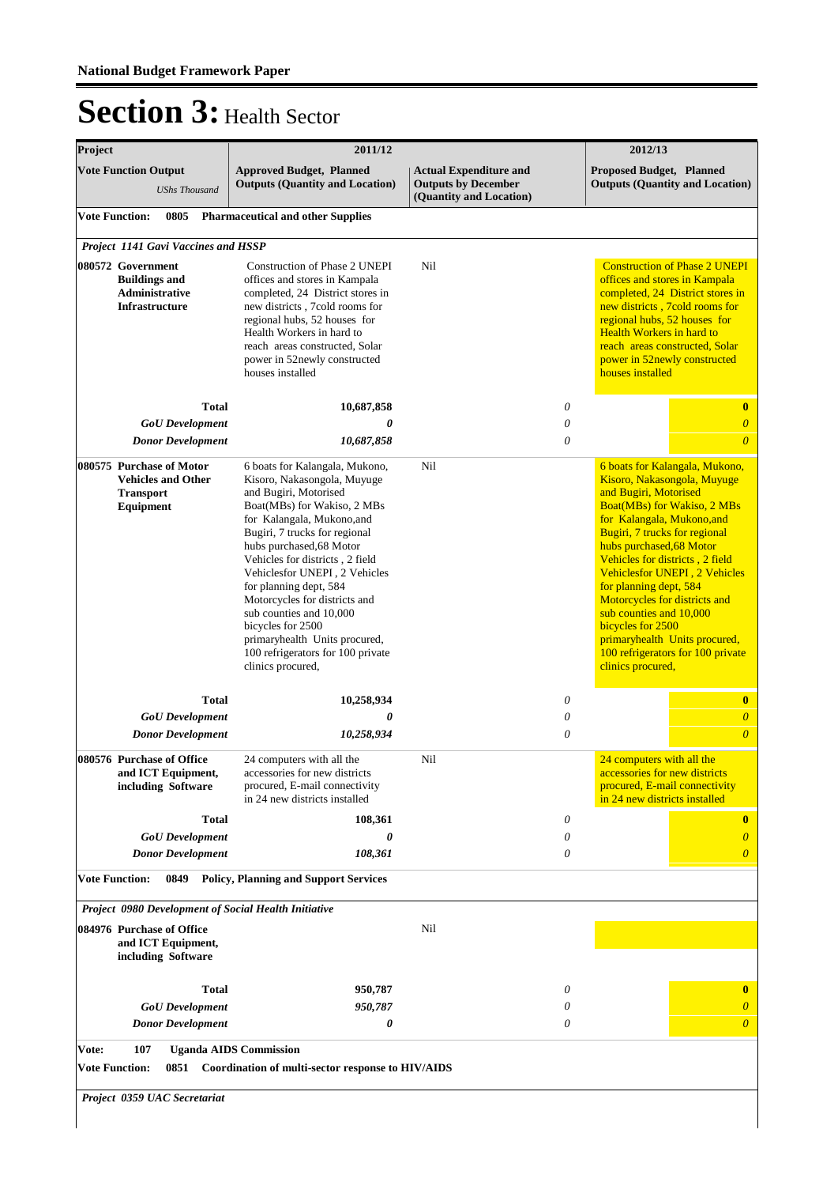**National Budget Framework Paper**

# Section 3: Health Sector

| Project | 2011/12 | | 2012/13 |
|---|---|---|---|
| **Vote Function Output** *UShs Thousand* | **Approved Budget, Planned Outputs (Quantity and Location)** | **Actual Expenditure and Outputs by December (Quantity and Location)** | **Proposed Budget, Planned Outputs (Quantity and Location)** |
| **Vote Function: 0805 Pharmaceutical and other Supplies** | | | |
| ***Project 1141 Gavi Vaccines and HSSP*** | | | |
| **080572 Government Buildings and Administrative Infrastructure** | Construction of Phase 2 UNEPI offices and stores in Kampala completed, 24 District stores in new districts , 7cold rooms for regional hubs, 52 houses for Health Workers in hard to reach areas constructed, Solar power in 52newly constructed houses installed | Nil | Construction of Phase 2 UNEPI offices and stores in Kampala completed, 24 District stores in new districts , 7cold rooms for regional hubs, 52 houses for Health Workers in hard to reach areas constructed, Solar power in 52newly constructed houses installed |
| **Total** | **10,687,858** | *0* | **0** |
| ***GoU Development*** | ***0*** | *0* | ***0*** |
| ***Donor Development*** | ***10,687,858*** | *0* | ***0*** |
| **080575 Purchase of Motor Vehicles and Other Transport Equipment** | 6 boats for Kalangala, Mukono, Kisoro, Nakasongola, Muyuge and Bugiri, Motorised Boat(MBs) for Wakiso, 2 MBs for Kalangala, Mukono,and Bugiri, 7 trucks for regional hubs purchased,68 Motor Vehicles for districts , 2 field Vehiclesfor UNEPI , 2 Vehicles for planning dept, 584 Motorcycles for districts and sub counties and 10,000 bicycles for 2500 primaryhealth Units procured, 100 refrigerators for 100 private clinics procured, | Nil | 6 boats for Kalangala, Mukono, Kisoro, Nakasongola, Muyuge and Bugiri, Motorised Boat(MBs) for Wakiso, 2 MBs for Kalangala, Mukono,and Bugiri, 7 trucks for regional hubs purchased,68 Motor Vehicles for districts , 2 field Vehiclesfor UNEPI , 2 Vehicles for planning dept, 584 Motorcycles for districts and sub counties and 10,000 bicycles for 2500 primaryhealth Units procured, 100 refrigerators for 100 private clinics procured, |
| **Total** | **10,258,934** | *0* | **0** |
| ***GoU Development*** | ***0*** | *0* | ***0*** |
| ***Donor Development*** | ***10,258,934*** | *0* | ***0*** |
| **080576 Purchase of Office and ICT Equipment, including Software** | 24 computers with all the accessories for new districts procured, E-mail connectivity in 24 new districts installed | Nil | 24 computers with all the accessories for new districts procured, E-mail connectivity in 24 new districts installed |
| **Total** | **108,361** | *0* | **0** |
| ***GoU Development*** | ***0*** | *0* | ***0*** |
| ***Donor Development*** | ***108,361*** | *0* | ***0*** |
| **Vote Function: 0849 Policy, Planning and Support Services** | | | |
| ***Project 0980 Development of Social Health Initiative*** | | | |
| **084976 Purchase of Office and ICT Equipment, including Software** | | Nil | |
| **Total** | **950,787** | *0* | **0** |
| ***GoU Development*** | ***950,787*** | *0* | ***0*** |
| ***Donor Development*** | ***0*** | *0* | ***0*** |
| **Vote: 107 Uganda AIDS Commission** | | | |
| **Vote Function: 0851 Coordination of multi-sector response to HIV/AIDS** | | | |
| ***Project 0359 UAC Secretariat*** | | | |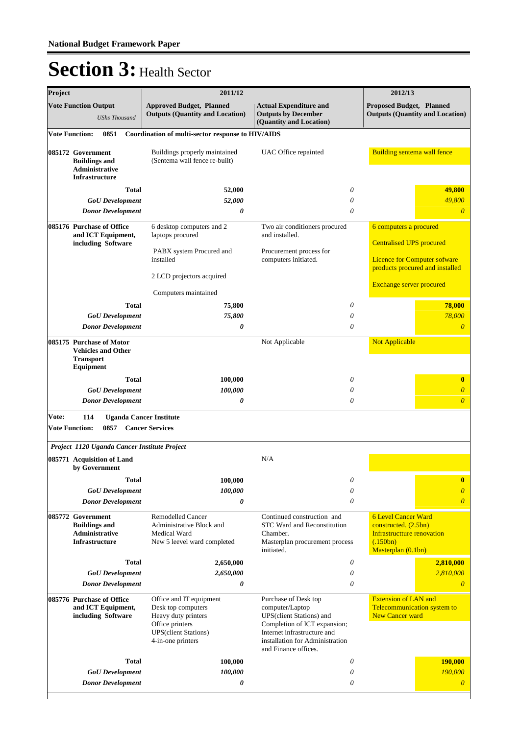# Section 3: Health Sector

| Project | 2011/12 | | 2012/13 |
|---|---|---|---|
| **Vote Function Output** *UShs Thousand* | **Approved Budget, Planned Outputs (Quantity and Location)** | **Actual Expenditure and Outputs by December (Quantity and Location)** | **Proposed Budget, Planned Outputs (Quantity and Location)** |
| **Vote Function: 0851 Coordination of multi-sector response to HIV/AIDS** | | | |
| **085172 Government Buildings and Administrative Infrastructure** | Buildings properly maintained (Sentema wall fence re-built) | UAC Office repainted | Building sentema wall fence |
| **Total** | **52,000** | *0* | **49,800** |
| ***GoU Development*** | ***52,000*** | *0* | *49,800* |
| ***Donor Development*** | ***0*** | *0* | *0* |
| **085176 Purchase of Office and ICT Equipment, including Software** | 6 desktop computers and 2 laptops procured<br><br>PABX system Procured and installed<br><br>2 LCD projectors acquired<br><br>Computers maintained | Two air conditioners procured and installed.<br><br>Procurement process for computers initiated. | 6 computers a procured<br><br>Centralised UPS procured<br><br>Licence for Computer sofware products procured and installed<br><br>Exchange server procured |
| **Total** | **75,800** | *0* | **78,000** |
| ***GoU Development*** | ***75,800*** | *0* | *78,000* |
| ***Donor Development*** | ***0*** | *0* | *0* |
| **085175 Purchase of Motor Vehicles and Other Transport Equipment** | | Not Applicable | Not Applicable |
| **Total** | **100,000** | *0* | **0** |
| ***GoU Development*** | ***100,000*** | *0* | *0* |
| ***Donor Development*** | ***0*** | *0* | *0* |
| **Vote: 114 Uganda Cancer Institute** | | | |
| **Vote Function: 0857 Cancer Services** | | | |
| ***Project 1120 Uganda Cancer Institute Project*** | | | |
| **085771 Acquisition of Land by Government** | | N/A | |
| **Total** | **100,000** | *0* | **0** |
| ***GoU Development*** | ***100,000*** | *0* | *0* |
| ***Donor Development*** | ***0*** | *0* | *0* |
| **085772 Government Buildings and Administrative Infrastructure** | Remodelled Cancer Administrative Block and Medical Ward<br>New 5 leevel ward completed | Continued construction and STC Ward and Reconstitution Chamber.<br>Masterplan procurement process initiated. | 6 Level Cancer Ward constructed. (2.5bn)<br>Infrastructture renovation (.150bn)<br>Masterplan (0.1bn) |
| **Total** | **2,650,000** | *0* | **2,810,000** |
| ***GoU Development*** | ***2,650,000*** | *0* | *2,810,000* |
| ***Donor Development*** | ***0*** | *0* | *0* |
| **085776 Purchase of Office and ICT Equipment, including Software** | Office and IT equipment<br>Desk top computers<br>Heavy duty printers<br>Office printers<br>UPS(client Stations)<br>4-in-one printers | Purchase of Desk top computer/Laptop<br>UPS(client Stations) and Completion of ICT expansion; Internet infrastructure and installation for Administration and Finance offices. | Extension of LAN and Telecommunication system to New Cancer ward |
| **Total** | **100,000** | *0* | **190,000** |
| ***GoU Development*** | ***100,000*** | *0* | *190,000* |
| ***Donor Development*** | ***0*** | *0* | *0* |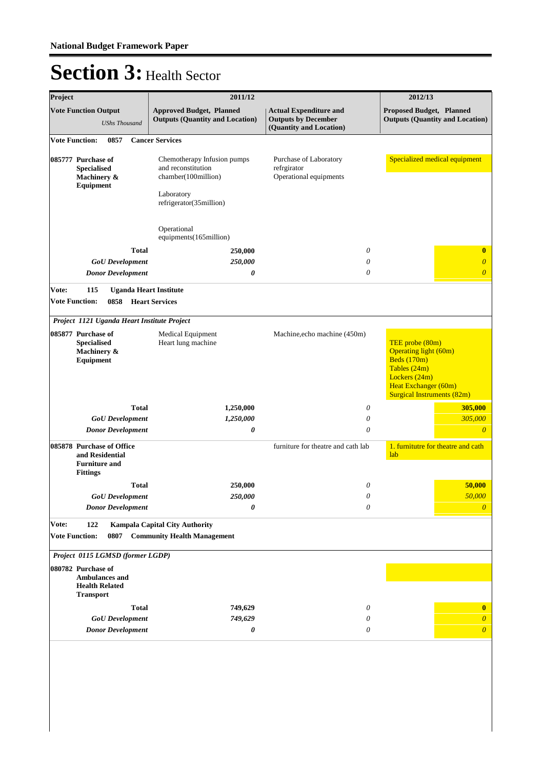## National Budget Framework Paper

# Section 3: Health Sector

| Project | 2011/12 | | 2012/13 |
|---|---|---|---|
| **Vote Function Output** *UShs Thousand* | **Approved Budget, Planned Outputs (Quantity and Location)** | **Actual Expenditure and Outputs by December (Quantity and Location)** | **Proposed Budget, Planned Outputs (Quantity and Location)** |
| **Vote Function: 0857 Cancer Services** | | | |
| **085777 Purchase of Specialised Machinery & Equipment** | Chemotherapy Infusion pumps and reconstitution chamber(100million)<br><br>Laboratory refrigerator(35million)<br><br>Operational equipments(165million) | Purchase of Laboratory refrgirator<br>Operational equipments | Specialized medical equipment |
| **Total** | **250,000** | *0* | **0** |
| ***GoU Development*** | ***250,000*** | *0* | *0* |
| ***Donor Development*** | ***0*** | *0* | *0* |
| **Vote: 115 Uganda Heart Institute** | | | |
| **Vote Function: 0858 Heart Services** | | | |
| ***Project 1121 Uganda Heart Institute Project*** | | | |
| **085877 Purchase of Specialised Machinery & Equipment** | Medical Equipment<br>Heart lung machine | Machine,echo machine (450m) | TEE probe (80m)<br>Operating light (60m)<br>Beds (170m)<br>Tables (24m)<br>Lockers (24m)<br>Heat Exchanger (60m)<br>Surgical Instruments (82m) |
| **Total** | **1,250,000** | *0* | **305,000** |
| ***GoU Development*** | ***1,250,000*** | *0* | *305,000* |
| ***Donor Development*** | ***0*** | *0* | *0* |
| **085878 Purchase of Office and Residential Furniture and Fittings** | | furniture for theatre and cath lab | 1. furnitutre for theatre and cath lab |
| **Total** | **250,000** | *0* | **50,000** |
| ***GoU Development*** | ***250,000*** | *0* | *50,000* |
| ***Donor Development*** | ***0*** | *0* | *0* |
| **Vote: 122 Kampala Capital City Authority** | | | |
| **Vote Function: 0807 Community Health Management** | | | |
| ***Project 0115 LGMSD (former LGDP)*** | | | |
| **080782 Purchase of Ambulances and Health Related Transport** | | | |
| **Total** | **749,629** | *0* | **0** |
| ***GoU Development*** | ***749,629*** | *0* | *0* |
| ***Donor Development*** | ***0*** | *0* | *0* |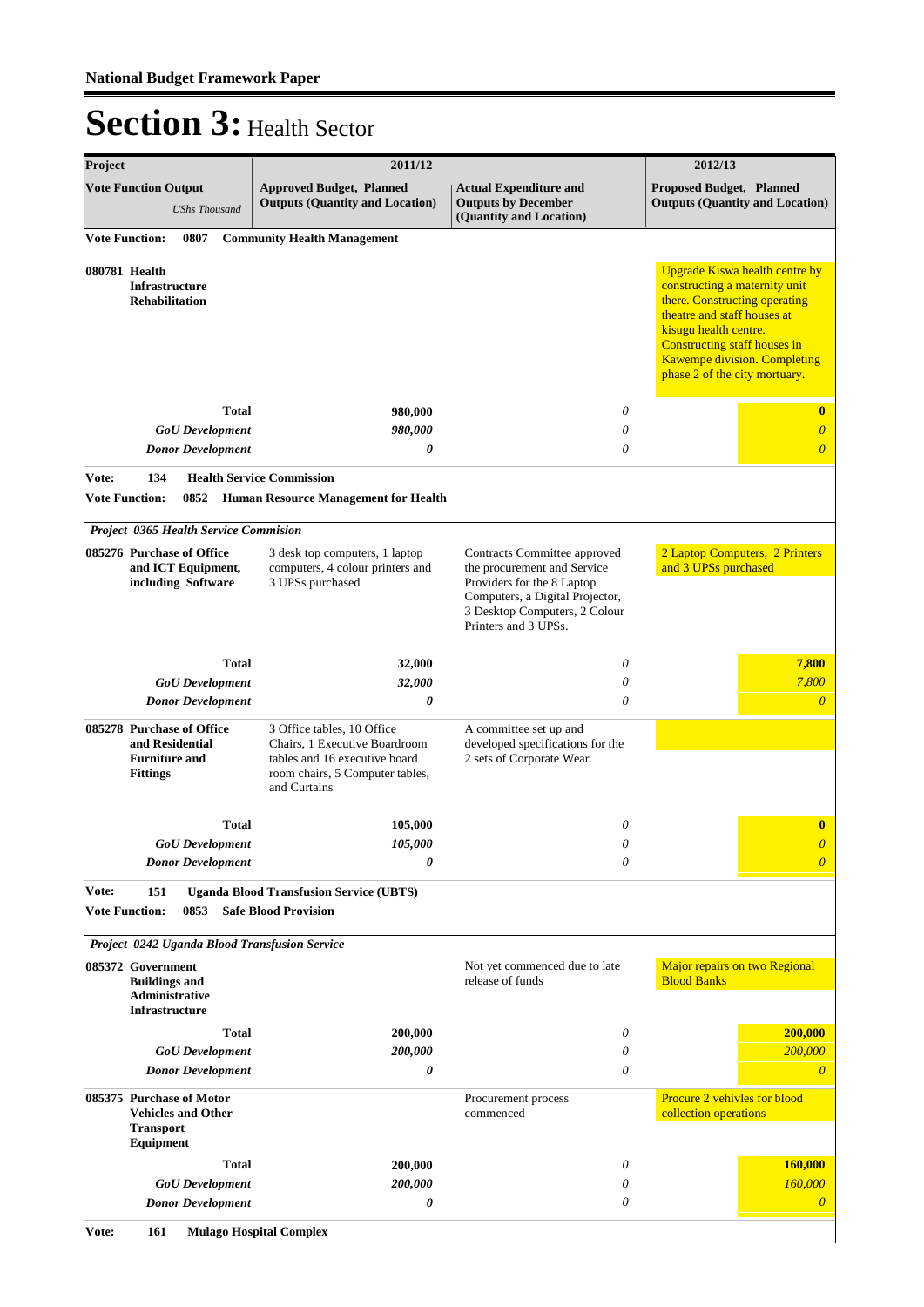# Section 3: Health Sector

| Project | 2011/12 | | 2012/13 |
|---|---|---|---|
| **Vote Function Output** *UShs Thousand* | **Approved Budget, Planned Outputs (Quantity and Location)** | **Actual Expenditure and Outputs by December (Quantity and Location)** | **Proposed Budget, Planned Outputs (Quantity and Location)** |
| **Vote Function: 0807 Community Health Management** | | | |
| **080781 Health Infrastructure Rehabilitation** | | | Upgrade Kiswa health centre by constructing a maternity unit there. Constructing operating theatre and staff houses at kisugu health centre. Constructing staff houses in Kawempe division. Completing phase 2 of the city mortuary. |
| **Total** | **980,000** | *0* | **0** |
| ***GoU Development*** | ***980,000*** | *0* | *0* |
| ***Donor Development*** | ***0*** | *0* | *0* |
| **Vote: 134 Health Service Commission** | | | |
| **Vote Function: 0852 Human Resource Management for Health** | | | |
| ***Project 0365 Health Service Commision*** | | | |
| **085276 Purchase of Office and ICT Equipment, including Software** | 3 desk top computers, 1 laptop computers, 4 colour printers and 3 UPSs purchased | Contracts Committee approved the procurement and Service Providers for the 8 Laptop Computers, a Digital Projector, 3 Desktop Computers, 2 Colour Printers and 3 UPSs. | 2 Laptop Computers, 2 Printers and 3 UPSs purchased |
| **Total** | **32,000** | *0* | **7,800** |
| ***GoU Development*** | ***32,000*** | *0* | *7,800* |
| ***Donor Development*** | ***0*** | *0* | *0* |
| **085278 Purchase of Office and Residential Furniture and Fittings** | 3 Office tables, 10 Office Chairs, 1 Executive Boardroom tables and 16 executive board room chairs, 5 Computer tables, and Curtains | A committee set up and developed specifications for the 2 sets of Corporate Wear. | |
| **Total** | **105,000** | *0* | **0** |
| ***GoU Development*** | ***105,000*** | *0* | *0* |
| ***Donor Development*** | ***0*** | *0* | *0* |
| **Vote: 151 Uganda Blood Transfusion Service (UBTS)** | | | |
| **Vote Function: 0853 Safe Blood Provision** | | | |
| ***Project 0242 Uganda Blood Transfusion Service*** | | | |
| **085372 Government Buildings and Administrative Infrastructure** | | Not yet commenced due to late release of funds | Major repairs on two Regional Blood Banks |
| **Total** | **200,000** | *0* | **200,000** |
| ***GoU Development*** | ***200,000*** | *0* | *200,000* |
| ***Donor Development*** | ***0*** | *0* | *0* |
| **085375 Purchase of Motor Vehicles and Other Transport Equipment** | | Procurement process commenced | Procure 2 vehivles for blood collection operations |
| **Total** | **200,000** | *0* | **160,000** |
| ***GoU Development*** | ***200,000*** | *0* | *160,000* |
| ***Donor Development*** | ***0*** | *0* | *0* |
| **Vote: 161 Mulago Hospital Complex** | | | |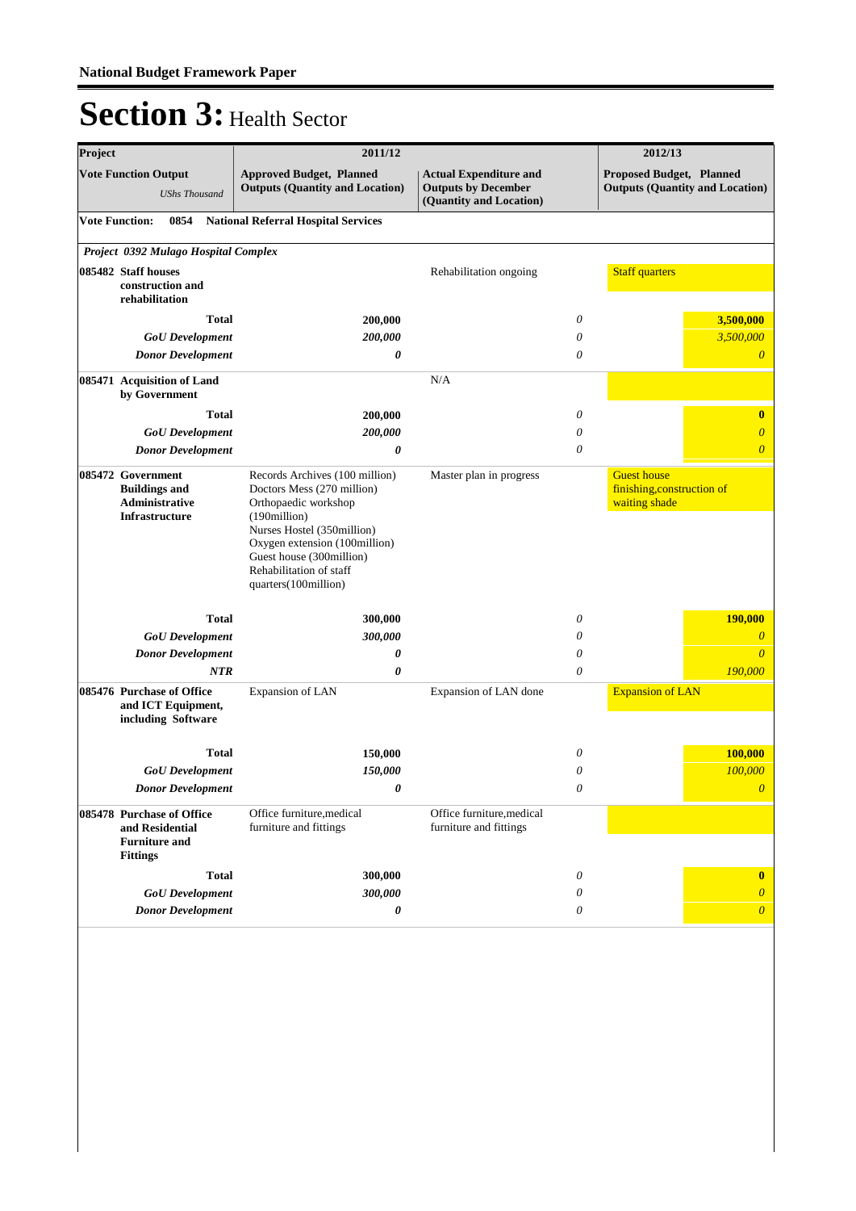# Section 3: Health Sector

| Project | 2011/12 | | | 2012/13 | |
|---|---|---|---|---|---|
| **Vote Function Output** *UShs Thousand* | **Approved Budget, Planned Outputs (Quantity and Location)** | **Actual Expenditure and Outputs by December (Quantity and Location)** | | **Proposed Budget, Planned Outputs (Quantity and Location)** | |
| **Vote Function: 0854 National Referral Hospital Services** | | | | | |
| ***Project 0392 Mulago Hospital Complex*** | | | | | |
| **085482 Staff houses construction and rehabilitation** | | Rehabilitation ongoing | | Staff quarters | |
| **Total** | **200,000** | | *0* | | **3,500,000** |
| ***GoU Development*** | ***200,000*** | | *0* | | *3,500,000* |
| ***Donor Development*** | ***0*** | | *0* | | *0* |
| **085471 Acquisition of Land by Government** | | N/A | | | |
| **Total** | **200,000** | | *0* | | **0** |
| ***GoU Development*** | ***200,000*** | | *0* | | *0* |
| ***Donor Development*** | ***0*** | | *0* | | *0* |
| **085472 Government Buildings and Administrative Infrastructure** | Records Archives (100 million)<br>Doctors Mess (270 million)<br>Orthopaedic workshop (190million)<br>Nurses Hostel (350million)<br>Oxygen extension (100million)<br>Guest house (300million)<br>Rehabilitation of staff quarters(100million) | Master plan in progress | | Guest house finishing,construction of waiting shade | |
| **Total** | **300,000** | | *0* | | **190,000** |
| ***GoU Development*** | ***300,000*** | | *0* | | *0* |
| ***Donor Development*** | ***0*** | | *0* | | *0* |
| ***NTR*** | ***0*** | | *0* | | *190,000* |
| **085476 Purchase of Office and ICT Equipment, including Software** | Expansion of LAN | Expansion of LAN done | | Expansion of LAN | |
| **Total** | **150,000** | | *0* | | **100,000** |
| ***GoU Development*** | ***150,000*** | | *0* | | *100,000* |
| ***Donor Development*** | ***0*** | | *0* | | *0* |
| **085478 Purchase of Office and Residential Furniture and Fittings** | Office furniture,medical furniture and fittings | Office furniture,medical furniture and fittings | | | |
| **Total** | **300,000** | | *0* | | **0** |
| ***GoU Development*** | ***300,000*** | | *0* | | *0* |
| ***Donor Development*** | ***0*** | | *0* | | *0* |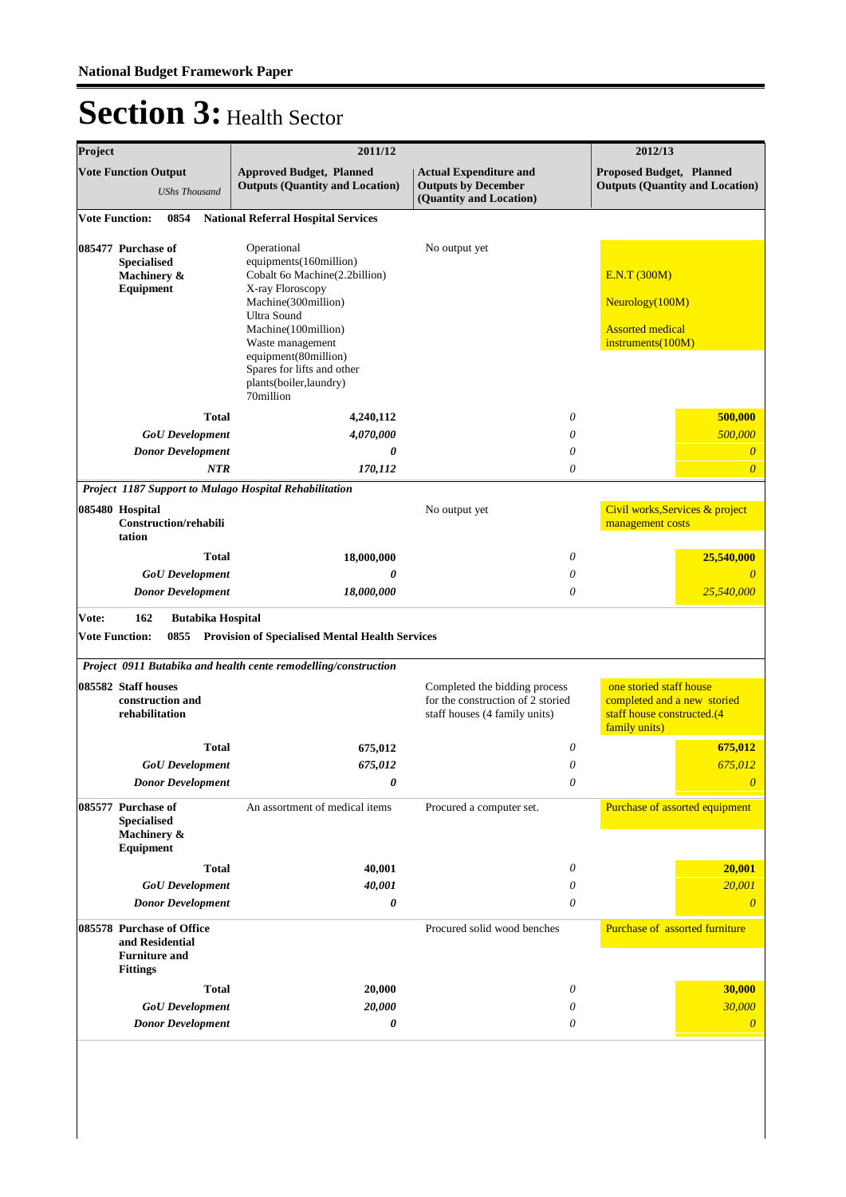# Section 3: Health Sector

| Project | 2011/12 | | 2012/13 |
|---|---|---|---|
| **Vote Function Output** *UShs Thousand* | **Approved Budget, Planned Outputs (Quantity and Location)** | **Actual Expenditure and Outputs by December (Quantity and Location)** | **Proposed Budget, Planned Outputs (Quantity and Location)** |
| **Vote Function: 0854 National Referral Hospital Services** | | | |
| **085477 Purchase of Specialised Machinery & Equipment** | Operational equipments(160million) Cobalt 6o Machine(2.2billion) X-ray Floroscopy Machine(300million) Ultra Sound Machine(100million) Waste management equipment(80million) Spares for lifts and other plants(boiler,laundry) 70million | No output yet | E.N.T (300M) Neurology(100M) Assorted medical instruments(100M) |
| **Total** | **4,240,112** | *0* | **500,000** |
| ***GoU Development*** | ***4,070,000*** | *0* | *500,000* |
| ***Donor Development*** | ***0*** | *0* | *0* |
| ***NTR*** | ***170,112*** | *0* | *0* |
| ***Project 1187 Support to Mulago Hospital Rehabilitation*** | | | |
| **085480 Hospital Construction/rehabilitation** | | No output yet | Civil works,Services & project management costs |
| **Total** | **18,000,000** | *0* | **25,540,000** |
| ***GoU Development*** | ***0*** | *0* | *0* |
| ***Donor Development*** | ***18,000,000*** | *0* | *25,540,000* |
| **Vote: 162 Butabika Hospital** | | | |
| **Vote Function: 0855 Provision of Specialised Mental Health Services** | | | |
| ***Project 0911 Butabika and health cente remodelling/construction*** | | | |
| **085582 Staff houses construction and rehabilitation** | | Completed the bidding process for the construction of 2 storied staff houses (4 family units) | one storied staff house completed and a new storied staff house constructed.(4 family units) |
| **Total** | **675,012** | *0* | **675,012** |
| ***GoU Development*** | ***675,012*** | *0* | *675,012* |
| ***Donor Development*** | ***0*** | *0* | *0* |
| **085577 Purchase of Specialised Machinery & Equipment** | An assortment of medical items | Procured a computer set. | Purchase of assorted equipment |
| **Total** | **40,001** | *0* | **20,001** |
| ***GoU Development*** | ***40,001*** | *0* | *20,001* |
| ***Donor Development*** | ***0*** | *0* | *0* |
| **085578 Purchase of Office and Residential Furniture and Fittings** | | Procured solid wood benches | Purchase of assorted furniture |
| **Total** | **20,000** | *0* | **30,000** |
| ***GoU Development*** | ***20,000*** | *0* | *30,000* |
| ***Donor Development*** | ***0*** | *0* | *0* |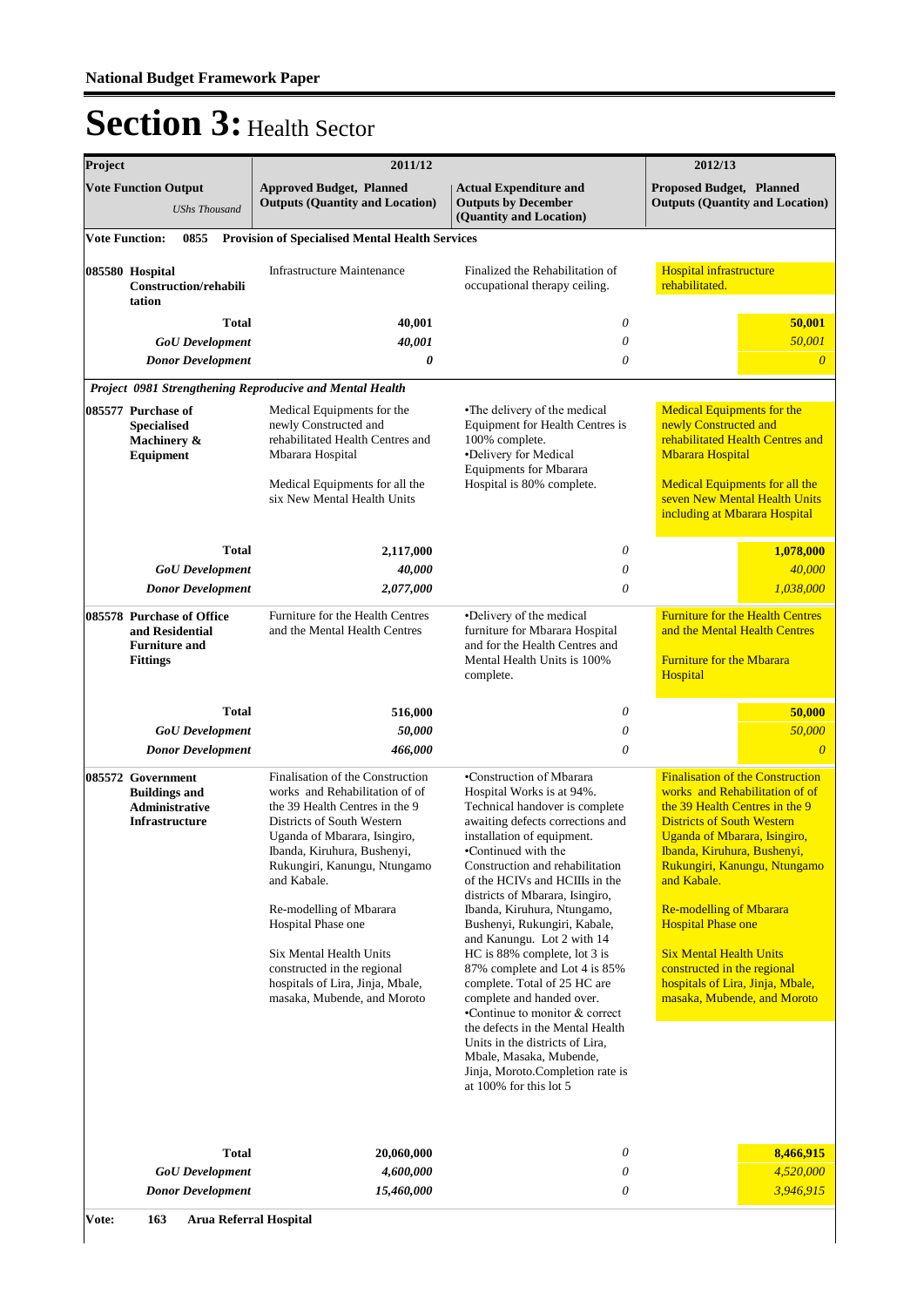# Section 3: Health Sector

| Project | 2011/12 | | 2012/13 |
|---|---|---|---|
| **Vote Function Output** *UShs Thousand* | **Approved Budget, Planned Outputs (Quantity and Location)** | **Actual Expenditure and Outputs by December (Quantity and Location)** | **Proposed Budget, Planned Outputs (Quantity and Location)** |
| **Vote Function: 0855 Provision of Specialised Mental Health Services** | | | |
| **085580 Hospital Construction/rehabilitation** | Infrastructure Maintenance | Finalized the Rehabilitation of occupational therapy ceiling. | Hospital infrastructure rehabilitated. |
| **Total** | **40,001** | *0* | **50,001** |
| ***GoU Development*** | *40,001* | *0* | *50,001* |
| ***Donor Development*** | ***0*** | *0* | *0* |
| ***Project 0981 Strengthening Reproducive and Mental Health*** | | | |
| **085577 Purchase of Specialised Machinery & Equipment** | Medical Equipments for the newly Constructed and rehabilitated Health Centres and Mbarara Hospital<br><br>Medical Equipments for all the six New Mental Health Units | •The delivery of the medical Equipment for Health Centres is 100% complete.<br>•Delivery for Medical Equipments for Mbarara Hospital is 80% complete. | Medical Equipments for the newly Constructed and rehabilitated Health Centres and Mbarara Hospital<br><br>Medical Equipments for all the seven New Mental Health Units including at Mbarara Hospital |
| **Total** | **2,117,000** | *0* | **1,078,000** |
| ***GoU Development*** | *40,000* | *0* | *40,000* |
| ***Donor Development*** | *2,077,000* | *0* | *1,038,000* |
| **085578 Purchase of Office and Residential Furniture and Fittings** | Furniture for the Health Centres and the Mental Health Centres | •Delivery of the medical furniture for Mbarara Hospital and for the Health Centres and Mental Health Units is 100% complete. | Furniture for the Health Centres and the Mental Health Centres<br><br>Furniture for the Mbarara Hospital |
| **Total** | **516,000** | *0* | **50,000** |
| ***GoU Development*** | *50,000* | *0* | *50,000* |
| ***Donor Development*** | *466,000* | *0* | *0* |
| **085572 Government Buildings and Administrative Infrastructure** | Finalisation of the Construction works and Rehabilitation of of the 39 Health Centres in the 9 Districts of South Western Uganda of Mbarara, Isingiro, Ibanda, Kiruhura, Bushenyi, Rukungiri, Kanungu, Ntungamo and Kabale.<br><br>Re-modelling of Mbarara Hospital Phase one<br><br>Six Mental Health Units constructed in the regional hospitals of Lira, Jinja, Mbale, masaka, Mubende, and Moroto | •Construction of Mbarara Hospital Works is at 94%. Technical handover is complete awaiting defects corrections and installation of equipment.<br>•Continued with the Construction and rehabilitation of the HCIVs and HCIIIs in the districts of Mbarara, Isingiro, Ibanda, Kiruhura, Ntungamo, Bushenyi, Rukungiri, Kabale, and Kanungu. Lot 2 with 14 HC is 88% complete, lot 3 is 87% complete and Lot 4 is 85% complete. Total of 25 HC are complete and handed over.<br>•Continue to monitor & correct the defects in the Mental Health Units in the districts of Lira, Mbale, Masaka, Mubende, Jinja, Moroto.Completion rate is at 100% for this lot 5 | Finalisation of the Construction works and Rehabilitation of of the 39 Health Centres in the 9 Districts of South Western Uganda of Mbarara, Isingiro, Ibanda, Kiruhura, Bushenyi, Rukungiri, Kanungu, Ntungamo and Kabale.<br><br>Re-modelling of Mbarara Hospital Phase one<br><br>Six Mental Health Units constructed in the regional hospitals of Lira, Jinja, Mbale, masaka, Mubende, and Moroto |
| **Total** | **20,060,000** | *0* | **8,466,915** |
| ***GoU Development*** | *4,600,000* | *0* | *4,520,000* |
| ***Donor Development*** | *15,460,000* | *0* | *3,946,915* |
| **Vote: 163 Arua Referral Hospital** | | | |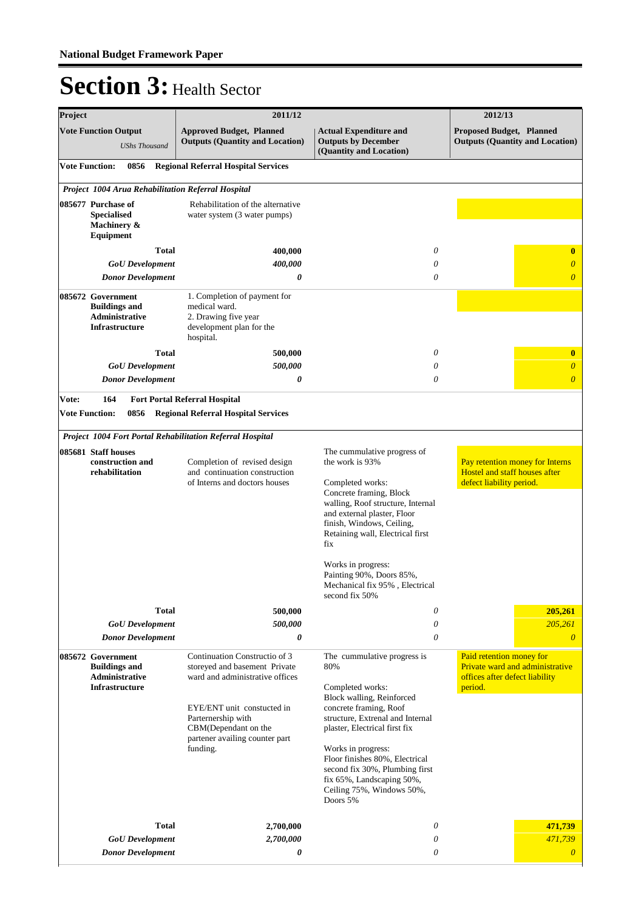**National Budget Framework Paper**

# Section 3: Health Sector

| Project | 2011/12 | | 2012/13 |
|---|---|---|---|
| **Vote Function Output** *UShs Thousand* | **Approved Budget, Planned Outputs (Quantity and Location)** | **Actual Expenditure and Outputs by December (Quantity and Location)** | **Proposed Budget, Planned Outputs (Quantity and Location)** |
| **Vote Function: 0856 Regional Referral Hospital Services** | | | |
| ***Project 1004 Arua Rehabilitation Referral Hospital*** | | | |
| **085677 Purchase of Specialised Machinery & Equipment** | Rehabilitation of the alternative water system (3 water pumps) | | |
| **Total** | **400,000** | *0* | **0** |
| ***GoU Development*** | ***400,000*** | *0* | *0* |
| ***Donor Development*** | ***0*** | *0* | *0* |
| **085672 Government Buildings and Administrative Infrastructure** | 1. Completion of payment for medical ward.<br>2. Drawing five year development plan for the hospital. | | |
| **Total** | **500,000** | *0* | **0** |
| ***GoU Development*** | ***500,000*** | *0* | *0* |
| ***Donor Development*** | ***0*** | *0* | *0* |
| **Vote: 164 Fort Portal Referral Hospital** | | | |
| **Vote Function: 0856 Regional Referral Hospital Services** | | | |
| ***Project 1004 Fort Portal Rehabilitation Referral Hospital*** | | | |
| **085681 Staff houses construction and rehabilitation** | Completion of revised design and continuation construction of Interns and doctors houses | The cummulative progress of the work is 93%<br><br>Completed works:<br>Concrete framing, Block walling, Roof structure, Internal and external plaster, Floor finish, Windows, Ceiling, Retaining wall, Electrical first fix<br><br>Works in progress:<br>Painting 90%, Doors 85%, Mechanical fix 95% , Electrical second fix 50% | Pay retention money for Interns Hostel and staff houses after defect liability period. |
| **Total** | **500,000** | *0* | **205,261** |
| ***GoU Development*** | ***500,000*** | *0* | *205,261* |
| ***Donor Development*** | ***0*** | *0* | *0* |
| **085672 Government Buildings and Administrative Infrastructure** | Continuation Constructio of 3 storeyed and basement Private ward and administrative offices<br><br>EYE/ENT unit constucted in Parternership with CBM(Dependant on the partener availing counter part funding. | The cummulative progress is 80%<br><br>Completed works:<br>Block walling, Reinforced concrete framing, Roof structure, Extrenal and Internal plaster, Electrical first fix<br><br>Works in progress:<br>Floor finishes 80%, Electrical second fix 30%, Plumbing first fix 65%, Landscaping 50%, Ceiling 75%, Windows 50%, Doors 5% | Paid retention money for Private ward and administrative offices after defect liability period. |
| **Total** | **2,700,000** | *0* | **471,739** |
| ***GoU Development*** | ***2,700,000*** | *0* | *471,739* |
| ***Donor Development*** | ***0*** | *0* | *0* |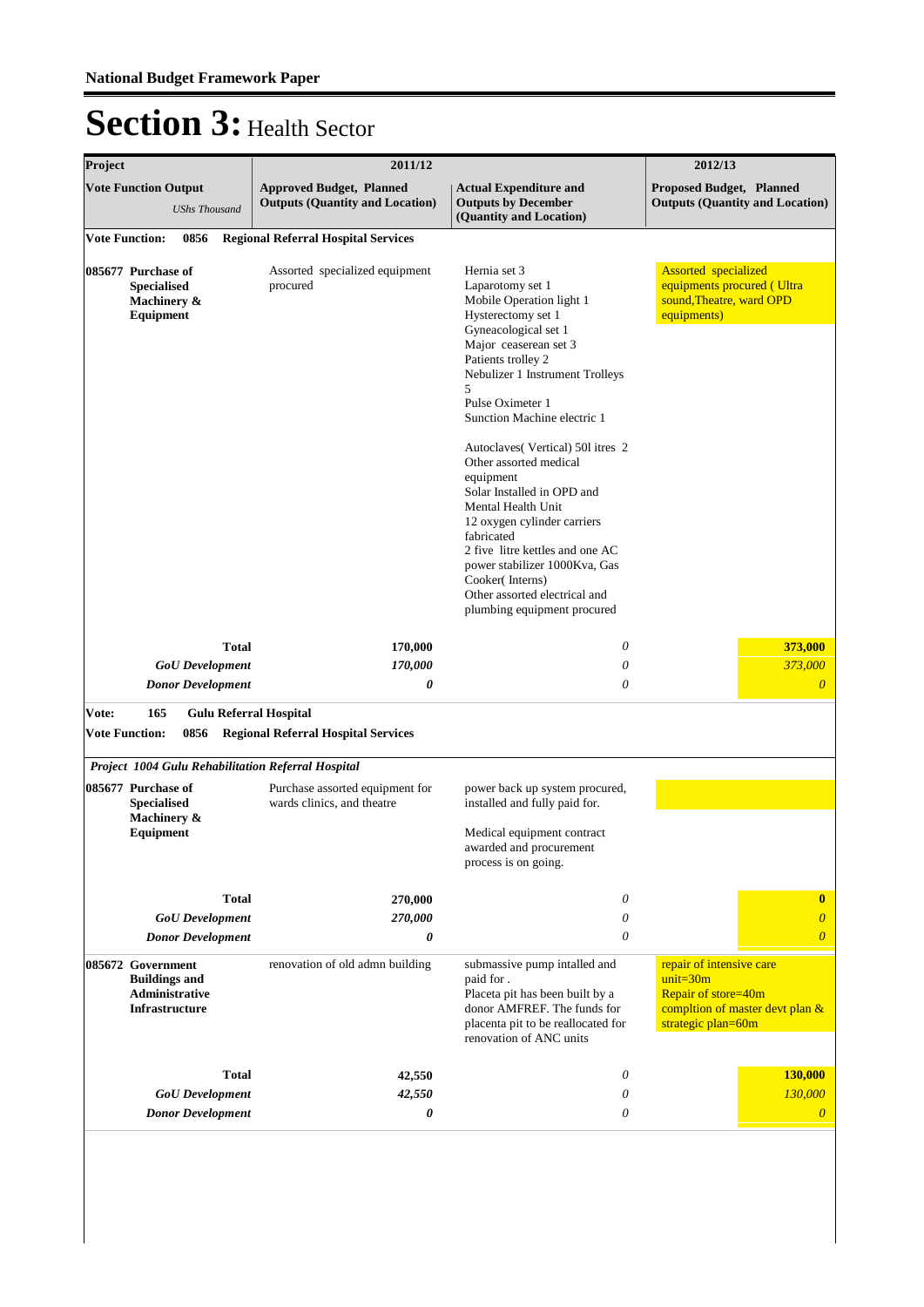# Section 3: Health Sector

| Project | 2011/12 | | 2012/13 |
|---|---|---|---|
| **Vote Function Output** *UShs Thousand* | **Approved Budget, Planned Outputs (Quantity and Location)** | **Actual Expenditure and Outputs by December (Quantity and Location)** | **Proposed Budget, Planned Outputs (Quantity and Location)** |
| **Vote Function: 0856 Regional Referral Hospital Services** | | | |
| **085677 Purchase of Specialised Machinery & Equipment** | Assorted specialized equipment procured | Hernia set 3<br>Laparotomy set 1<br>Mobile Operation light 1<br>Hysterectomy set 1<br>Gyneacological set 1<br>Major ceaserean set 3<br>Patients trolley 2<br>Nebulizer 1 Instrument Trolleys 5<br>Pulse Oximeter 1<br>Sunction Machine electric 1<br><br>Autoclaves( Vertical) 50l itres 2<br>Other assorted medical equipment<br>Solar Installed in OPD and Mental Health Unit<br>12 oxygen cylinder carriers fabricated<br>2 five litre kettles and one AC power stabilizer 1000Kva, Gas Cooker( Interns)<br>Other assorted electrical and plumbing equipment procured | Assorted specialized equipments procured ( Ultra sound,Theatre, ward OPD equipments) |
| **Total** | **170,000** | *0* | **373,000** |
| ***GoU Development*** | ***170,000*** | *0* | *373,000* |
| ***Donor Development*** | ***0*** | *0* | *0* |
| **Vote: 165 Gulu Referral Hospital** | | | |
| **Vote Function: 0856 Regional Referral Hospital Services** | | | |
| ***Project 1004 Gulu Rehabilitation Referral Hospital*** | | | |
| **085677 Purchase of Specialised Machinery & Equipment** | Purchase assorted equipment for wards clinics, and theatre | power back up system procured, installed and fully paid for.<br><br>Medical equipment contract awarded and procurement process is on going. | |
| **Total** | **270,000** | *0* | **0** |
| ***GoU Development*** | ***270,000*** | *0* | *0* |
| ***Donor Development*** | ***0*** | *0* | *0* |
| **085672 Government Buildings and Administrative Infrastructure** | renovation of old admn building | submassive pump intalled and paid for .<br>Placeta pit has been built by a donor AMFREF. The funds for placenta pit to be reallocated for renovation of ANC units | repair of intensive care unit=30m<br>Repair of store=40m<br>compltion of master devt plan & strategic plan=60m |
| **Total** | **42,550** | *0* | **130,000** |
| ***GoU Development*** | ***42,550*** | *0* | *130,000* |
| ***Donor Development*** | ***0*** | *0* | *0* |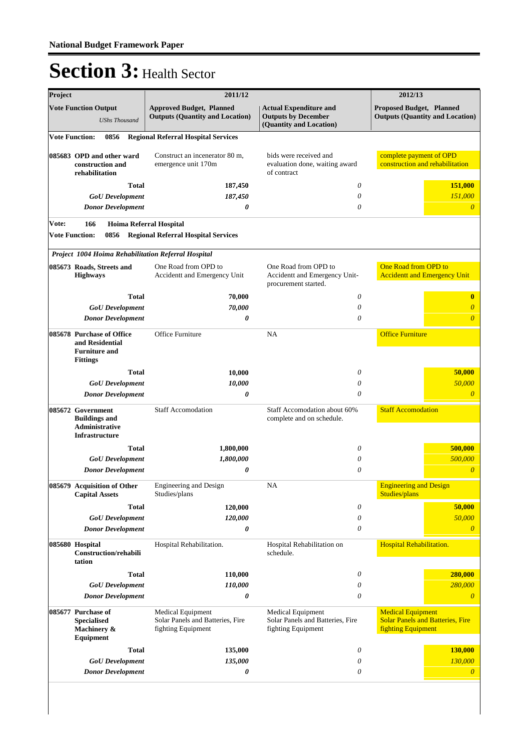# Section 3: Health Sector

| Project | 2011/12 | | 2012/13 |
|---|---|---|---|
| **Vote Function Output** *UShs Thousand* | **Approved Budget, Planned Outputs (Quantity and Location)** | **Actual Expenditure and Outputs by December (Quantity and Location)** | **Proposed Budget, Planned Outputs (Quantity and Location)** |
| **Vote Function: 0856 Regional Referral Hospital Services** | | | |
| **085683 OPD and other ward construction and rehabilitation** | Construct an incenerator 80 m, emergence unit 170m | bids were received and evaluation done, waiting award of contract | complete payment of OPD construction and rehabilitation |
| **Total** | **187,450** | *0* | **151,000** |
| ***GoU Development*** | ***187,450*** | *0* | *151,000* |
| ***Donor Development*** | ***0*** | *0* | *0* |
| **Vote: 166 Hoima Referral Hospital** | | | |
| **Vote Function: 0856 Regional Referral Hospital Services** | | | |
| ***Project 1004 Hoima Rehabilitation Referral Hospital*** | | | |
| **085673 Roads, Streets and Highways** | One Road from OPD to Accidentt and Emergency Unit | One Road from OPD to Accidentt and Emergency Unit- procurement started. | One Road from OPD to Accidentt and Emergency Unit |
| **Total** | **70,000** | *0* | **0** |
| ***GoU Development*** | ***70,000*** | *0* | *0* |
| ***Donor Development*** | ***0*** | *0* | *0* |
| **085678 Purchase of Office and Residential Furniture and Fittings** | Office Furniture | NA | Office Furniture |
| **Total** | **10,000** | *0* | **50,000** |
| ***GoU Development*** | ***10,000*** | *0* | *50,000* |
| ***Donor Development*** | ***0*** | *0* | *0* |
| **085672 Government Buildings and Administrative Infrastructure** | Staff Accomodation | Staff Accomodation about 60% complete and on schedule. | Staff Accomodation |
| **Total** | **1,800,000** | *0* | **500,000** |
| ***GoU Development*** | ***1,800,000*** | *0* | *500,000* |
| ***Donor Development*** | ***0*** | *0* | *0* |
| **085679 Acquisition of Other Capital Assets** | Engineering and Design Studies/plans | NA | Engineering and Design Studies/plans |
| **Total** | **120,000** | *0* | **50,000** |
| ***GoU Development*** | ***120,000*** | *0* | *50,000* |
| ***Donor Development*** | ***0*** | *0* | *0* |
| **085680 Hospital Construction/rehabilitation** | Hospital Rehabilitation. | Hospital Rehabilitation on schedule. | Hospital Rehabilitation. |
| **Total** | **110,000** | *0* | **280,000** |
| ***GoU Development*** | ***110,000*** | *0* | *280,000* |
| ***Donor Development*** | ***0*** | *0* | *0* |
| **085677 Purchase of Specialised Machinery & Equipment** | Medical Equipment Solar Panels and Batteries, Fire fighting Equipment | Medical Equipment Solar Panels and Batteries, Fire fighting Equipment | Medical Equipment Solar Panels and Batteries, Fire fighting Equipment |
| **Total** | **135,000** | *0* | **130,000** |
| ***GoU Development*** | ***135,000*** | *0* | *130,000* |
| ***Donor Development*** | ***0*** | *0* | *0* |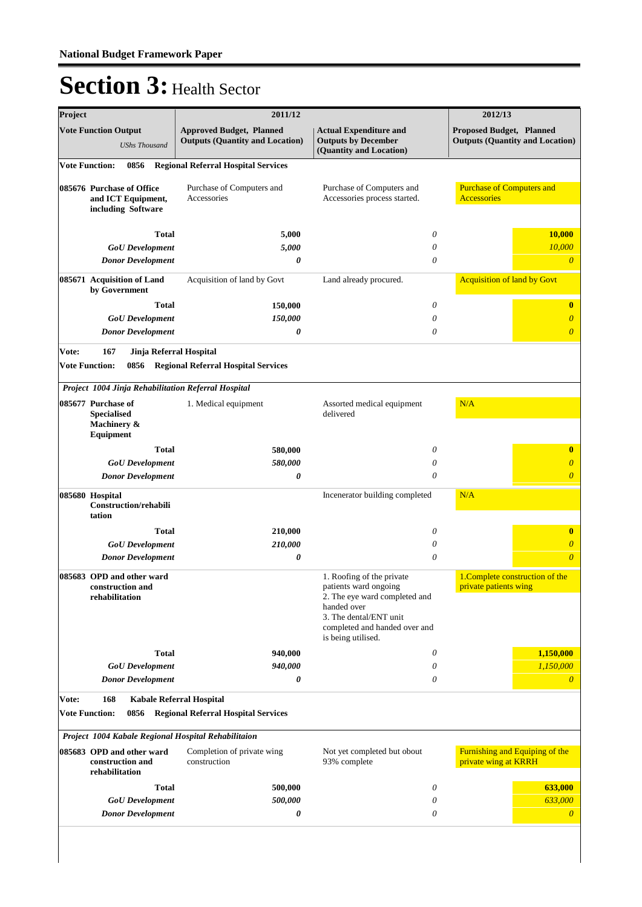**National Budget Framework Paper**

# Section 3: Health Sector

| Project | 2011/12 | | 2012/13 |
|---|---|---|---|
| **Vote Function Output** *UShs Thousand* | **Approved Budget, Planned Outputs (Quantity and Location)** | **Actual Expenditure and Outputs by December (Quantity and Location)** | **Proposed Budget, Planned Outputs (Quantity and Location)** |
| **Vote Function: 0856 Regional Referral Hospital Services** | | | |
| **085676 Purchase of Office and ICT Equipment, including Software** | Purchase of Computers and Accessories | Purchase of Computers and Accessories process started. | Purchase of Computers and Accessories |
| **Total** | **5,000** | *0* | **10,000** |
| ***GoU Development*** | *5,000* | *0* | *10,000* |
| ***Donor Development*** | ***0*** | *0* | *0* |
| **085671 Acquisition of Land by Government** | Acquisition of land by Govt | Land already procured. | Acquisition of land by Govt |
| **Total** | **150,000** | *0* | **0** |
| ***GoU Development*** | *150,000* | *0* | *0* |
| ***Donor Development*** | ***0*** | *0* | *0* |
| **Vote: 167 Jinja Referral Hospital** | | | |
| **Vote Function: 0856 Regional Referral Hospital Services** | | | |
| ***Project 1004 Jinja Rehabilitation Referral Hospital*** | | | |
| **085677 Purchase of Specialised Machinery & Equipment** | 1. Medical equipment | Assorted medical equipment delivered | N/A |
| **Total** | **580,000** | *0* | **0** |
| ***GoU Development*** | *580,000* | *0* | *0* |
| ***Donor Development*** | ***0*** | *0* | *0* |
| **085680 Hospital Construction/rehabilitation** | | Incenerator building completed | N/A |
| **Total** | **210,000** | *0* | **0** |
| ***GoU Development*** | *210,000* | *0* | *0* |
| ***Donor Development*** | ***0*** | *0* | *0* |
| **085683 OPD and other ward construction and rehabilitation** | | 1. Roofing of the private patients ward ongoing 2. The eye ward completed and handed over 3. The dental/ENT unit completed and handed over and is being utilised. | 1.Complete construction of the private patients wing |
| **Total** | **940,000** | *0* | **1,150,000** |
| ***GoU Development*** | *940,000* | *0* | *1,150,000* |
| ***Donor Development*** | ***0*** | *0* | *0* |
| **Vote: 168 Kabale Referral Hospital** | | | |
| **Vote Function: 0856 Regional Referral Hospital Services** | | | |
| ***Project 1004 Kabale Regional Hospital Rehabilitaion*** | | | |
| **085683 OPD and other ward construction and rehabilitation** | Completion of private wing construction | Not yet completed but obout 93% complete | Furnishing and Equiping of the private wing at KRRH |
| **Total** | **500,000** | *0* | **633,000** |
| ***GoU Development*** | *500,000* | *0* | *633,000* |
| ***Donor Development*** | ***0*** | *0* | *0* |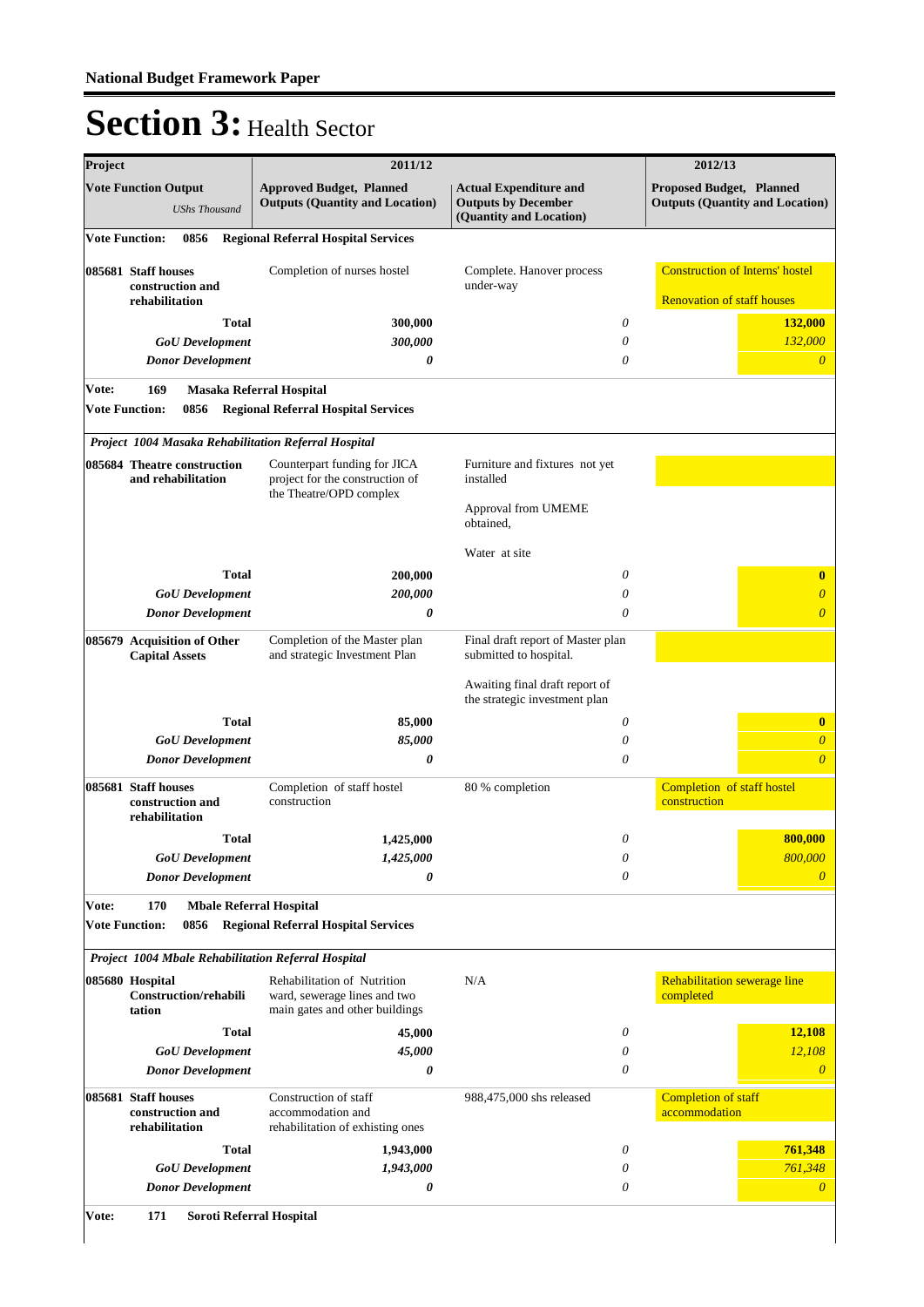**National Budget Framework Paper**

# Section 3: Health Sector

| Project | 2011/12 | | 2012/13 |
|---|---|---|---|
| **Vote Function Output** *UShs Thousand* | **Approved Budget, Planned Outputs (Quantity and Location)** | **Actual Expenditure and Outputs by December (Quantity and Location)** | **Proposed Budget, Planned Outputs (Quantity and Location)** |
| **Vote Function: 0856 Regional Referral Hospital Services** | | | |
| **085681 Staff houses construction and rehabilitation** | Completion of nurses hostel | Complete. Hanover process under-way | Construction of Interns' hostel<br><br>Renovation of staff houses |
| **Total** | **300,000** | *0* | **132,000** |
| ***GoU Development*** | ***300,000*** | *0* | *132,000* |
| ***Donor Development*** | ***0*** | *0* | *0* |
| **Vote: 169 Masaka Referral Hospital** | | | |
| **Vote Function: 0856 Regional Referral Hospital Services** | | | |
| ***Project 1004 Masaka Rehabilitation Referral Hospital*** | | | |
| **085684 Theatre construction and rehabilitation** | Counterpart funding for JICA project for the construction of the Theatre/OPD complex | Furniture and fixtures not yet installed<br><br>Approval from UMEME obtained,<br><br>Water at site | |
| **Total** | **200,000** | *0* | **0** |
| ***GoU Development*** | ***200,000*** | *0* | *0* |
| ***Donor Development*** | ***0*** | *0* | *0* |
| **085679 Acquisition of Other Capital Assets** | Completion of the Master plan and strategic Investment Plan | Final draft report of Master plan submitted to hospital.<br><br>Awaiting final draft report of the strategic investment plan | |
| **Total** | **85,000** | *0* | **0** |
| ***GoU Development*** | ***85,000*** | *0* | *0* |
| ***Donor Development*** | ***0*** | *0* | *0* |
| **085681 Staff houses construction and rehabilitation** | Completion of staff hostel construction | 80 % completion | Completion of staff hostel construction |
| **Total** | **1,425,000** | *0* | **800,000** |
| ***GoU Development*** | ***1,425,000*** | *0* | *800,000* |
| ***Donor Development*** | ***0*** | *0* | *0* |
| **Vote: 170 Mbale Referral Hospital** | | | |
| **Vote Function: 0856 Regional Referral Hospital Services** | | | |
| ***Project 1004 Mbale Rehabilitation Referral Hospital*** | | | |
| **085680 Hospital Construction/rehabilitation** | Rehabilitation of Nutrition ward, sewerage lines and two main gates and other buildings | N/A | Rehabilitation sewerage line completed |
| **Total** | **45,000** | *0* | **12,108** |
| ***GoU Development*** | ***45,000*** | *0* | *12,108* |
| ***Donor Development*** | ***0*** | *0* | *0* |
| **085681 Staff houses construction and rehabilitation** | Construction of staff accommodation and rehabilitation of exhisting ones | 988,475,000 shs released | Completion of staff accommodation |
| **Total** | **1,943,000** | *0* | **761,348** |
| ***GoU Development*** | ***1,943,000*** | *0* | *761,348* |
| ***Donor Development*** | ***0*** | *0* | *0* |
| **Vote: 171 Soroti Referral Hospital** | | | |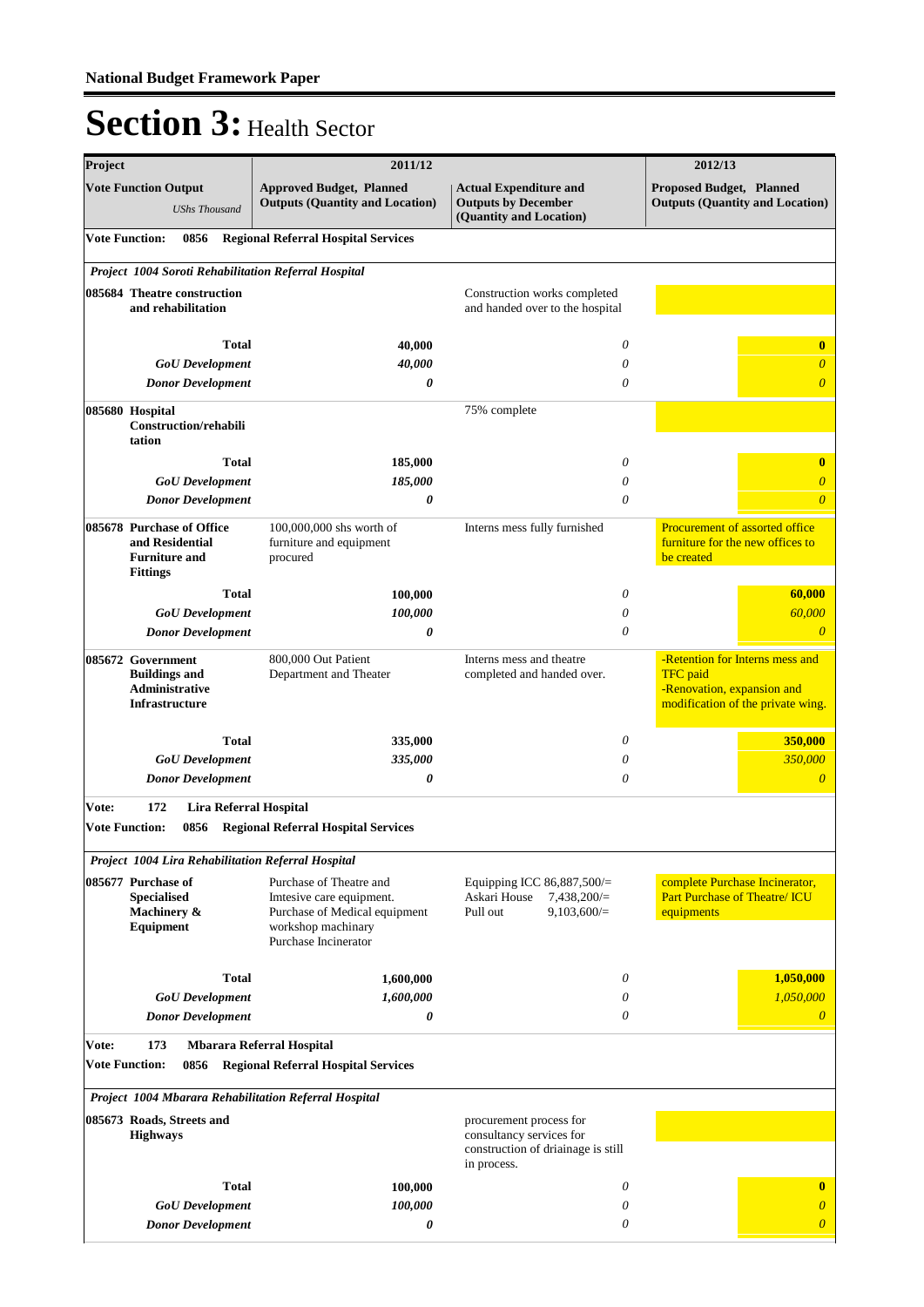**National Budget Framework Paper**

# Section 3: Health Sector

| Project | 2011/12 | | 2012/13 | |
|---|---|---|---|---|
| **Vote Function Output** *UShs Thousand* | **Approved Budget, Planned Outputs (Quantity and Location)** | **Actual Expenditure and Outputs by December (Quantity and Location)** | **Proposed Budget, Planned Outputs (Quantity and Location)** | |
| **Vote Function: 0856 Regional Referral Hospital Services** | | | | |
| ***Project 1004 Soroti Rehabilitation Referral Hospital*** | | | | |
| **085684 Theatre construction and rehabilitation** | | Construction works completed and handed over to the hospital | | |
| **Total** | **40,000** | *0* | | **0** |
| ***GoU Development*** | ***40,000*** | *0* | | *0* |
| ***Donor Development*** | ***0*** | *0* | | *0* |
| **085680 Hospital Construction/rehabilitation** | | 75% complete | | |
| **Total** | **185,000** | *0* | | **0** |
| ***GoU Development*** | ***185,000*** | *0* | | *0* |
| ***Donor Development*** | ***0*** | *0* | | *0* |
| **085678 Purchase of Office and Residential Furniture and Fittings** | 100,000,000 shs worth of furniture and equipment procured | Interns mess fully furnished | Procurement of assorted office furniture for the new offices to be created | |
| **Total** | **100,000** | *0* | | **60,000** |
| ***GoU Development*** | ***100,000*** | *0* | | *60,000* |
| ***Donor Development*** | ***0*** | *0* | | *0* |
| **085672 Government Buildings and Administrative Infrastructure** | 800,000 Out Patient Department and Theater | Interns mess and theatre completed and handed over. | -Retention for Interns mess and TFC paid<br>-Renovation, expansion and modification of the private wing. | |
| **Total** | **335,000** | *0* | | **350,000** |
| ***GoU Development*** | ***335,000*** | *0* | | *350,000* |
| ***Donor Development*** | ***0*** | *0* | | *0* |
| **Vote: 172 Lira Referral Hospital** | | | | |
| **Vote Function: 0856 Regional Referral Hospital Services** | | | | |
| ***Project 1004 Lira Rehabilitation Referral Hospital*** | | | | |
| **085677 Purchase of Specialised Machinery & Equipment** | Purchase of Theatre and Imtesive care equipment.<br>Purchase of Medical equipment workshop machinary<br>Purchase Incinerator | Equipping ICC 86,887,500/=<br>Askari House 7,438,200/=<br>Pull out 9,103,600/= | complete Purchase Incinerator, Part Purchase of Theatre/ ICU equipments | |
| **Total** | **1,600,000** | *0* | | **1,050,000** |
| ***GoU Development*** | ***1,600,000*** | *0* | | *1,050,000* |
| ***Donor Development*** | ***0*** | *0* | | *0* |
| **Vote: 173 Mbarara Referral Hospital** | | | | |
| **Vote Function: 0856 Regional Referral Hospital Services** | | | | |
| ***Project 1004 Mbarara Rehabilitation Referral Hospital*** | | | | |
| **085673 Roads, Streets and Highways** | | procurement process for consultancy services for construction of driainage is still in process. | | |
| **Total** | **100,000** | *0* | | **0** |
| ***GoU Development*** | ***100,000*** | *0* | | *0* |
| ***Donor Development*** | ***0*** | *0* | | *0* |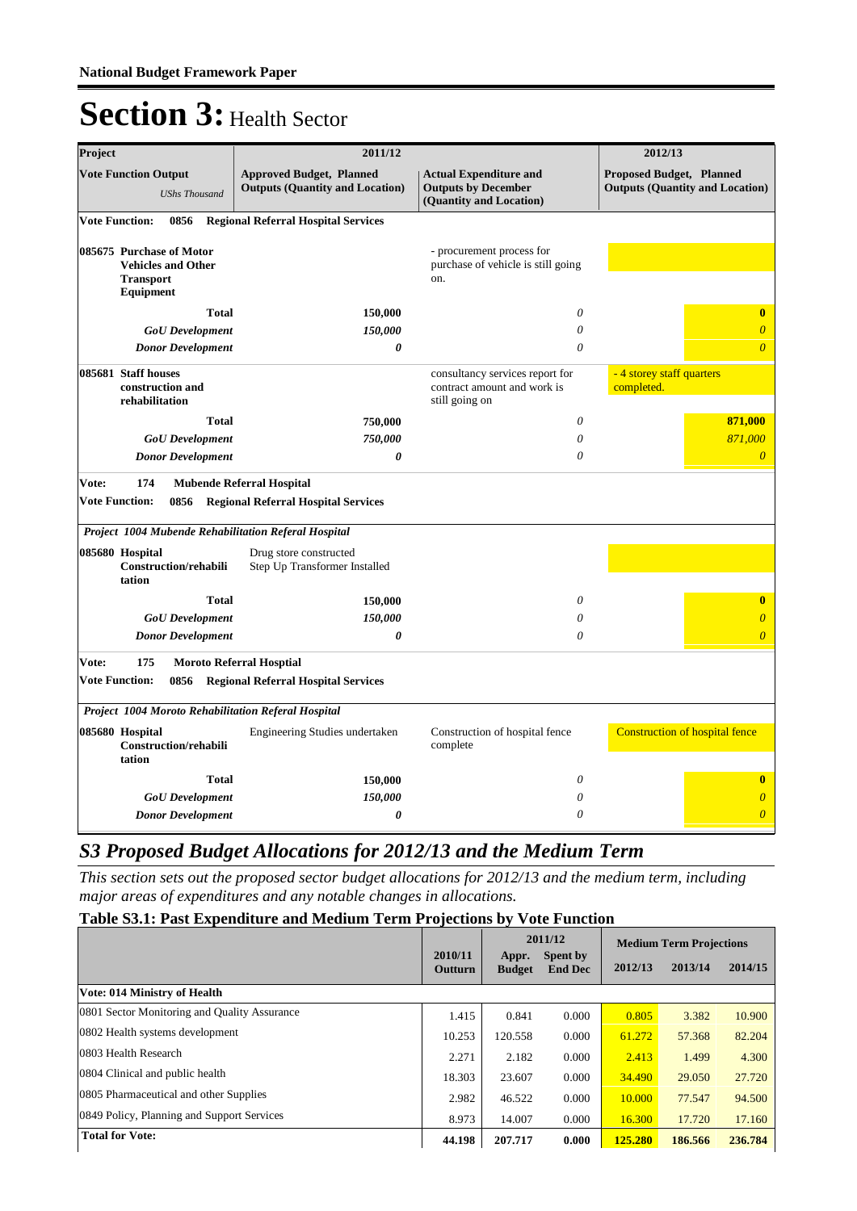# Section 3: Health Sector

| Project | 2011/12 | | 2012/13 |
|---|---|---|---|
| **Vote Function Output** *UShs Thousand* | **Approved Budget, Planned Outputs (Quantity and Location)** | **Actual Expenditure and Outputs by December (Quantity and Location)** | **Proposed Budget, Planned Outputs (Quantity and Location)** |
| **Vote Function: 0856 Regional Referral Hospital Services** | | | |
| **085675 Purchase of Motor Vehicles and Other Transport Equipment** | | - procurement process for purchase of vehicle is still going on. | |
| **Total** | **150,000** | *0* | **0** |
| ***GoU Development*** | ***150,000*** | *0* | *0* |
| ***Donor Development*** | ***0*** | *0* | *0* |
| **085681 Staff houses construction and rehabilitation** | | consultancy services report for contract amount and work is still going on | - 4 storey staff quarters completed. |
| **Total** | **750,000** | *0* | **871,000** |
| ***GoU Development*** | ***750,000*** | *0* | *871,000* |
| ***Donor Development*** | ***0*** | *0* | *0* |
| **Vote: 174 Mubende Referral Hospital** | | | |
| **Vote Function: 0856 Regional Referral Hospital Services** | | | |
| ***Project 1004 Mubende Rehabilitation Referal Hospital*** | | | |
| **085680 Hospital Construction/rehabilitation** | Drug store constructed<br>Step Up Transformer Installed | | |
| **Total** | **150,000** | *0* | **0** |
| ***GoU Development*** | ***150,000*** | *0* | *0* |
| ***Donor Development*** | ***0*** | *0* | *0* |
| **Vote: 175 Moroto Referral Hosptial** | | | |
| **Vote Function: 0856 Regional Referral Hospital Services** | | | |
| ***Project 1004 Moroto Rehabilitation Referal Hospital*** | | | |
| **085680 Hospital Construction/rehabilitation** | Engineering Studies undertaken | Construction of hospital fence complete | Construction of hospital fence |
| **Total** | **150,000** | *0* | **0** |
| ***GoU Development*** | ***150,000*** | *0* | *0* |
| ***Donor Development*** | ***0*** | *0* | *0* |

## *S3 Proposed Budget Allocations for 2012/13 and the Medium Term*

*This section sets out the proposed sector budget allocations for 2012/13 and the medium term, including major areas of expenditures and any notable changes in allocations.*

### Table S3.1: Past Expenditure and Medium Term Projections by Vote Function

| | 2010/11 | 2011/12 | | Medium Term Projections | | |
|---|---|---|---|---|---|---|
| | Outturn | Appr. Budget | Spent by End Dec | 2012/13 | 2013/14 | 2014/15 |
| **Vote: 014 Ministry of Health** | | | | | | |
| 0801 Sector Monitoring and Quality Assurance | 1.415 | 0.841 | 0.000 | 0.805 | 3.382 | 10.900 |
| 0802 Health systems development | 10.253 | 120.558 | 0.000 | 61.272 | 57.368 | 82.204 |
| 0803 Health Research | 2.271 | 2.182 | 0.000 | 2.413 | 1.499 | 4.300 |
| 0804 Clinical and public health | 18.303 | 23.607 | 0.000 | 34.490 | 29.050 | 27.720 |
| 0805 Pharmaceutical and other Supplies | 2.982 | 46.522 | 0.000 | 10.000 | 77.547 | 94.500 |
| 0849 Policy, Planning and Support Services | 8.973 | 14.007 | 0.000 | 16.300 | 17.720 | 17.160 |
| **Total for Vote:** | **44.198** | **207.717** | **0.000** | **125.280** | **186.566** | **236.784** |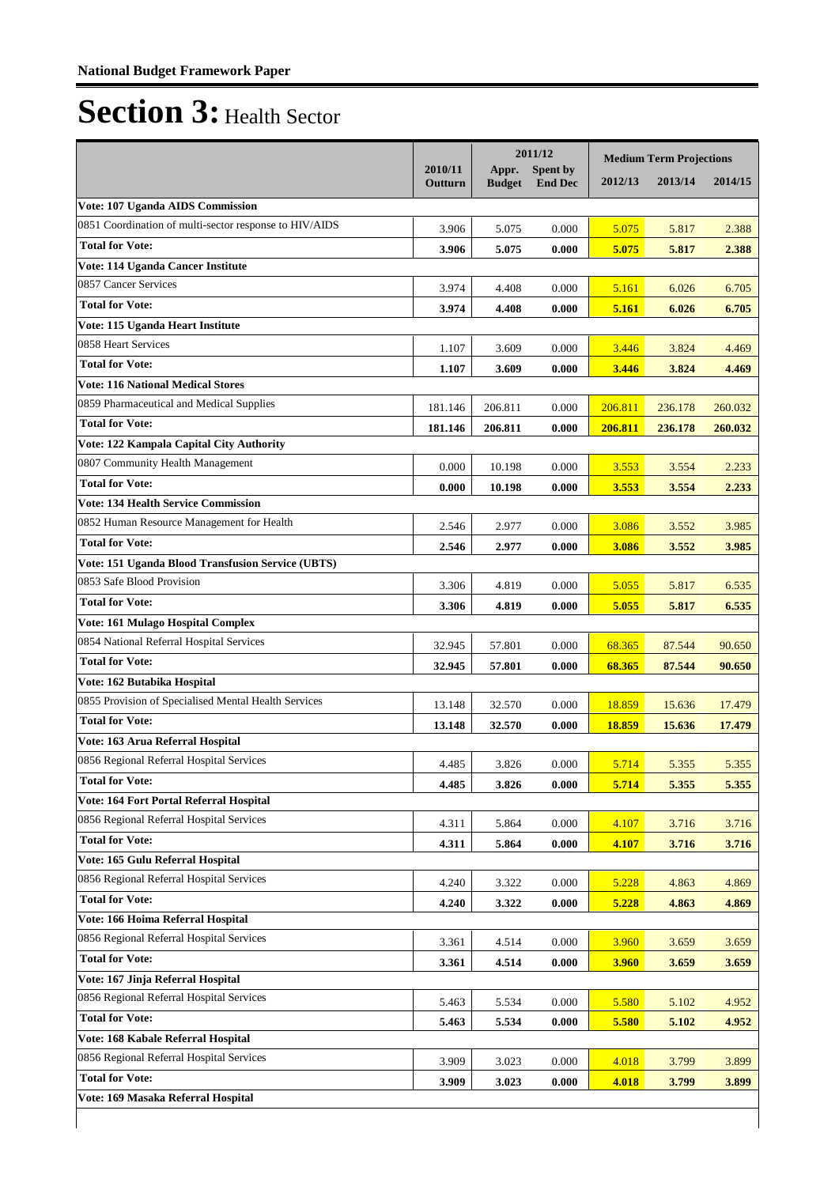**National Budget Framework Paper**

# Section 3: Health Sector

| | 2010/11 Outturn | 2011/12 Appr. Budget | 2011/12 Spent by End Dec | Medium Term Projections 2012/13 | 2013/14 | 2014/15 |
|---|---|---|---|---|---|---|
| **Vote: 107 Uganda AIDS Commission** | | | | | | |
| 0851 Coordination of multi-sector response to HIV/AIDS | 3.906 | 5.075 | 0.000 | 5.075 | 5.817 | 2.388 |
| **Total for Vote:** | **3.906** | **5.075** | **0.000** | **5.075** | **5.817** | **2.388** |
| **Vote: 114 Uganda Cancer Institute** | | | | | | |
| 0857 Cancer Services | 3.974 | 4.408 | 0.000 | 5.161 | 6.026 | 6.705 |
| **Total for Vote:** | **3.974** | **4.408** | **0.000** | **5.161** | **6.026** | **6.705** |
| **Vote: 115 Uganda Heart Institute** | | | | | | |
| 0858 Heart Services | 1.107 | 3.609 | 0.000 | 3.446 | 3.824 | 4.469 |
| **Total for Vote:** | **1.107** | **3.609** | **0.000** | **3.446** | **3.824** | **4.469** |
| **Vote: 116 National Medical Stores** | | | | | | |
| 0859 Pharmaceutical and Medical Supplies | 181.146 | 206.811 | 0.000 | 206.811 | 236.178 | 260.032 |
| **Total for Vote:** | **181.146** | **206.811** | **0.000** | **206.811** | **236.178** | **260.032** |
| **Vote: 122 Kampala Capital City Authority** | | | | | | |
| 0807 Community Health Management | 0.000 | 10.198 | 0.000 | 3.553 | 3.554 | 2.233 |
| **Total for Vote:** | **0.000** | **10.198** | **0.000** | **3.553** | **3.554** | **2.233** |
| **Vote: 134 Health Service Commission** | | | | | | |
| 0852 Human Resource Management for Health | 2.546 | 2.977 | 0.000 | 3.086 | 3.552 | 3.985 |
| **Total for Vote:** | **2.546** | **2.977** | **0.000** | **3.086** | **3.552** | **3.985** |
| **Vote: 151 Uganda Blood Transfusion Service (UBTS)** | | | | | | |
| 0853 Safe Blood Provision | 3.306 | 4.819 | 0.000 | 5.055 | 5.817 | 6.535 |
| **Total for Vote:** | **3.306** | **4.819** | **0.000** | **5.055** | **5.817** | **6.535** |
| **Vote: 161 Mulago Hospital Complex** | | | | | | |
| 0854 National Referral Hospital Services | 32.945 | 57.801 | 0.000 | 68.365 | 87.544 | 90.650 |
| **Total for Vote:** | **32.945** | **57.801** | **0.000** | **68.365** | **87.544** | **90.650** |
| **Vote: 162 Butabika Hospital** | | | | | | |
| 0855 Provision of Specialised Mental Health Services | 13.148 | 32.570 | 0.000 | 18.859 | 15.636 | 17.479 |
| **Total for Vote:** | **13.148** | **32.570** | **0.000** | **18.859** | **15.636** | **17.479** |
| **Vote: 163 Arua Referral Hospital** | | | | | | |
| 0856 Regional Referral Hospital Services | 4.485 | 3.826 | 0.000 | 5.714 | 5.355 | 5.355 |
| **Total for Vote:** | **4.485** | **3.826** | **0.000** | **5.714** | **5.355** | **5.355** |
| **Vote: 164 Fort Portal Referral Hospital** | | | | | | |
| 0856 Regional Referral Hospital Services | 4.311 | 5.864 | 0.000 | 4.107 | 3.716 | 3.716 |
| **Total for Vote:** | **4.311** | **5.864** | **0.000** | **4.107** | **3.716** | **3.716** |
| **Vote: 165 Gulu Referral Hospital** | | | | | | |
| 0856 Regional Referral Hospital Services | 4.240 | 3.322 | 0.000 | 5.228 | 4.863 | 4.869 |
| **Total for Vote:** | **4.240** | **3.322** | **0.000** | **5.228** | **4.863** | **4.869** |
| **Vote: 166 Hoima Referral Hospital** | | | | | | |
| 0856 Regional Referral Hospital Services | 3.361 | 4.514 | 0.000 | 3.960 | 3.659 | 3.659 |
| **Total for Vote:** | **3.361** | **4.514** | **0.000** | **3.960** | **3.659** | **3.659** |
| **Vote: 167 Jinja Referral Hospital** | | | | | | |
| 0856 Regional Referral Hospital Services | 5.463 | 5.534 | 0.000 | 5.580 | 5.102 | 4.952 |
| **Total for Vote:** | **5.463** | **5.534** | **0.000** | **5.580** | **5.102** | **4.952** |
| **Vote: 168 Kabale Referral Hospital** | | | | | | |
| 0856 Regional Referral Hospital Services | 3.909 | 3.023 | 0.000 | 4.018 | 3.799 | 3.899 |
| **Total for Vote:** | **3.909** | **3.023** | **0.000** | **4.018** | **3.799** | **3.899** |
| **Vote: 169 Masaka Referral Hospital** | | | | | | |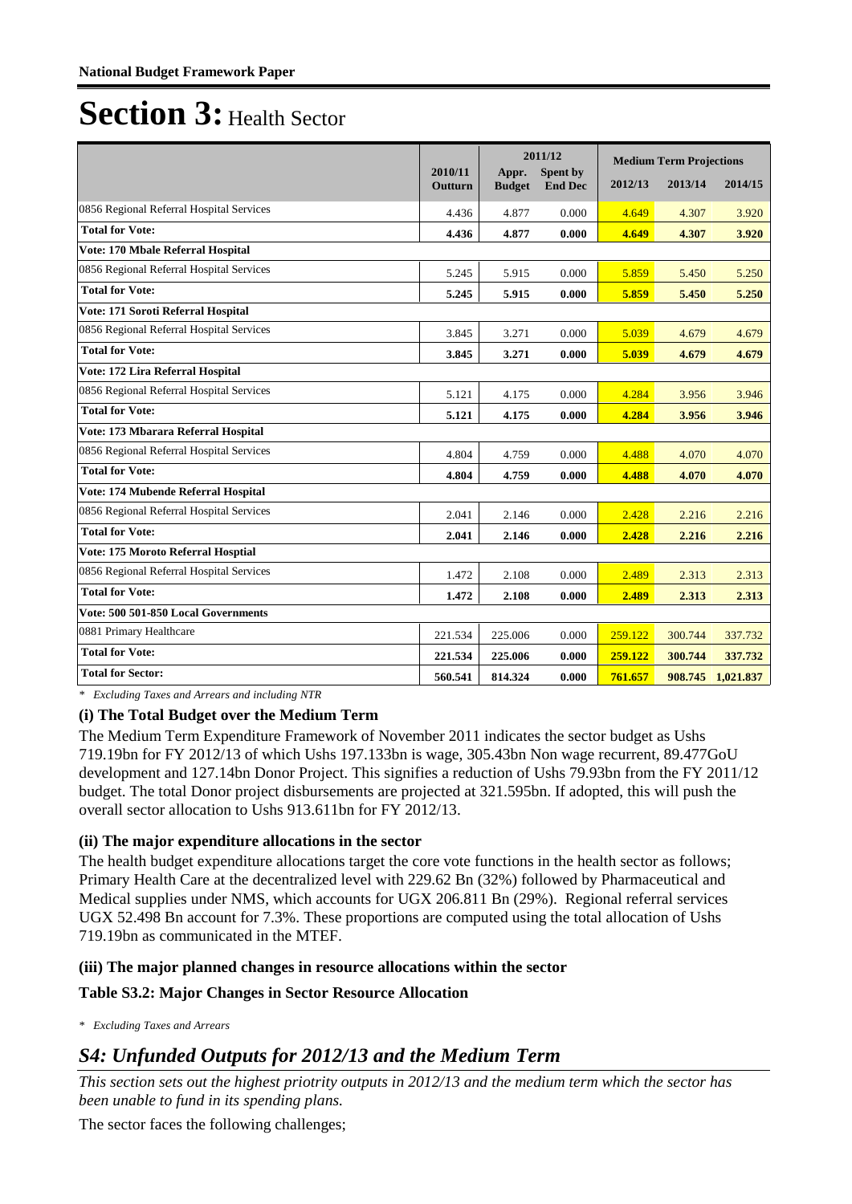# Section 3: Health Sector

| | 2010/11 Outturn | 2011/12 Appr. Budget | 2011/12 Spent by End Dec | 2012/13 | 2013/14 | 2014/15 |
|---|---|---|---|---|---|---|
| | | | | **Medium Term Projections** | | |
| 0856 Regional Referral Hospital Services | 4.436 | 4.877 | 0.000 | 4.649 | 4.307 | 3.920 |
| **Total for Vote:** | **4.436** | **4.877** | **0.000** | **4.649** | **4.307** | **3.920** |
| **Vote: 170 Mbale Referral Hospital** | | | | | | |
| 0856 Regional Referral Hospital Services | 5.245 | 5.915 | 0.000 | 5.859 | 5.450 | 5.250 |
| **Total for Vote:** | **5.245** | **5.915** | **0.000** | **5.859** | **5.450** | **5.250** |
| **Vote: 171 Soroti Referral Hospital** | | | | | | |
| 0856 Regional Referral Hospital Services | 3.845 | 3.271 | 0.000 | 5.039 | 4.679 | 4.679 |
| **Total for Vote:** | **3.845** | **3.271** | **0.000** | **5.039** | **4.679** | **4.679** |
| **Vote: 172 Lira Referral Hospital** | | | | | | |
| 0856 Regional Referral Hospital Services | 5.121 | 4.175 | 0.000 | 4.284 | 3.956 | 3.946 |
| **Total for Vote:** | **5.121** | **4.175** | **0.000** | **4.284** | **3.956** | **3.946** |
| **Vote: 173 Mbarara Referral Hospital** | | | | | | |
| 0856 Regional Referral Hospital Services | 4.804 | 4.759 | 0.000 | 4.488 | 4.070 | 4.070 |
| **Total for Vote:** | **4.804** | **4.759** | **0.000** | **4.488** | **4.070** | **4.070** |
| **Vote: 174 Mubende Referral Hospital** | | | | | | |
| 0856 Regional Referral Hospital Services | 2.041 | 2.146 | 0.000 | 2.428 | 2.216 | 2.216 |
| **Total for Vote:** | **2.041** | **2.146** | **0.000** | **2.428** | **2.216** | **2.216** |
| **Vote: 175 Moroto Referral Hosptial** | | | | | | |
| 0856 Regional Referral Hospital Services | 1.472 | 2.108 | 0.000 | 2.489 | 2.313 | 2.313 |
| **Total for Vote:** | **1.472** | **2.108** | **0.000** | **2.489** | **2.313** | **2.313** |
| **Vote: 500 501-850 Local Governments** | | | | | | |
| 0881 Primary Healthcare | 221.534 | 225.006 | 0.000 | 259.122 | 300.744 | 337.732 |
| **Total for Vote:** | **221.534** | **225.006** | **0.000** | **259.122** | **300.744** | **337.732** |
| **Total for Sector:** | **560.541** | **814.324** | **0.000** | **761.657** | **908.745** | **1,021.837** |

*\* Excluding Taxes and Arrears and including NTR*

### (i) The Total Budget over the Medium Term

The Medium Term Expenditure Framework of November 2011 indicates the sector budget as Ushs 719.19bn for FY 2012/13 of which Ushs 197.133bn is wage, 305.43bn Non wage recurrent, 89.477GoU development and 127.14bn Donor Project. This signifies a reduction of Ushs 79.93bn from the FY 2011/12 budget. The total Donor project disbursements are projected at 321.595bn. If adopted, this will push the overall sector allocation to Ushs 913.611bn for FY 2012/13.

### (ii) The major expenditure allocations in the sector

The health budget expenditure allocations target the core vote functions in the health sector as follows; Primary Health Care at the decentralized level with 229.62 Bn (32%) followed by Pharmaceutical and Medical supplies under NMS, which accounts for UGX 206.811 Bn (29%). Regional referral services UGX 52.498 Bn account for 7.3%. These proportions are computed using the total allocation of Ushs 719.19bn as communicated in the MTEF.

### (iii) The major planned changes in resource allocations within the sector

**Table S3.2: Major Changes in Sector Resource Allocation**

*\* Excluding Taxes and Arrears*

## *S4: Unfunded Outputs for 2012/13 and the Medium Term*

*This section sets out the highest priotrity outputs in 2012/13 and the medium term which the sector has been unable to fund in its spending plans.*

The sector faces the following challenges;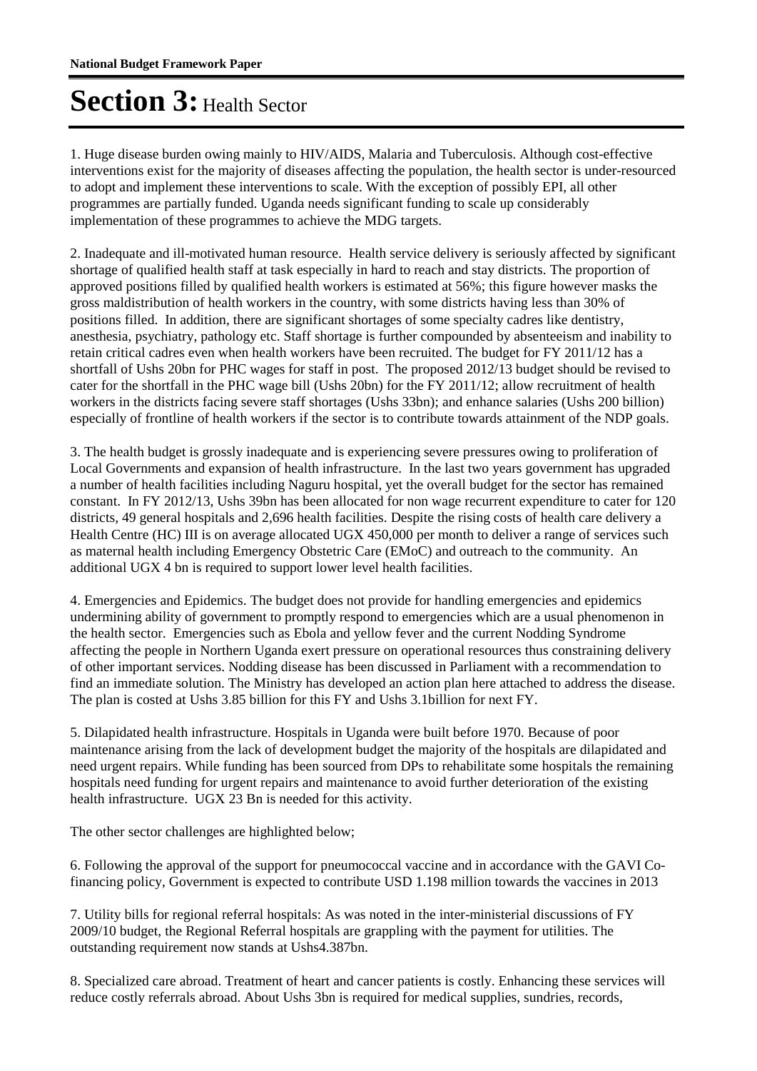# Section 3: Health Sector

1. Huge disease burden owing mainly to HIV/AIDS, Malaria and Tuberculosis. Although cost-effective interventions exist for the majority of diseases affecting the population, the health sector is under-resourced to adopt and implement these interventions to scale. With the exception of possibly EPI, all other programmes are partially funded. Uganda needs significant funding to scale up considerably implementation of these programmes to achieve the MDG targets.

2. Inadequate and ill-motivated human resource. Health service delivery is seriously affected by significant shortage of qualified health staff at task especially in hard to reach and stay districts. The proportion of approved positions filled by qualified health workers is estimated at 56%; this figure however masks the gross maldistribution of health workers in the country, with some districts having less than 30% of positions filled. In addition, there are significant shortages of some specialty cadres like dentistry, anesthesia, psychiatry, pathology etc. Staff shortage is further compounded by absenteeism and inability to retain critical cadres even when health workers have been recruited. The budget for FY 2011/12 has a shortfall of Ushs 20bn for PHC wages for staff in post. The proposed 2012/13 budget should be revised to cater for the shortfall in the PHC wage bill (Ushs 20bn) for the FY 2011/12; allow recruitment of health workers in the districts facing severe staff shortages (Ushs 33bn); and enhance salaries (Ushs 200 billion) especially of frontline of health workers if the sector is to contribute towards attainment of the NDP goals.

3. The health budget is grossly inadequate and is experiencing severe pressures owing to proliferation of Local Governments and expansion of health infrastructure. In the last two years government has upgraded a number of health facilities including Naguru hospital, yet the overall budget for the sector has remained constant. In FY 2012/13, Ushs 39bn has been allocated for non wage recurrent expenditure to cater for 120 districts, 49 general hospitals and 2,696 health facilities. Despite the rising costs of health care delivery a Health Centre (HC) III is on average allocated UGX 450,000 per month to deliver a range of services such as maternal health including Emergency Obstetric Care (EMoC) and outreach to the community. An additional UGX 4 bn is required to support lower level health facilities.

4. Emergencies and Epidemics. The budget does not provide for handling emergencies and epidemics undermining ability of government to promptly respond to emergencies which are a usual phenomenon in the health sector. Emergencies such as Ebola and yellow fever and the current Nodding Syndrome affecting the people in Northern Uganda exert pressure on operational resources thus constraining delivery of other important services. Nodding disease has been discussed in Parliament with a recommendation to find an immediate solution. The Ministry has developed an action plan here attached to address the disease. The plan is costed at Ushs 3.85 billion for this FY and Ushs 3.1billion for next FY.

5. Dilapidated health infrastructure. Hospitals in Uganda were built before 1970. Because of poor maintenance arising from the lack of development budget the majority of the hospitals are dilapidated and need urgent repairs. While funding has been sourced from DPs to rehabilitate some hospitals the remaining hospitals need funding for urgent repairs and maintenance to avoid further deterioration of the existing health infrastructure. UGX 23 Bn is needed for this activity.

The other sector challenges are highlighted below;

6. Following the approval of the support for pneumococcal vaccine and in accordance with the GAVI Co-financing policy, Government is expected to contribute USD 1.198 million towards the vaccines in 2013

7. Utility bills for regional referral hospitals: As was noted in the inter-ministerial discussions of FY 2009/10 budget, the Regional Referral hospitals are grappling with the payment for utilities. The outstanding requirement now stands at Ushs4.387bn.

8. Specialized care abroad. Treatment of heart and cancer patients is costly. Enhancing these services will reduce costly referrals abroad. About Ushs 3bn is required for medical supplies, sundries, records,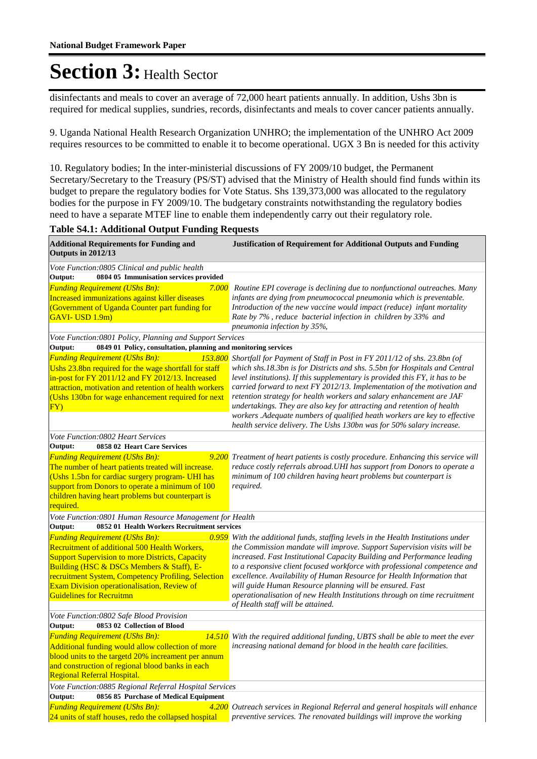# Section 3: Health Sector

disinfectants and meals to cover an average of 72,000 heart patients annually. In addition, Ushs 3bn is required for medical supplies, sundries, records, disinfectants and meals to cover cancer patients annually.

9. Uganda National Health Research Organization UNHRO; the implementation of the UNHRO Act 2009 requires resources to be committed to enable it to become operational. UGX 3 Bn is needed for this activity

10. Regulatory bodies; In the inter-ministerial discussions of FY 2009/10 budget, the Permanent Secretary/Secretary to the Treasury (PS/ST) advised that the Ministry of Health should find funds within its budget to prepare the regulatory bodies for Vote Status. Shs 139,373,000 was allocated to the regulatory bodies for the purpose in FY 2009/10. The budgetary constraints notwithstanding the regulatory bodies need to have a separate MTEF line to enable them independently carry out their regulatory role.

**Table S4.1: Additional Output Funding Requests**

| Additional Requirements for Funding and Outputs in 2012/13 | | Justification of Requirement for Additional Outputs and Funding |
|---|---|---|
| *Vote Function:0805 Clinical and public health* | | |
| **Output: 0804 05 Immunisation services provided** | | |
| *Funding Requirement (UShs Bn):* Increased immunizations against killer diseases (Government of Uganda Counter part funding for GAVI- USD 1.9m) | *7.000* | *Routine EPI coverage is declining due to nonfunctional outreaches. Many infants are dying from pneumococcal pneumonia which is preventable. Introduction of the new vaccine would impact (reduce) infant mortality Rate by 7% , reduce bacterial infection in children by 33% and pneumonia infection by 35%,* |
| *Vote Function:0801 Policy, Planning and Support Services* | | |
| **Output: 0849 01 Policy, consultation, planning and monitoring services** | | |
| *Funding Requirement (UShs Bn):* Ushs 23.8bn required for the wage shortfall for staff in-post for FY 2011/12 and FY 2012/13. Increased attraction, motivation and retention of health workers (Ushs 130bn for wage enhancement required for next FY) | *153.800* | *Shortfall for Payment of Staff in Post in FY 2011/12 of shs. 23.8bn (of which shs.18.3bn is for Districts and shs. 5.5bn for Hospitals and Central level institutions). If this supplementary is provided this FY, it has to be carried forward to next FY 2012/13. Implementation of the motivation and retention strategy for health workers and salary enhancement are JAF undertakings. They are also key for attracting and retention of health workers .Adequate numbers of qualified heath workers are key to effective health service delivery. The Ushs 130bn was for 50% salary increase.* |
| *Vote Function:0802 Heart Services* | | |
| **Output: 0858 02 Heart Care Services** | | |
| *Funding Requirement (UShs Bn):* The number of heart patients treated will increase. (Ushs 1.5bn for cardiac surgery program- UHI has support from Donors to operate a minimum of 100 children having heart problems but counterpart is required. | *9.200* | *Treatment of heart patients is costly procedure. Enhancing this service will reduce costly referrals abroad.UHI has support from Donors to operate a minimum of 100 children having heart problems but counterpart is required.* |
| *Vote Function:0801 Human Resource Management for Health* | | |
| **Output: 0852 01 Health Workers Recruitment services** | | |
| *Funding Requirement (UShs Bn):* Recruitment of additional 500 Health Workers, Support Supervision to more Districts, Capacity Building (HSC & DSCs Members & Staff), E-recruitment System, Competency Profiling, Selection Exam Division operationalisation, Review of Guidelines for Recruitmn | *0.959* | *With the additional funds, staffing levels in the Health Institutions under the Commission mandate will improve. Support Supervision visits will be increased. Fast Institutional Capacity Building and Performance leading to a responsive client focused workforce with professional competence and excellence. Availability of Human Resource for Health Information that will guide Human Resource planning will be ensured. Fast operationalisation of new Health Institutions through on time recruitment of Health staff will be attained.* |
| *Vote Function:0802 Safe Blood Provision* | | |
| **Output: 0853 02 Collection of Blood** | | |
| *Funding Requirement (UShs Bn):* Additional funding would allow collection of more blood units to the targetd 20% increament per annum and construction of regional blood banks in each Regional Referral Hospital. | *14.510* | *With the required additional funding, UBTS shall be able to meet the ever increasing national demand for blood in the health care facilities.* |
| *Vote Function:0885 Regional Referral Hospital Services* | | |
| **Output: 0856 85 Purchase of Medical Equipment** | | |
| *Funding Requirement (UShs Bn):* 24 units of staff houses, redo the collapsed hospital | *4.200* | *Outreach services in Regional Referral and general hospitals will enhance preventive services. The renovated buildings will improve the working* |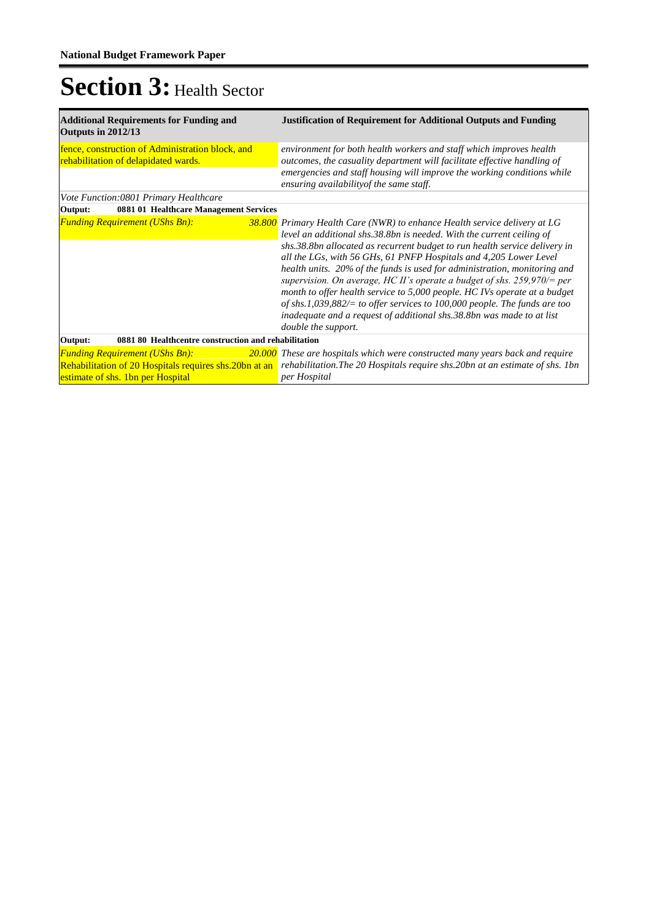# Section 3: Health Sector

| Additional Requirements for Funding and Outputs in 2012/13 | | Justification of Requirement for Additional Outputs and Funding |
|---|---|---|
| fence, construction of Administration block, and rehabilitation of delapidated wards. | | *environment for both health workers and staff which improves health outcomes, the casuality department will facilitate effective handling of emergencies and staff housing will improve the working conditions while ensuring availabilityof the same staff.* |
| *Vote Function:0801 Primary Healthcare* | | |
| **Output: 0881 01 Healthcare Management Services** | | |
| *Funding Requirement (UShs Bn):* | *38.800* | *Primary Health Care (NWR) to enhance Health service delivery at LG level an additional shs.38.8bn is needed. With the current ceiling of shs.38.8bn allocated as recurrent budget to run health service delivery in all the LGs, with 56 GHs, 61 PNFP Hospitals and 4,205 Lower Level health units. 20% of the funds is used for administration, monitoring and supervision. On average, HC II's operate a budget of shs. 259,970/= per month to offer health service to 5,000 people. HC IVs operate at a budget of shs.1,039,882/= to offer services to 100,000 people. The funds are too inadequate and a request of additional shs.38.8bn was made to at list double the support.* |
| **Output: 0881 80 Healthcentre construction and rehabilitation** | | |
| *Funding Requirement (UShs Bn):* Rehabilitation of 20 Hospitals requires shs.20bn at an estimate of shs. 1bn per Hospital | *20.000* | *These are hospitals which were constructed many years back and require rehabilitation.The 20 Hospitals require shs.20bn at an estimate of shs. 1bn per Hospital* |